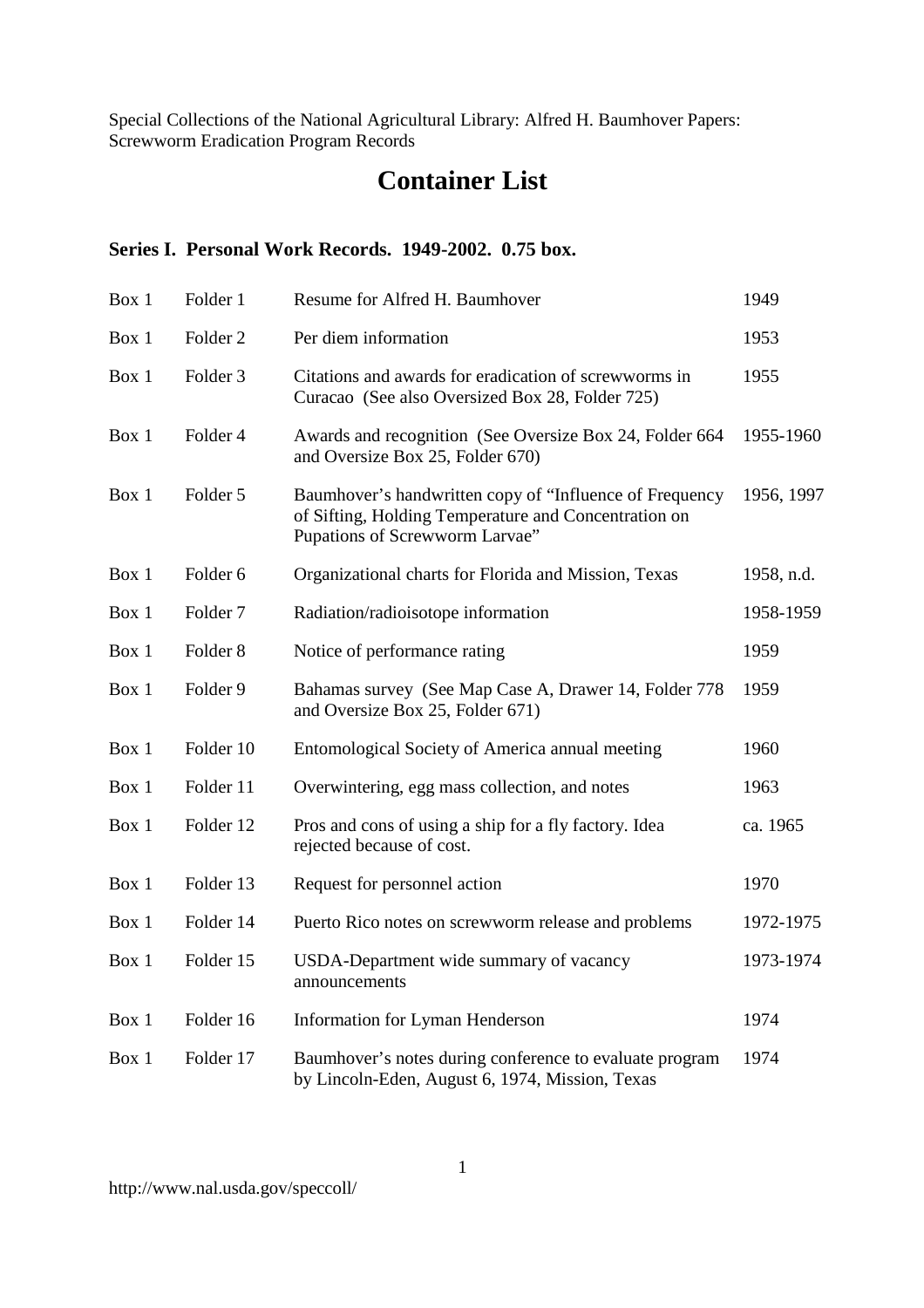Special Collections of the National Agricultural Library: Alfred H. Baumhover Papers: Screwworm Eradication Program Records

# Container List

## Series I. Personal Work Records. 1949-2002. 0.75 box.

| | | | |
|---|---|---|---|
| Box 1 | Folder 1 | Resume for Alfred H. Baumhover | 1949 |
| Box 1 | Folder 2 | Per diem information | 1953 |
| Box 1 | Folder 3 | Citations and awards for eradication of screwworms in Curacao (See also Oversized Box 28, Folder 725) | 1955 |
| Box 1 | Folder 4 | Awards and recognition (See Oversize Box 24, Folder 664 and Oversize Box 25, Folder 670) | 1955-1960 |
| Box 1 | Folder 5 | Baumhover's handwritten copy of "Influence of Frequency of Sifting, Holding Temperature and Concentration on Pupations of Screwworm Larvae" | 1956, 1997 |
| Box 1 | Folder 6 | Organizational charts for Florida and Mission, Texas | 1958, n.d. |
| Box 1 | Folder 7 | Radiation/radioisotope information | 1958-1959 |
| Box 1 | Folder 8 | Notice of performance rating | 1959 |
| Box 1 | Folder 9 | Bahamas survey (See Map Case A, Drawer 14, Folder 778 and Oversize Box 25, Folder 671) | 1959 |
| Box 1 | Folder 10 | Entomological Society of America annual meeting | 1960 |
| Box 1 | Folder 11 | Overwintering, egg mass collection, and notes | 1963 |
| Box 1 | Folder 12 | Pros and cons of using a ship for a fly factory. Idea rejected because of cost. | ca. 1965 |
| Box 1 | Folder 13 | Request for personnel action | 1970 |
| Box 1 | Folder 14 | Puerto Rico notes on screwworm release and problems | 1972-1975 |
| Box 1 | Folder 15 | USDA-Department wide summary of vacancy announcements | 1973-1974 |
| Box 1 | Folder 16 | Information for Lyman Henderson | 1974 |
| Box 1 | Folder 17 | Baumhover's notes during conference to evaluate program by Lincoln-Eden, August 6, 1974, Mission, Texas | 1974 |

http://www.nal.usda.gov/speccoll/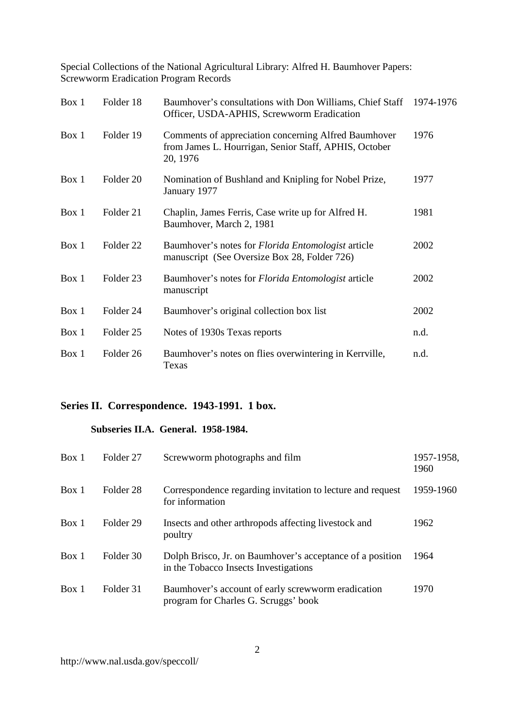| Box | Folder | Description | Date |
|---|---|---|---|
| Box 1 | Folder 18 | Baumhover's consultations with Don Williams, Chief Staff Officer, USDA-APHIS, Screwworm Eradication | 1974-1976 |
| Box 1 | Folder 19 | Comments of appreciation concerning Alfred Baumhover from James L. Hourrigan, Senior Staff, APHIS, October 20, 1976 | 1976 |
| Box 1 | Folder 20 | Nomination of Bushland and Knipling for Nobel Prize, January 1977 | 1977 |
| Box 1 | Folder 21 | Chaplin, James Ferris, Case write up for Alfred H. Baumhover, March 2, 1981 | 1981 |
| Box 1 | Folder 22 | Baumhover's notes for *Florida Entomologist* article manuscript (See Oversize Box 28, Folder 726) | 2002 |
| Box 1 | Folder 23 | Baumhover's notes for *Florida Entomologist* article manuscript | 2002 |
| Box 1 | Folder 24 | Baumhover's original collection box list | 2002 |
| Box 1 | Folder 25 | Notes of 1930s Texas reports | n.d. |
| Box 1 | Folder 26 | Baumhover's notes on flies overwintering in Kerrville, Texas | n.d. |

## Series II. Correspondence. 1943-1991. 1 box.

### Subseries II.A. General. 1958-1984.

| Box | Folder | Description | Date |
|---|---|---|---|
| Box 1 | Folder 27 | Screwworm photographs and film | 1957-1958, 1960 |
| Box 1 | Folder 28 | Correspondence regarding invitation to lecture and request for information | 1959-1960 |
| Box 1 | Folder 29 | Insects and other arthropods affecting livestock and poultry | 1962 |
| Box 1 | Folder 30 | Dolph Brisco, Jr. on Baumhover's acceptance of a position in the Tobacco Insects Investigations | 1964 |
| Box 1 | Folder 31 | Baumhover's account of early screwworm eradication program for Charles G. Scruggs' book | 1970 |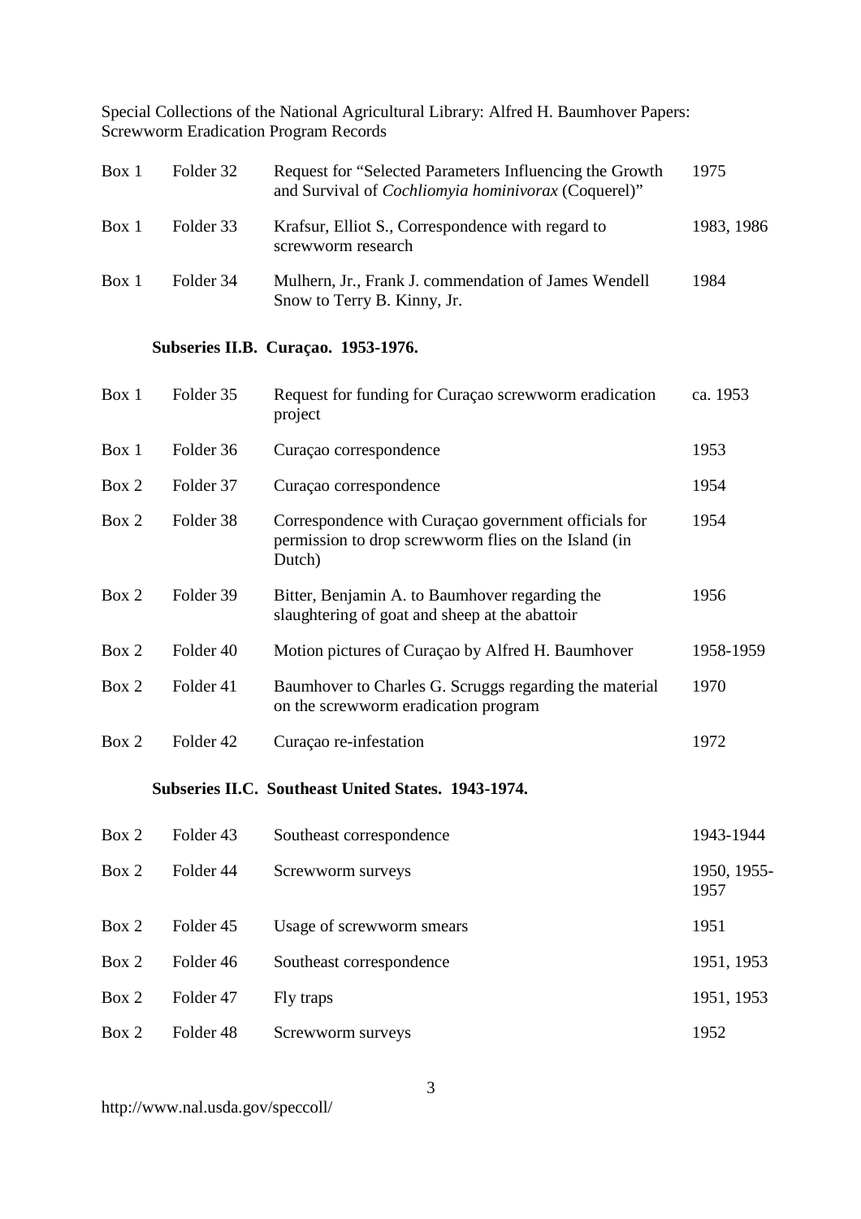| | | | |
|---|---|---|---|
| Box 1 | Folder 32 | Request for "Selected Parameters Influencing the Growth and Survival of *Cochliomyia hominivorax* (Coquerel)" | 1975 |
| Box 1 | Folder 33 | Krafsur, Elliot S., Correspondence with regard to screwworm research | 1983, 1986 |
| Box 1 | Folder 34 | Mulhern, Jr., Frank J. commendation of James Wendell Snow to Terry B. Kinny, Jr. | 1984 |

**Subseries II.B. Curaçao. 1953-1976.**

| | | | |
|---|---|---|---|
| Box 1 | Folder 35 | Request for funding for Curaçao screwworm eradication project | ca. 1953 |
| Box 1 | Folder 36 | Curaçao correspondence | 1953 |
| Box 2 | Folder 37 | Curaçao correspondence | 1954 |
| Box 2 | Folder 38 | Correspondence with Curaçao government officials for permission to drop screwworm flies on the Island (in Dutch) | 1954 |
| Box 2 | Folder 39 | Bitter, Benjamin A. to Baumhover regarding the slaughtering of goat and sheep at the abattoir | 1956 |
| Box 2 | Folder 40 | Motion pictures of Curaçao by Alfred H. Baumhover | 1958-1959 |
| Box 2 | Folder 41 | Baumhover to Charles G. Scruggs regarding the material on the screwworm eradication program | 1970 |
| Box 2 | Folder 42 | Curaçao re-infestation | 1972 |

**Subseries II.C. Southeast United States. 1943-1974.**

| | | | |
|---|---|---|---|
| Box 2 | Folder 43 | Southeast correspondence | 1943-1944 |
| Box 2 | Folder 44 | Screwworm surveys | 1950, 1955-1957 |
| Box 2 | Folder 45 | Usage of screwworm smears | 1951 |
| Box 2 | Folder 46 | Southeast correspondence | 1951, 1953 |
| Box 2 | Folder 47 | Fly traps | 1951, 1953 |
| Box 2 | Folder 48 | Screwworm surveys | 1952 |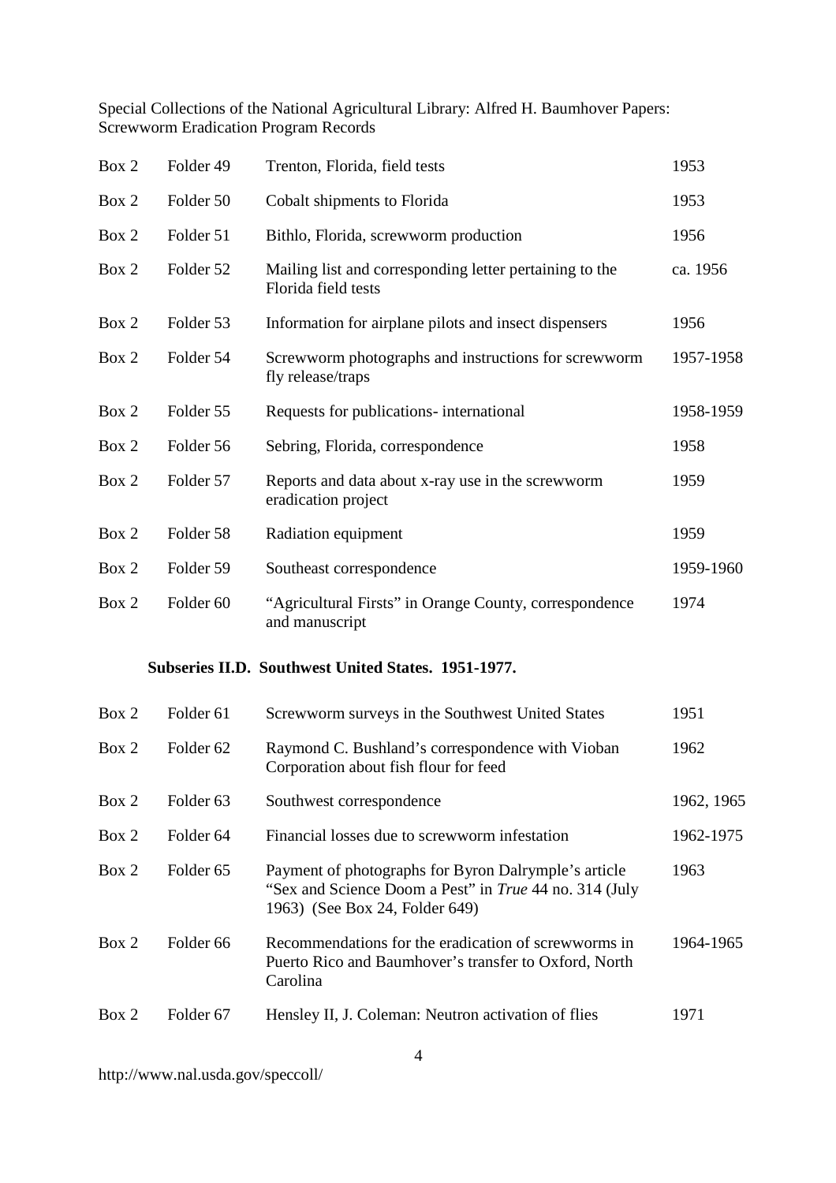| Box | Folder | Description | Date |
|---|---|---|---|
| Box 2 | Folder 49 | Trenton, Florida, field tests | 1953 |
| Box 2 | Folder 50 | Cobalt shipments to Florida | 1953 |
| Box 2 | Folder 51 | Bithlo, Florida, screwworm production | 1956 |
| Box 2 | Folder 52 | Mailing list and corresponding letter pertaining to the Florida field tests | ca. 1956 |
| Box 2 | Folder 53 | Information for airplane pilots and insect dispensers | 1956 |
| Box 2 | Folder 54 | Screwworm photographs and instructions for screwworm fly release/traps | 1957-1958 |
| Box 2 | Folder 55 | Requests for publications- international | 1958-1959 |
| Box 2 | Folder 56 | Sebring, Florida, correspondence | 1958 |
| Box 2 | Folder 57 | Reports and data about x-ray use in the screwworm eradication project | 1959 |
| Box 2 | Folder 58 | Radiation equipment | 1959 |
| Box 2 | Folder 59 | Southeast correspondence | 1959-1960 |
| Box 2 | Folder 60 | "Agricultural Firsts" in Orange County, correspondence and manuscript | 1974 |

### Subseries II.D. Southwest United States. 1951-1977.

| Box | Folder | Description | Date |
|---|---|---|---|
| Box 2 | Folder 61 | Screwworm surveys in the Southwest United States | 1951 |
| Box 2 | Folder 62 | Raymond C. Bushland's correspondence with Vioban Corporation about fish flour for feed | 1962 |
| Box 2 | Folder 63 | Southwest correspondence | 1962, 1965 |
| Box 2 | Folder 64 | Financial losses due to screwworm infestation | 1962-1975 |
| Box 2 | Folder 65 | Payment of photographs for Byron Dalrymple's article "Sex and Science Doom a Pest" in *True* 44 no. 314 (July 1963) (See Box 24, Folder 649) | 1963 |
| Box 2 | Folder 66 | Recommendations for the eradication of screwworms in Puerto Rico and Baumhover's transfer to Oxford, North Carolina | 1964-1965 |
| Box 2 | Folder 67 | Hensley II, J. Coleman: Neutron activation of flies | 1971 |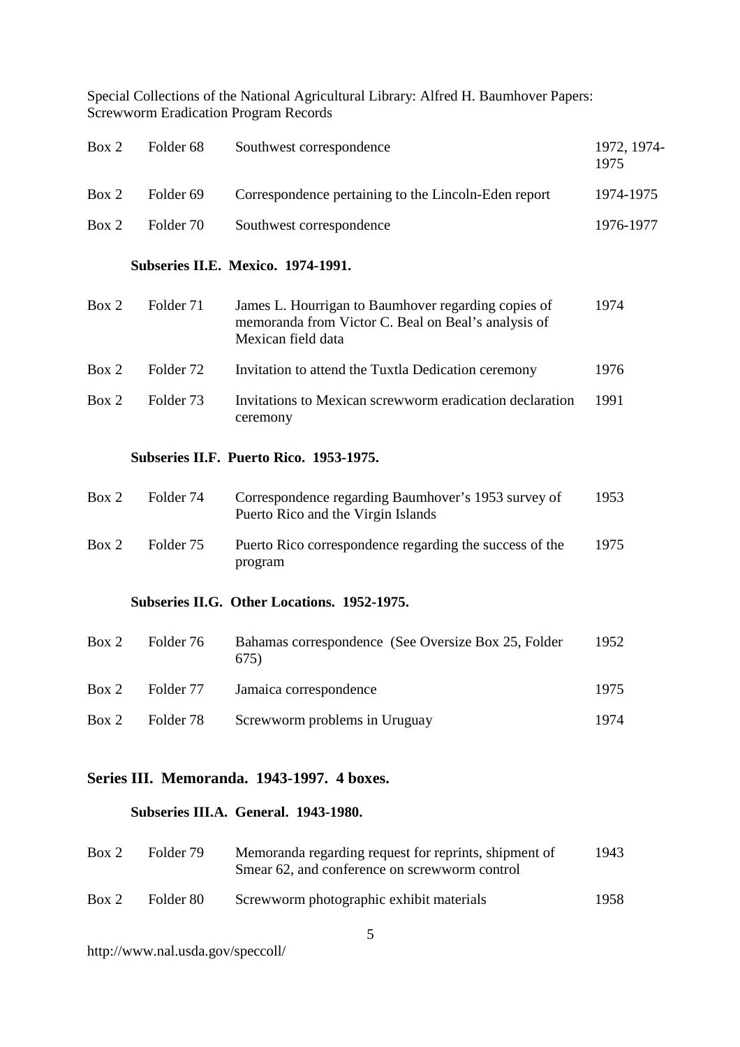| | | | |
|---|---|---|---|
| Box 2 | Folder 68 | Southwest correspondence | 1972, 1974-1975 |
| Box 2 | Folder 69 | Correspondence pertaining to the Lincoln-Eden report | 1974-1975 |
| Box 2 | Folder 70 | Southwest correspondence | 1976-1977 |

### Subseries II.E. Mexico. 1974-1991.

| | | | |
|---|---|---|---|
| Box 2 | Folder 71 | James L. Hourrigan to Baumhover regarding copies of memoranda from Victor C. Beal on Beal's analysis of Mexican field data | 1974 |
| Box 2 | Folder 72 | Invitation to attend the Tuxtla Dedication ceremony | 1976 |
| Box 2 | Folder 73 | Invitations to Mexican screwworm eradication declaration ceremony | 1991 |

### Subseries II.F. Puerto Rico. 1953-1975.

| | | | |
|---|---|---|---|
| Box 2 | Folder 74 | Correspondence regarding Baumhover's 1953 survey of Puerto Rico and the Virgin Islands | 1953 |
| Box 2 | Folder 75 | Puerto Rico correspondence regarding the success of the program | 1975 |

### Subseries II.G. Other Locations. 1952-1975.

| | | | |
|---|---|---|---|
| Box 2 | Folder 76 | Bahamas correspondence (See Oversize Box 25, Folder 675) | 1952 |
| Box 2 | Folder 77 | Jamaica correspondence | 1975 |
| Box 2 | Folder 78 | Screwworm problems in Uruguay | 1974 |

## Series III. Memoranda. 1943-1997. 4 boxes.

### Subseries III.A. General. 1943-1980.

| | | | |
|---|---|---|---|
| Box 2 | Folder 79 | Memoranda regarding request for reprints, shipment of Smear 62, and conference on screwworm control | 1943 |
| Box 2 | Folder 80 | Screwworm photographic exhibit materials | 1958 |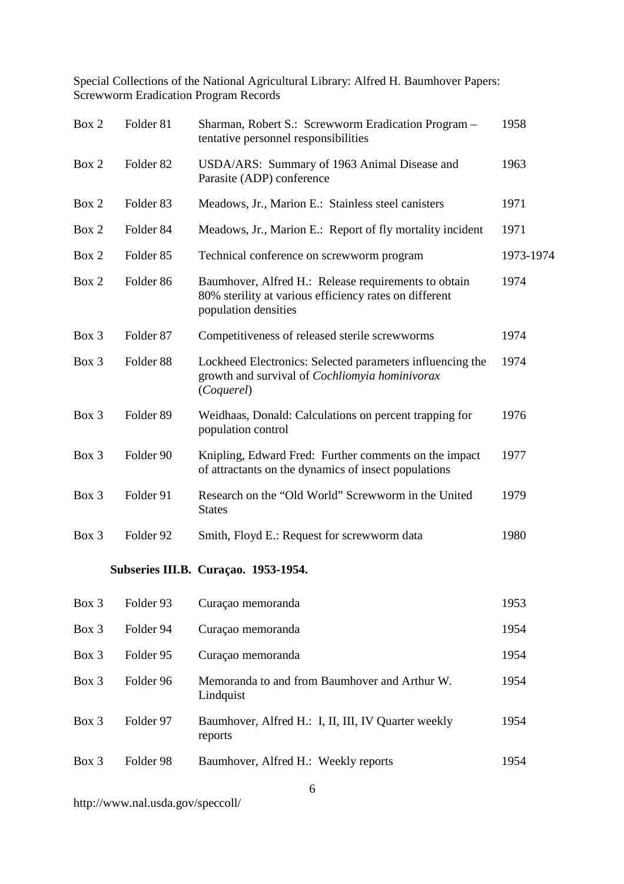| | | | |
|---|---|---|---|
| Box 2 | Folder 81 | Sharman, Robert S.: Screwworm Eradication Program – tentative personnel responsibilities | 1958 |
| Box 2 | Folder 82 | USDA/ARS: Summary of 1963 Animal Disease and Parasite (ADP) conference | 1963 |
| Box 2 | Folder 83 | Meadows, Jr., Marion E.: Stainless steel canisters | 1971 |
| Box 2 | Folder 84 | Meadows, Jr., Marion E.: Report of fly mortality incident | 1971 |
| Box 2 | Folder 85 | Technical conference on screwworm program | 1973-1974 |
| Box 2 | Folder 86 | Baumhover, Alfred H.: Release requirements to obtain 80% sterility at various efficiency rates on different population densities | 1974 |
| Box 3 | Folder 87 | Competitiveness of released sterile screwworms | 1974 |
| Box 3 | Folder 88 | Lockheed Electronics: Selected parameters influencing the growth and survival of *Cochliomyia hominivorax* (*Coquerel*) | 1974 |
| Box 3 | Folder 89 | Weidhaas, Donald: Calculations on percent trapping for population control | 1976 |
| Box 3 | Folder 90 | Knipling, Edward Fred: Further comments on the impact of attractants on the dynamics of insect populations | 1977 |
| Box 3 | Folder 91 | Research on the "Old World" Screwworm in the United States | 1979 |
| Box 3 | Folder 92 | Smith, Floyd E.: Request for screwworm data | 1980 |

**Subseries III.B. Curaçao. 1953-1954.**

| | | | |
|---|---|---|---|
| Box 3 | Folder 93 | Curaçao memoranda | 1953 |
| Box 3 | Folder 94 | Curaçao memoranda | 1954 |
| Box 3 | Folder 95 | Curaçao memoranda | 1954 |
| Box 3 | Folder 96 | Memoranda to and from Baumhover and Arthur W. Lindquist | 1954 |
| Box 3 | Folder 97 | Baumhover, Alfred H.: I, II, III, IV Quarter weekly reports | 1954 |
| Box 3 | Folder 98 | Baumhover, Alfred H.: Weekly reports | 1954 |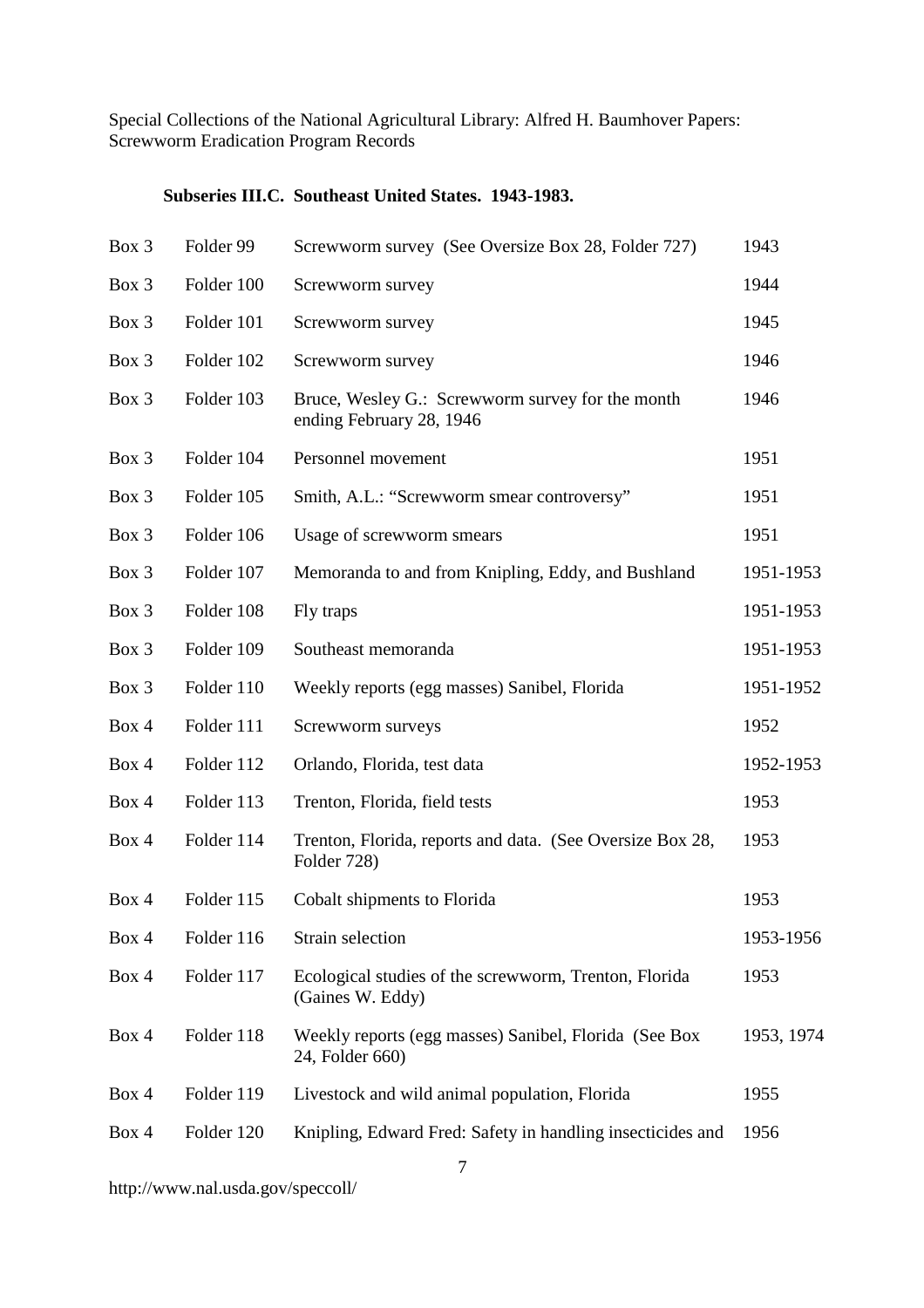### Subseries III.C. Southeast United States. 1943-1983.

| Box | Folder | Description | Date |
|---|---|---|---|
| Box 3 | Folder 99 | Screwworm survey (See Oversize Box 28, Folder 727) | 1943 |
| Box 3 | Folder 100 | Screwworm survey | 1944 |
| Box 3 | Folder 101 | Screwworm survey | 1945 |
| Box 3 | Folder 102 | Screwworm survey | 1946 |
| Box 3 | Folder 103 | Bruce, Wesley G.: Screwworm survey for the month ending February 28, 1946 | 1946 |
| Box 3 | Folder 104 | Personnel movement | 1951 |
| Box 3 | Folder 105 | Smith, A.L.: "Screwworm smear controversy" | 1951 |
| Box 3 | Folder 106 | Usage of screwworm smears | 1951 |
| Box 3 | Folder 107 | Memoranda to and from Knipling, Eddy, and Bushland | 1951-1953 |
| Box 3 | Folder 108 | Fly traps | 1951-1953 |
| Box 3 | Folder 109 | Southeast memoranda | 1951-1953 |
| Box 3 | Folder 110 | Weekly reports (egg masses) Sanibel, Florida | 1951-1952 |
| Box 4 | Folder 111 | Screwworm surveys | 1952 |
| Box 4 | Folder 112 | Orlando, Florida, test data | 1952-1953 |
| Box 4 | Folder 113 | Trenton, Florida, field tests | 1953 |
| Box 4 | Folder 114 | Trenton, Florida, reports and data. (See Oversize Box 28, Folder 728) | 1953 |
| Box 4 | Folder 115 | Cobalt shipments to Florida | 1953 |
| Box 4 | Folder 116 | Strain selection | 1953-1956 |
| Box 4 | Folder 117 | Ecological studies of the screwworm, Trenton, Florida (Gaines W. Eddy) | 1953 |
| Box 4 | Folder 118 | Weekly reports (egg masses) Sanibel, Florida (See Box 24, Folder 660) | 1953, 1974 |
| Box 4 | Folder 119 | Livestock and wild animal population, Florida | 1955 |
| Box 4 | Folder 120 | Knipling, Edward Fred: Safety in handling insecticides and | 1956 |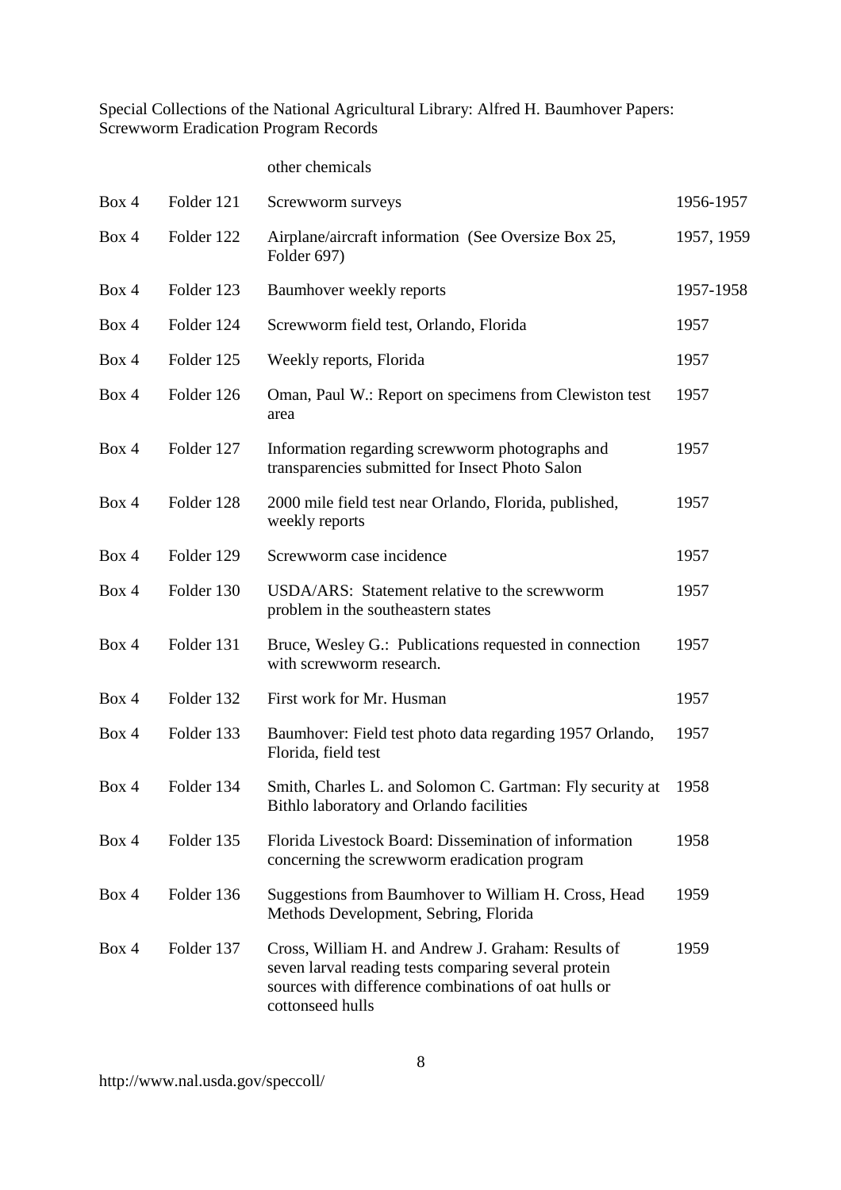| | | other chemicals | |
|---|---|---|---|
| Box 4 | Folder 121 | Screwworm surveys | 1956-1957 |
| Box 4 | Folder 122 | Airplane/aircraft information (See Oversize Box 25, Folder 697) | 1957, 1959 |
| Box 4 | Folder 123 | Baumhover weekly reports | 1957-1958 |
| Box 4 | Folder 124 | Screwworm field test, Orlando, Florida | 1957 |
| Box 4 | Folder 125 | Weekly reports, Florida | 1957 |
| Box 4 | Folder 126 | Oman, Paul W.: Report on specimens from Clewiston test area | 1957 |
| Box 4 | Folder 127 | Information regarding screwworm photographs and transparencies submitted for Insect Photo Salon | 1957 |
| Box 4 | Folder 128 | 2000 mile field test near Orlando, Florida, published, weekly reports | 1957 |
| Box 4 | Folder 129 | Screwworm case incidence | 1957 |
| Box 4 | Folder 130 | USDA/ARS: Statement relative to the screwworm problem in the southeastern states | 1957 |
| Box 4 | Folder 131 | Bruce, Wesley G.: Publications requested in connection with screwworm research. | 1957 |
| Box 4 | Folder 132 | First work for Mr. Husman | 1957 |
| Box 4 | Folder 133 | Baumhover: Field test photo data regarding 1957 Orlando, Florida, field test | 1957 |
| Box 4 | Folder 134 | Smith, Charles L. and Solomon C. Gartman: Fly security at Bithlo laboratory and Orlando facilities | 1958 |
| Box 4 | Folder 135 | Florida Livestock Board: Dissemination of information concerning the screwworm eradication program | 1958 |
| Box 4 | Folder 136 | Suggestions from Baumhover to William H. Cross, Head Methods Development, Sebring, Florida | 1959 |
| Box 4 | Folder 137 | Cross, William H. and Andrew J. Graham: Results of seven larval reading tests comparing several protein sources with difference combinations of oat hulls or cottonseed hulls | 1959 |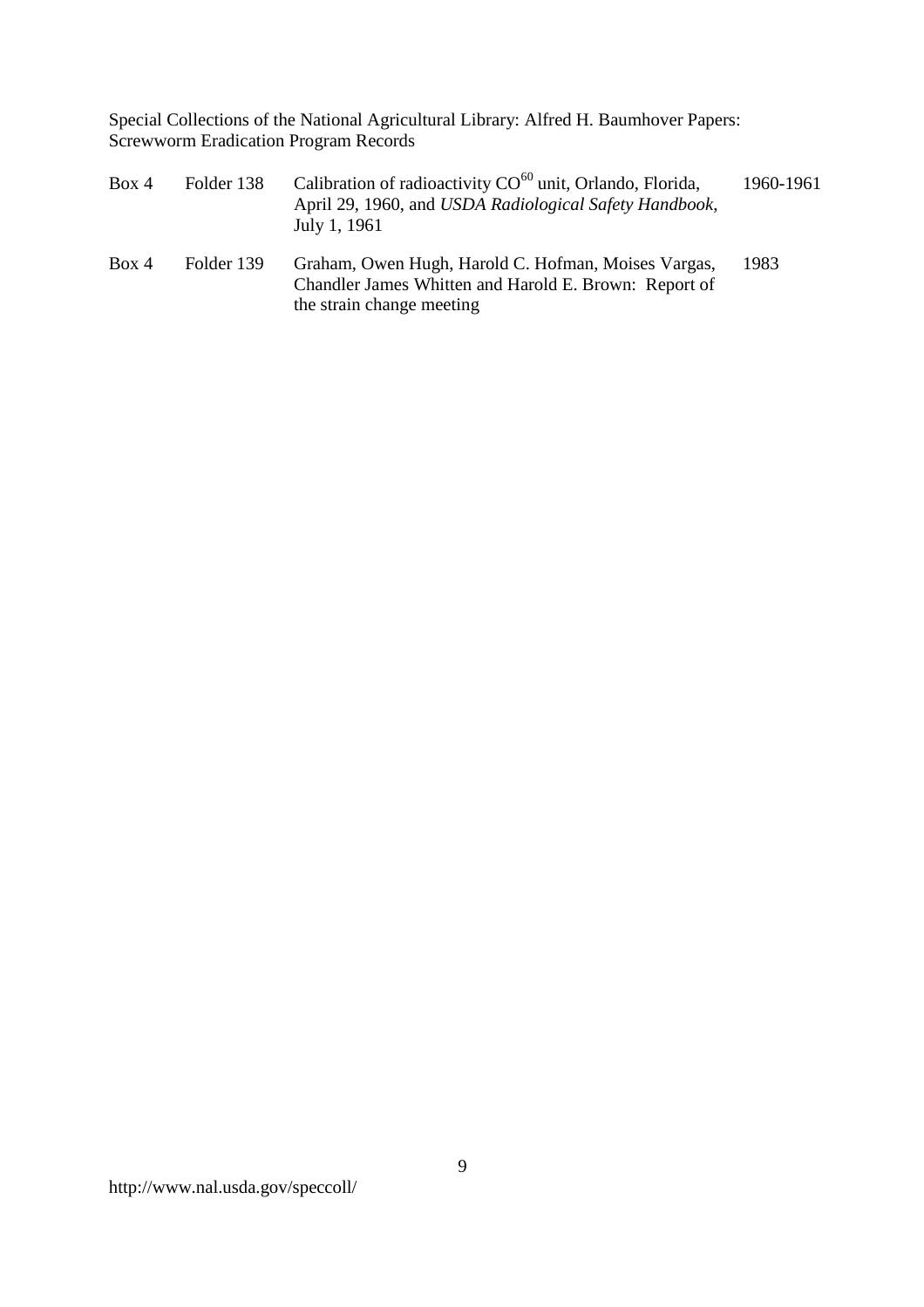| | | | |
|---|---|---|---|
| Box 4 | Folder 138 | Calibration of radioactivity $CO^{60}$ unit, Orlando, Florida, April 29, 1960, and *USDA Radiological Safety Handbook*, July 1, 1961 | 1960-1961 |
| Box 4 | Folder 139 | Graham, Owen Hugh, Harold C. Hofman, Moises Vargas, Chandler James Whitten and Harold E. Brown: Report of the strain change meeting | 1983 |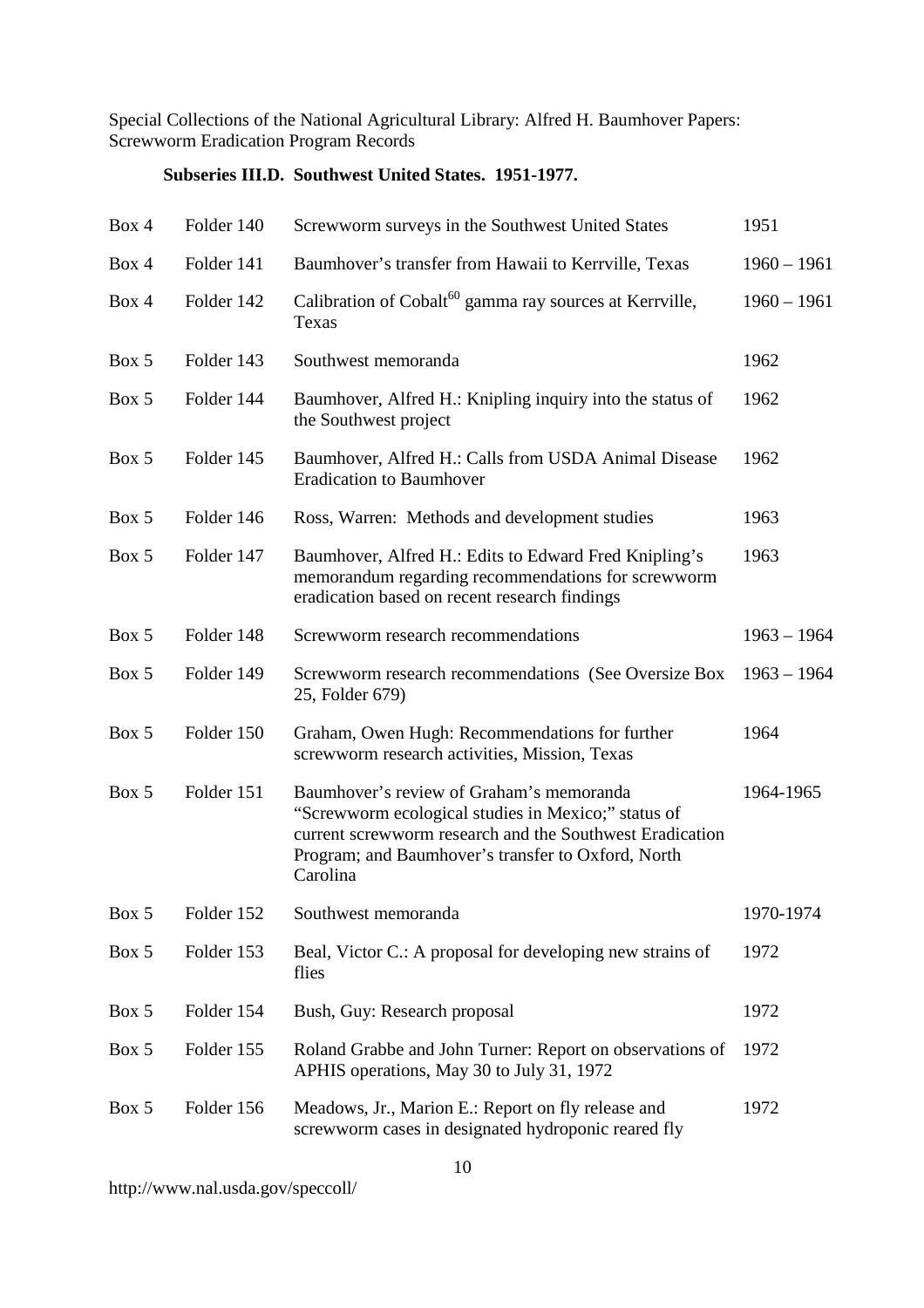Special Collections of the National Agricultural Library: Alfred H. Baumhover Papers: Screwworm Eradication Program Records

### Subseries III.D. Southwest United States. 1951-1977.

| | | | |
|---|---|---|---|
| Box 4 | Folder 140 | Screwworm surveys in the Southwest United States | 1951 |
| Box 4 | Folder 141 | Baumhover's transfer from Hawaii to Kerrville, Texas | 1960 – 1961 |
| Box 4 | Folder 142 | Calibration of Cobalt$^{60}$ gamma ray sources at Kerrville, Texas | 1960 – 1961 |
| Box 5 | Folder 143 | Southwest memoranda | 1962 |
| Box 5 | Folder 144 | Baumhover, Alfred H.: Knipling inquiry into the status of the Southwest project | 1962 |
| Box 5 | Folder 145 | Baumhover, Alfred H.: Calls from USDA Animal Disease Eradication to Baumhover | 1962 |
| Box 5 | Folder 146 | Ross, Warren: Methods and development studies | 1963 |
| Box 5 | Folder 147 | Baumhover, Alfred H.: Edits to Edward Fred Knipling's memorandum regarding recommendations for screwworm eradication based on recent research findings | 1963 |
| Box 5 | Folder 148 | Screwworm research recommendations | 1963 – 1964 |
| Box 5 | Folder 149 | Screwworm research recommendations (See Oversize Box 25, Folder 679) | 1963 – 1964 |
| Box 5 | Folder 150 | Graham, Owen Hugh: Recommendations for further screwworm research activities, Mission, Texas | 1964 |
| Box 5 | Folder 151 | Baumhover's review of Graham's memoranda "Screwworm ecological studies in Mexico;" status of current screwworm research and the Southwest Eradication Program; and Baumhover's transfer to Oxford, North Carolina | 1964-1965 |
| Box 5 | Folder 152 | Southwest memoranda | 1970-1974 |
| Box 5 | Folder 153 | Beal, Victor C.: A proposal for developing new strains of flies | 1972 |
| Box 5 | Folder 154 | Bush, Guy: Research proposal | 1972 |
| Box 5 | Folder 155 | Roland Grabbe and John Turner: Report on observations of APHIS operations, May 30 to July 31, 1972 | 1972 |
| Box 5 | Folder 156 | Meadows, Jr., Marion E.: Report on fly release and screwworm cases in designated hydroponic reared fly | 1972 |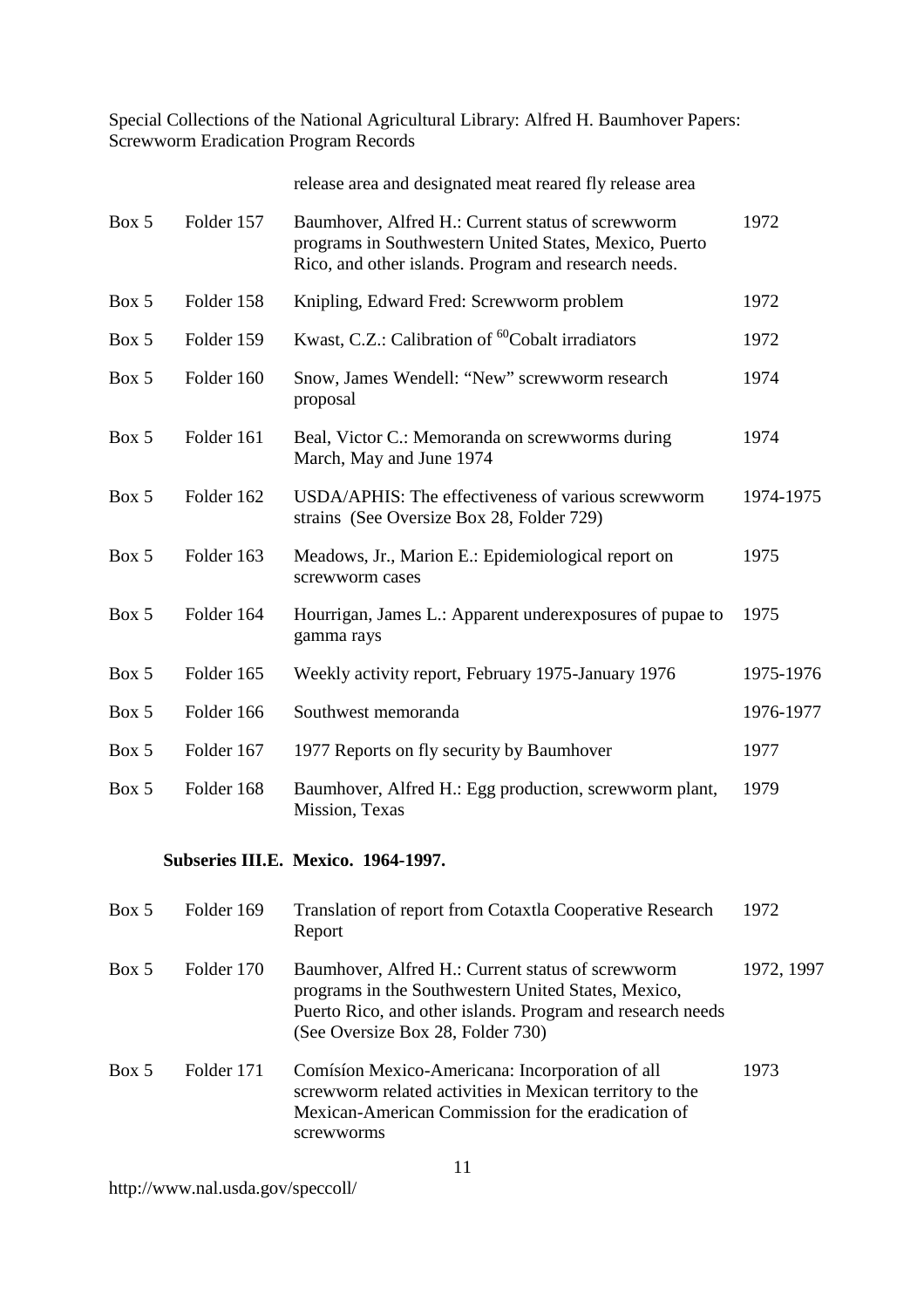release area and designated meat reared fly release area

| | | | |
|---|---|---|---|
| Box 5 | Folder 157 | Baumhover, Alfred H.: Current status of screwworm programs in Southwestern United States, Mexico, Puerto Rico, and other islands. Program and research needs. | 1972 |
| Box 5 | Folder 158 | Knipling, Edward Fred: Screwworm problem | 1972 |
| Box 5 | Folder 159 | Kwast, C.Z.: Calibration of $^{60}$Cobalt irradiators | 1972 |
| Box 5 | Folder 160 | Snow, James Wendell: "New" screwworm research proposal | 1974 |
| Box 5 | Folder 161 | Beal, Victor C.: Memoranda on screwworms during March, May and June 1974 | 1974 |
| Box 5 | Folder 162 | USDA/APHIS: The effectiveness of various screwworm strains (See Oversize Box 28, Folder 729) | 1974-1975 |
| Box 5 | Folder 163 | Meadows, Jr., Marion E.: Epidemiological report on screwworm cases | 1975 |
| Box 5 | Folder 164 | Hourrigan, James L.: Apparent underexposures of pupae to gamma rays | 1975 |
| Box 5 | Folder 165 | Weekly activity report, February 1975-January 1976 | 1975-1976 |
| Box 5 | Folder 166 | Southwest memoranda | 1976-1977 |
| Box 5 | Folder 167 | 1977 Reports on fly security by Baumhover | 1977 |
| Box 5 | Folder 168 | Baumhover, Alfred H.: Egg production, screwworm plant, Mission, Texas | 1979 |

**Subseries III.E. Mexico. 1964-1997.**

| | | | |
|---|---|---|---|
| Box 5 | Folder 169 | Translation of report from Cotaxtla Cooperative Research Report | 1972 |
| Box 5 | Folder 170 | Baumhover, Alfred H.: Current status of screwworm programs in the Southwestern United States, Mexico, Puerto Rico, and other islands. Program and research needs (See Oversize Box 28, Folder 730) | 1972, 1997 |
| Box 5 | Folder 171 | Comísíon Mexico-Americana: Incorporation of all screwworm related activities in Mexican territory to the Mexican-American Commission for the eradication of screwworms | 1973 |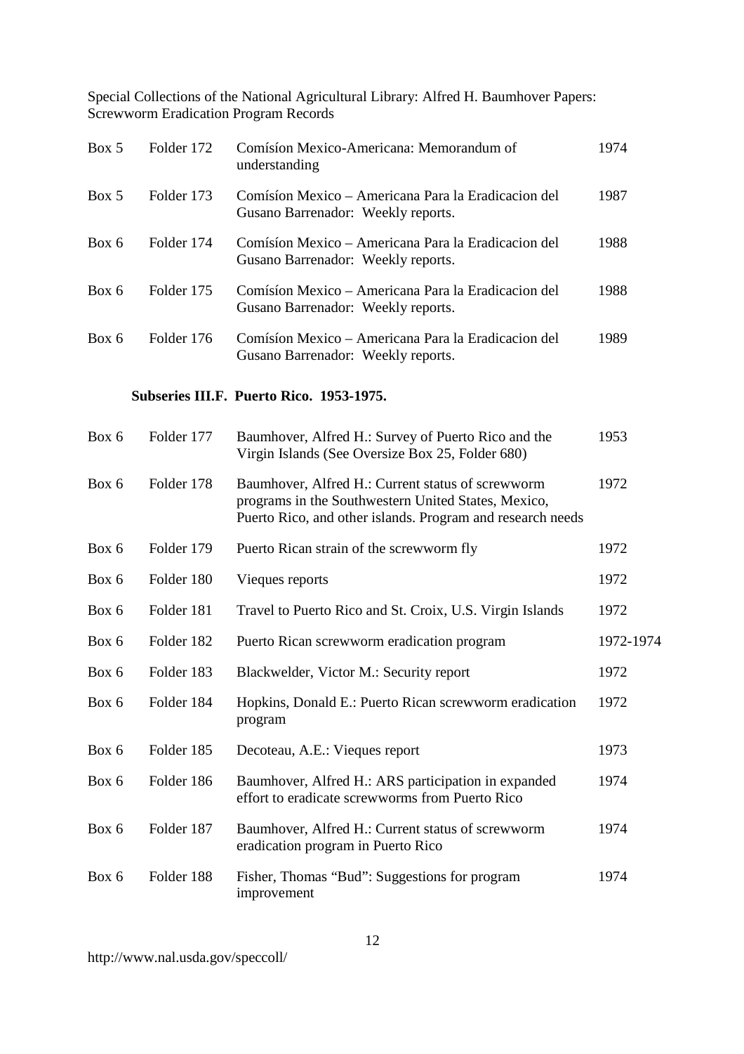| Box | Folder | Description | Date |
|---|---|---|---|
| Box 5 | Folder 172 | Comísíon Mexico-Americana: Memorandum of understanding | 1974 |
| Box 5 | Folder 173 | Comísíon Mexico – Americana Para la Eradicacion del Gusano Barrenador: Weekly reports. | 1987 |
| Box 6 | Folder 174 | Comísíon Mexico – Americana Para la Eradicacion del Gusano Barrenador: Weekly reports. | 1988 |
| Box 6 | Folder 175 | Comísíon Mexico – Americana Para la Eradicacion del Gusano Barrenador: Weekly reports. | 1988 |
| Box 6 | Folder 176 | Comísíon Mexico – Americana Para la Eradicacion del Gusano Barrenador: Weekly reports. | 1989 |

**Subseries III.F. Puerto Rico. 1953-1975.**

| Box | Folder | Description | Date |
|---|---|---|---|
| Box 6 | Folder 177 | Baumhover, Alfred H.: Survey of Puerto Rico and the Virgin Islands (See Oversize Box 25, Folder 680) | 1953 |
| Box 6 | Folder 178 | Baumhover, Alfred H.: Current status of screwworm programs in the Southwestern United States, Mexico, Puerto Rico, and other islands. Program and research needs | 1972 |
| Box 6 | Folder 179 | Puerto Rican strain of the screwworm fly | 1972 |
| Box 6 | Folder 180 | Vieques reports | 1972 |
| Box 6 | Folder 181 | Travel to Puerto Rico and St. Croix, U.S. Virgin Islands | 1972 |
| Box 6 | Folder 182 | Puerto Rican screwworm eradication program | 1972-1974 |
| Box 6 | Folder 183 | Blackwelder, Victor M.: Security report | 1972 |
| Box 6 | Folder 184 | Hopkins, Donald E.: Puerto Rican screwworm eradication program | 1972 |
| Box 6 | Folder 185 | Decoteau, A.E.: Vieques report | 1973 |
| Box 6 | Folder 186 | Baumhover, Alfred H.: ARS participation in expanded effort to eradicate screwworms from Puerto Rico | 1974 |
| Box 6 | Folder 187 | Baumhover, Alfred H.: Current status of screwworm eradication program in Puerto Rico | 1974 |
| Box 6 | Folder 188 | Fisher, Thomas "Bud": Suggestions for program improvement | 1974 |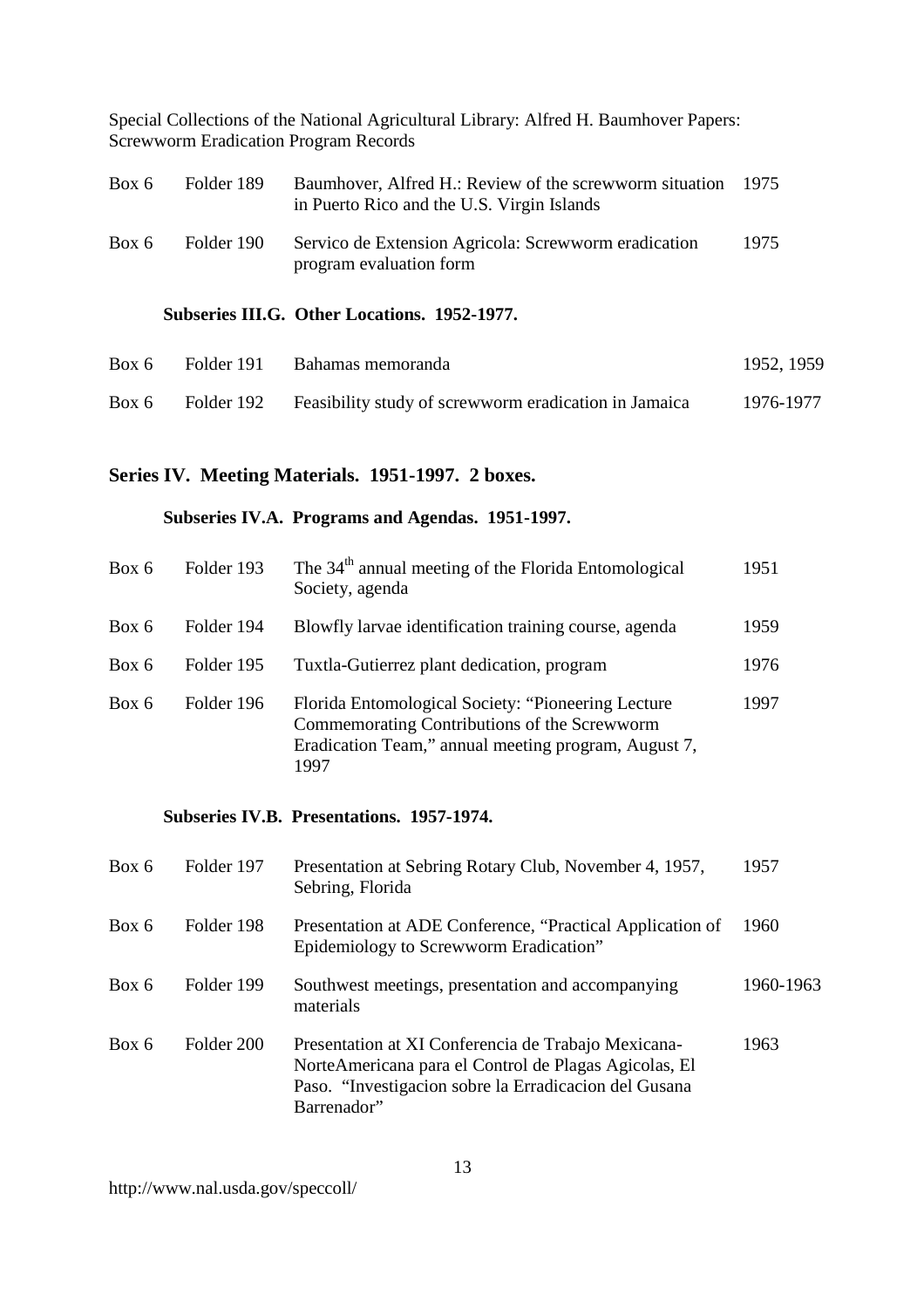| | | | |
|---|---|---|---|
| Box 6 | Folder 189 | Baumhover, Alfred H.: Review of the screwworm situation in Puerto Rico and the U.S. Virgin Islands | 1975 |
| Box 6 | Folder 190 | Servico de Extension Agricola: Screwworm eradication program evaluation form | 1975 |

### Subseries III.G. Other Locations. 1952-1977.

| | | | |
|---|---|---|---|
| Box 6 | Folder 191 | Bahamas memoranda | 1952, 1959 |
| Box 6 | Folder 192 | Feasibility study of screwworm eradication in Jamaica | 1976-1977 |

## Series IV. Meeting Materials. 1951-1997. 2 boxes.

### Subseries IV.A. Programs and Agendas. 1951-1997.

| | | | |
|---|---|---|---|
| Box 6 | Folder 193 | The 34th annual meeting of the Florida Entomological Society, agenda | 1951 |
| Box 6 | Folder 194 | Blowfly larvae identification training course, agenda | 1959 |
| Box 6 | Folder 195 | Tuxtla-Gutierrez plant dedication, program | 1976 |
| Box 6 | Folder 196 | Florida Entomological Society: "Pioneering Lecture Commemorating Contributions of the Screwworm Eradication Team," annual meeting program, August 7, 1997 | 1997 |

### Subseries IV.B. Presentations. 1957-1974.

| | | | |
|---|---|---|---|
| Box 6 | Folder 197 | Presentation at Sebring Rotary Club, November 4, 1957, Sebring, Florida | 1957 |
| Box 6 | Folder 198 | Presentation at ADE Conference, "Practical Application of Epidemiology to Screwworm Eradication" | 1960 |
| Box 6 | Folder 199 | Southwest meetings, presentation and accompanying materials | 1960-1963 |
| Box 6 | Folder 200 | Presentation at XI Conferencia de Trabajo Mexicana-NorteAmericana para el Control de Plagas Agicolas, El Paso. "Investigacion sobre la Erradicacion del Gusana Barrenador" | 1963 |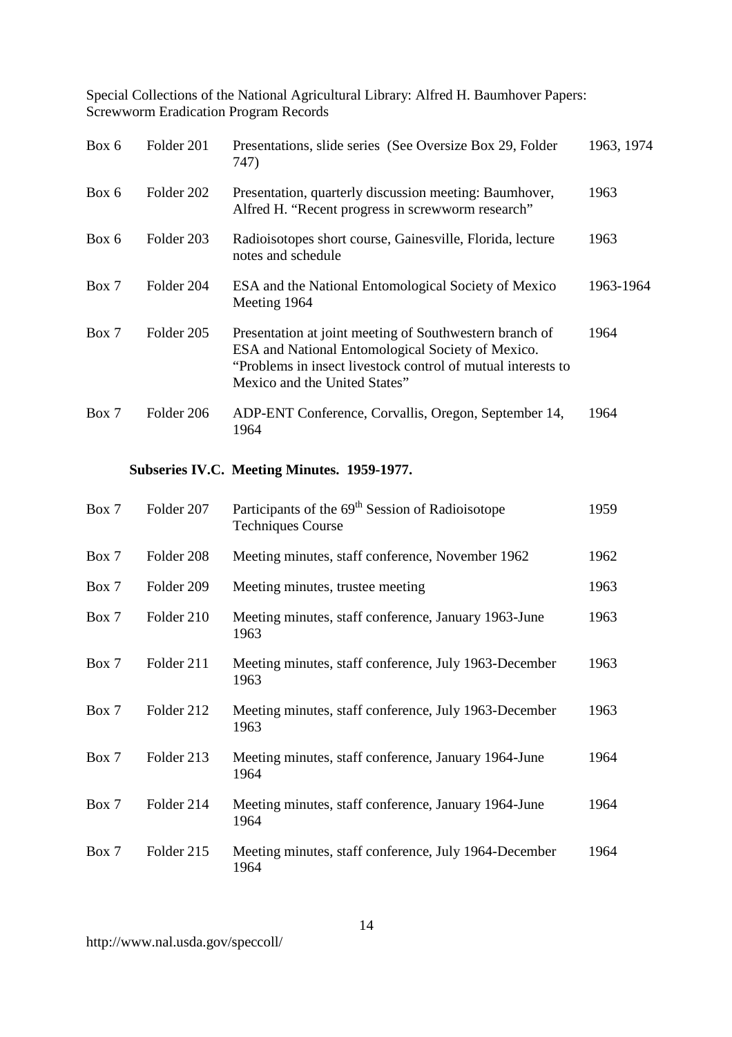| Box | Folder | Description | Date |
|---|---|---|---|
| Box 6 | Folder 201 | Presentations, slide series (See Oversize Box 29, Folder 747) | 1963, 1974 |
| Box 6 | Folder 202 | Presentation, quarterly discussion meeting: Baumhover, Alfred H. "Recent progress in screwworm research" | 1963 |
| Box 6 | Folder 203 | Radioisotopes short course, Gainesville, Florida, lecture notes and schedule | 1963 |
| Box 7 | Folder 204 | ESA and the National Entomological Society of Mexico Meeting 1964 | 1963-1964 |
| Box 7 | Folder 205 | Presentation at joint meeting of Southwestern branch of ESA and National Entomological Society of Mexico. "Problems in insect livestock control of mutual interests to Mexico and the United States" | 1964 |
| Box 7 | Folder 206 | ADP-ENT Conference, Corvallis, Oregon, September 14, 1964 | 1964 |

### Subseries IV.C. Meeting Minutes. 1959-1977.

| Box | Folder | Description | Date |
|---|---|---|---|
| Box 7 | Folder 207 | Participants of the 69th Session of Radioisotope Techniques Course | 1959 |
| Box 7 | Folder 208 | Meeting minutes, staff conference, November 1962 | 1962 |
| Box 7 | Folder 209 | Meeting minutes, trustee meeting | 1963 |
| Box 7 | Folder 210 | Meeting minutes, staff conference, January 1963-June 1963 | 1963 |
| Box 7 | Folder 211 | Meeting minutes, staff conference, July 1963-December 1963 | 1963 |
| Box 7 | Folder 212 | Meeting minutes, staff conference, July 1963-December 1963 | 1963 |
| Box 7 | Folder 213 | Meeting minutes, staff conference, January 1964-June 1964 | 1964 |
| Box 7 | Folder 214 | Meeting minutes, staff conference, January 1964-June 1964 | 1964 |
| Box 7 | Folder 215 | Meeting minutes, staff conference, July 1964-December 1964 | 1964 |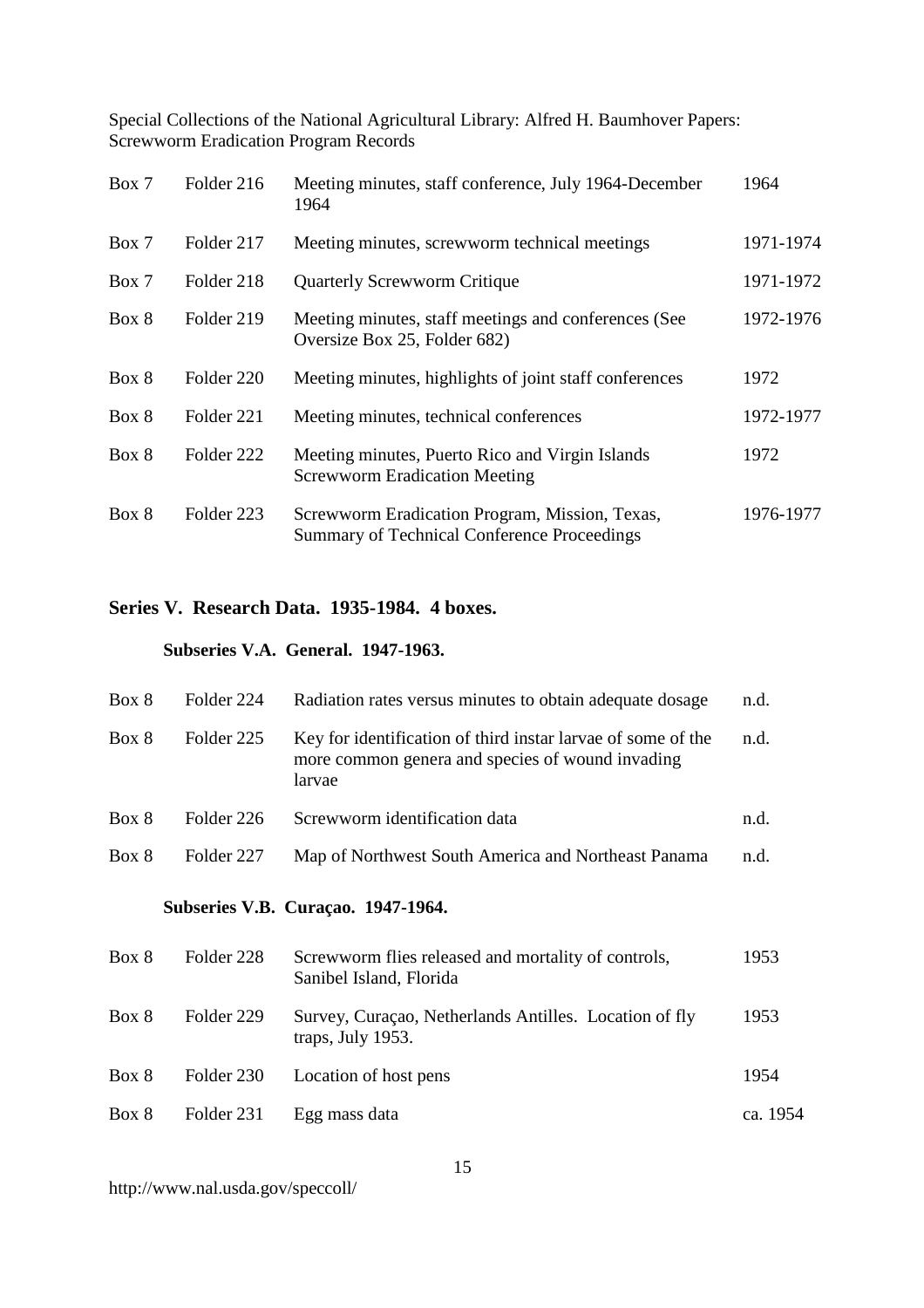| | | | |
|---|---|---|---|
| Box 7 | Folder 216 | Meeting minutes, staff conference, July 1964-December 1964 | 1964 |
| Box 7 | Folder 217 | Meeting minutes, screwworm technical meetings | 1971-1974 |
| Box 7 | Folder 218 | Quarterly Screwworm Critique | 1971-1972 |
| Box 8 | Folder 219 | Meeting minutes, staff meetings and conferences (See Oversize Box 25, Folder 682) | 1972-1976 |
| Box 8 | Folder 220 | Meeting minutes, highlights of joint staff conferences | 1972 |
| Box 8 | Folder 221 | Meeting minutes, technical conferences | 1972-1977 |
| Box 8 | Folder 222 | Meeting minutes, Puerto Rico and Virgin Islands Screwworm Eradication Meeting | 1972 |
| Box 8 | Folder 223 | Screwworm Eradication Program, Mission, Texas, Summary of Technical Conference Proceedings | 1976-1977 |

## Series V. Research Data. 1935-1984. 4 boxes.

### Subseries V.A. General. 1947-1963.

| | | | |
|---|---|---|---|
| Box 8 | Folder 224 | Radiation rates versus minutes to obtain adequate dosage | n.d. |
| Box 8 | Folder 225 | Key for identification of third instar larvae of some of the more common genera and species of wound invading larvae | n.d. |
| Box 8 | Folder 226 | Screwworm identification data | n.d. |
| Box 8 | Folder 227 | Map of Northwest South America and Northeast Panama | n.d. |

### Subseries V.B. Curaçao. 1947-1964.

| | | | |
|---|---|---|---|
| Box 8 | Folder 228 | Screwworm flies released and mortality of controls, Sanibel Island, Florida | 1953 |
| Box 8 | Folder 229 | Survey, Curaçao, Netherlands Antilles. Location of fly traps, July 1953. | 1953 |
| Box 8 | Folder 230 | Location of host pens | 1954 |
| Box 8 | Folder 231 | Egg mass data | ca. 1954 |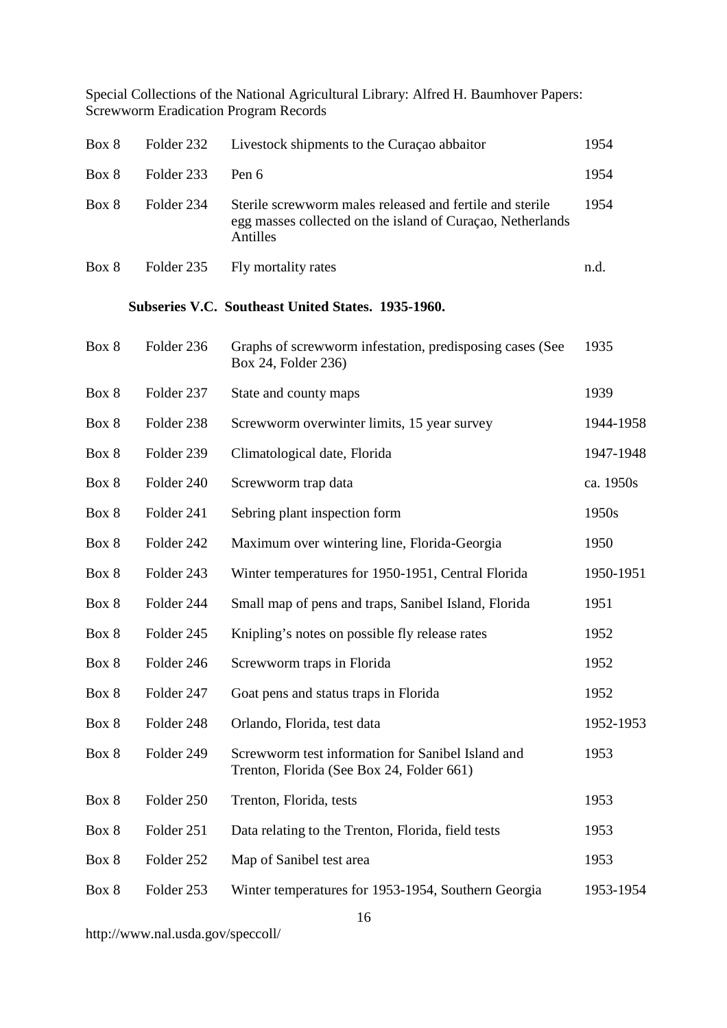| Box | Folder | Description | Date |
|---|---|---|---|
| Box 8 | Folder 232 | Livestock shipments to the Curaçao abbaitor | 1954 |
| Box 8 | Folder 233 | Pen 6 | 1954 |
| Box 8 | Folder 234 | Sterile screwworm males released and fertile and sterile egg masses collected on the island of Curaçao, Netherlands Antilles | 1954 |
| Box 8 | Folder 235 | Fly mortality rates | n.d. |

**Subseries V.C. Southeast United States. 1935-1960.**

| Box | Folder | Description | Date |
|---|---|---|---|
| Box 8 | Folder 236 | Graphs of screwworm infestation, predisposing cases (See Box 24, Folder 236) | 1935 |
| Box 8 | Folder 237 | State and county maps | 1939 |
| Box 8 | Folder 238 | Screwworm overwinter limits, 15 year survey | 1944-1958 |
| Box 8 | Folder 239 | Climatological date, Florida | 1947-1948 |
| Box 8 | Folder 240 | Screwworm trap data | ca. 1950s |
| Box 8 | Folder 241 | Sebring plant inspection form | 1950s |
| Box 8 | Folder 242 | Maximum over wintering line, Florida-Georgia | 1950 |
| Box 8 | Folder 243 | Winter temperatures for 1950-1951, Central Florida | 1950-1951 |
| Box 8 | Folder 244 | Small map of pens and traps, Sanibel Island, Florida | 1951 |
| Box 8 | Folder 245 | Knipling's notes on possible fly release rates | 1952 |
| Box 8 | Folder 246 | Screwworm traps in Florida | 1952 |
| Box 8 | Folder 247 | Goat pens and status traps in Florida | 1952 |
| Box 8 | Folder 248 | Orlando, Florida, test data | 1952-1953 |
| Box 8 | Folder 249 | Screwworm test information for Sanibel Island and Trenton, Florida (See Box 24, Folder 661) | 1953 |
| Box 8 | Folder 250 | Trenton, Florida, tests | 1953 |
| Box 8 | Folder 251 | Data relating to the Trenton, Florida, field tests | 1953 |
| Box 8 | Folder 252 | Map of Sanibel test area | 1953 |
| Box 8 | Folder 253 | Winter temperatures for 1953-1954, Southern Georgia | 1953-1954 |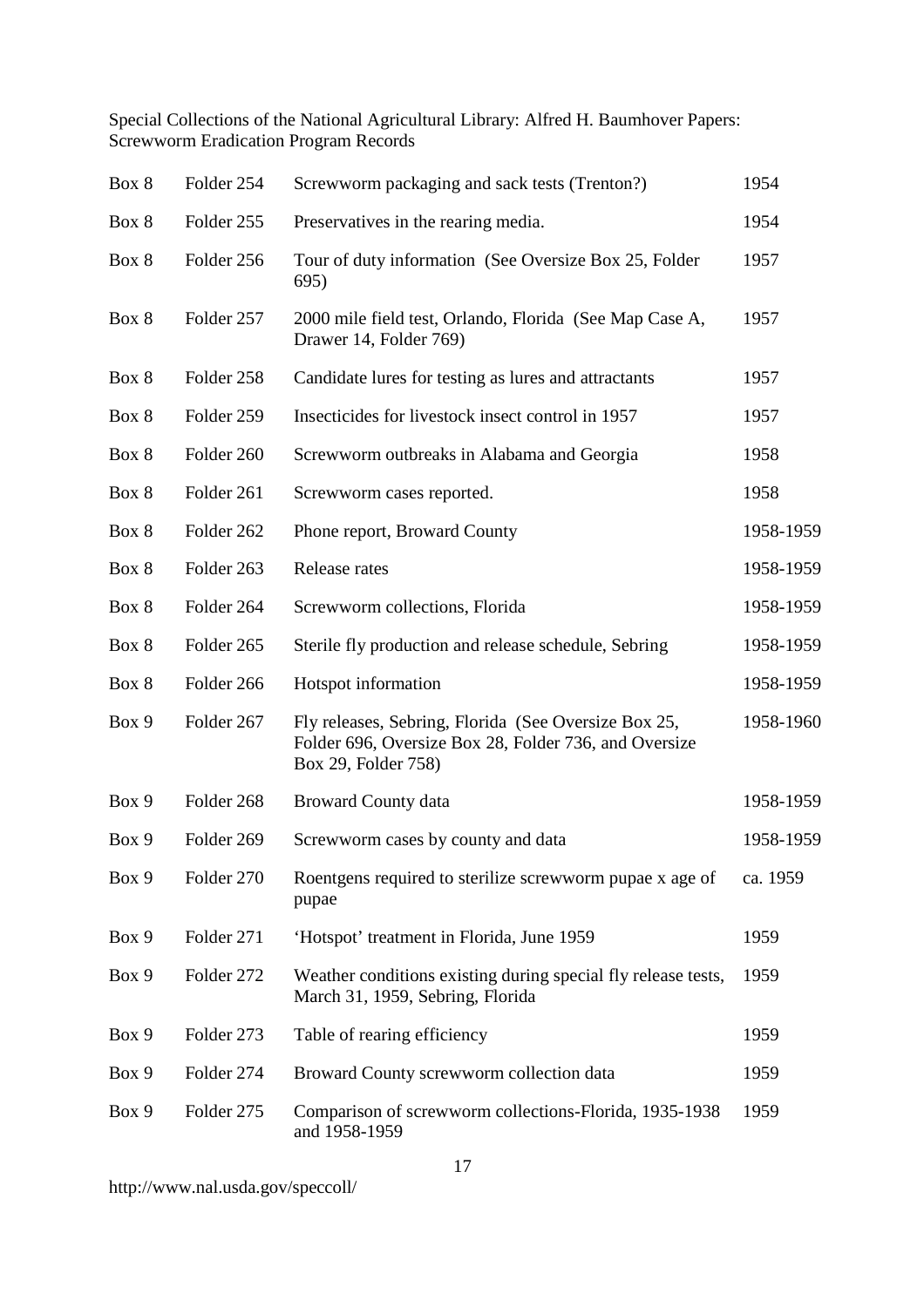Special Collections of the National Agricultural Library: Alfred H. Baumhover Papers: Screwworm Eradication Program Records

| Box | Folder | Description | Date |
|---|---|---|---|
| Box 8 | Folder 254 | Screwworm packaging and sack tests (Trenton?) | 1954 |
| Box 8 | Folder 255 | Preservatives in the rearing media. | 1954 |
| Box 8 | Folder 256 | Tour of duty information (See Oversize Box 25, Folder 695) | 1957 |
| Box 8 | Folder 257 | 2000 mile field test, Orlando, Florida (See Map Case A, Drawer 14, Folder 769) | 1957 |
| Box 8 | Folder 258 | Candidate lures for testing as lures and attractants | 1957 |
| Box 8 | Folder 259 | Insecticides for livestock insect control in 1957 | 1957 |
| Box 8 | Folder 260 | Screwworm outbreaks in Alabama and Georgia | 1958 |
| Box 8 | Folder 261 | Screwworm cases reported. | 1958 |
| Box 8 | Folder 262 | Phone report, Broward County | 1958-1959 |
| Box 8 | Folder 263 | Release rates | 1958-1959 |
| Box 8 | Folder 264 | Screwworm collections, Florida | 1958-1959 |
| Box 8 | Folder 265 | Sterile fly production and release schedule, Sebring | 1958-1959 |
| Box 8 | Folder 266 | Hotspot information | 1958-1959 |
| Box 9 | Folder 267 | Fly releases, Sebring, Florida (See Oversize Box 25, Folder 696, Oversize Box 28, Folder 736, and Oversize Box 29, Folder 758) | 1958-1960 |
| Box 9 | Folder 268 | Broward County data | 1958-1959 |
| Box 9 | Folder 269 | Screwworm cases by county and data | 1958-1959 |
| Box 9 | Folder 270 | Roentgens required to sterilize screwworm pupae x age of pupae | ca. 1959 |
| Box 9 | Folder 271 | 'Hotspot' treatment in Florida, June 1959 | 1959 |
| Box 9 | Folder 272 | Weather conditions existing during special fly release tests, March 31, 1959, Sebring, Florida | 1959 |
| Box 9 | Folder 273 | Table of rearing efficiency | 1959 |
| Box 9 | Folder 274 | Broward County screwworm collection data | 1959 |
| Box 9 | Folder 275 | Comparison of screwworm collections-Florida, 1935-1938 and 1958-1959 | 1959 |

http://www.nal.usda.gov/speccoll/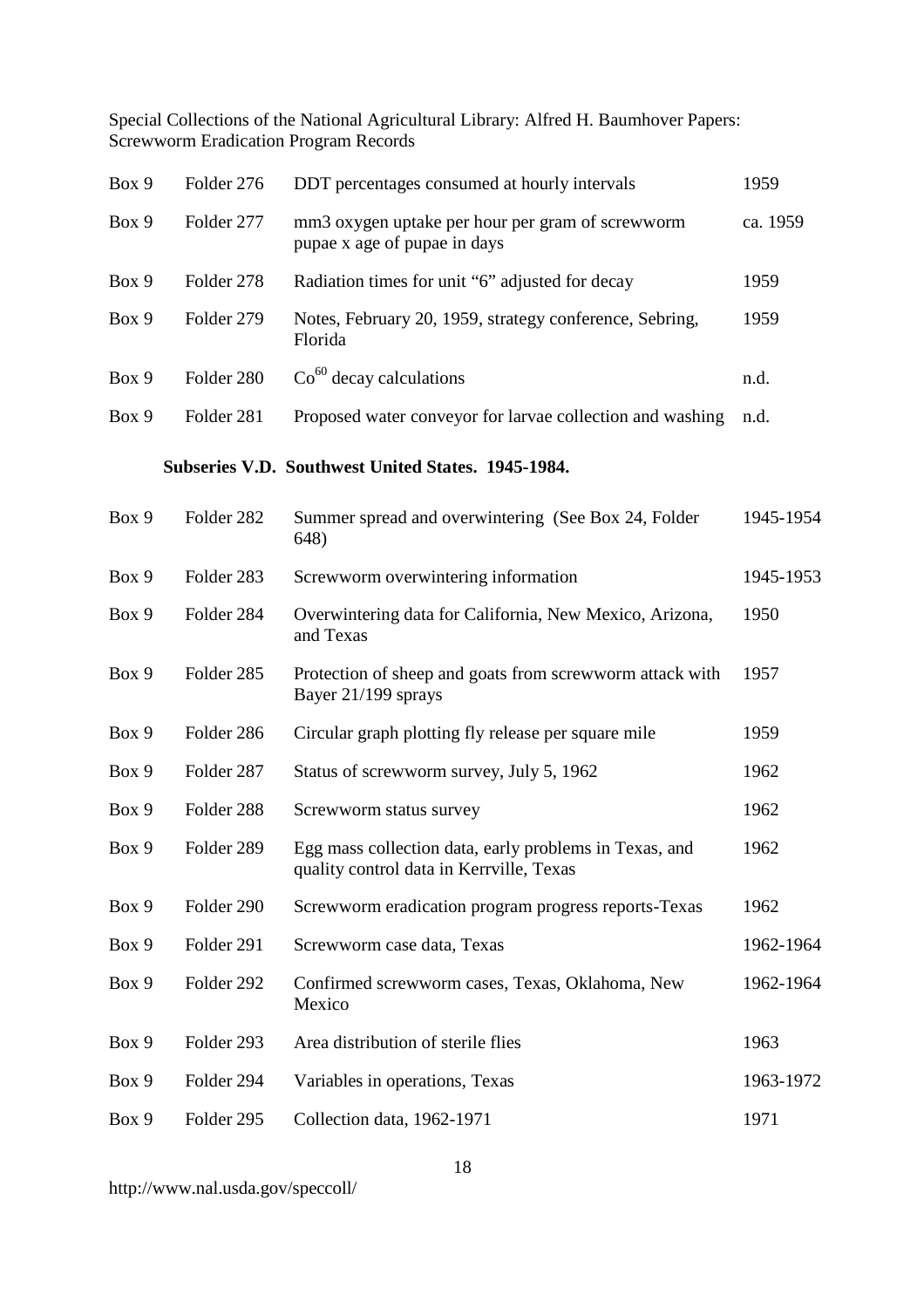| | | | |
|---|---|---|---|
| Box 9 | Folder 276 | DDT percentages consumed at hourly intervals | 1959 |
| Box 9 | Folder 277 | mm3 oxygen uptake per hour per gram of screwworm pupae x age of pupae in days | ca. 1959 |
| Box 9 | Folder 278 | Radiation times for unit "6" adjusted for decay | 1959 |
| Box 9 | Folder 279 | Notes, February 20, 1959, strategy conference, Sebring, Florida | 1959 |
| Box 9 | Folder 280 | $Co^{60}$ decay calculations | n.d. |
| Box 9 | Folder 281 | Proposed water conveyor for larvae collection and washing | n.d. |

### Subseries V.D. Southwest United States. 1945-1984.

| | | | |
|---|---|---|---|
| Box 9 | Folder 282 | Summer spread and overwintering (See Box 24, Folder 648) | 1945-1954 |
| Box 9 | Folder 283 | Screwworm overwintering information | 1945-1953 |
| Box 9 | Folder 284 | Overwintering data for California, New Mexico, Arizona, and Texas | 1950 |
| Box 9 | Folder 285 | Protection of sheep and goats from screwworm attack with Bayer 21/199 sprays | 1957 |
| Box 9 | Folder 286 | Circular graph plotting fly release per square mile | 1959 |
| Box 9 | Folder 287 | Status of screwworm survey, July 5, 1962 | 1962 |
| Box 9 | Folder 288 | Screwworm status survey | 1962 |
| Box 9 | Folder 289 | Egg mass collection data, early problems in Texas, and quality control data in Kerrville, Texas | 1962 |
| Box 9 | Folder 290 | Screwworm eradication program progress reports-Texas | 1962 |
| Box 9 | Folder 291 | Screwworm case data, Texas | 1962-1964 |
| Box 9 | Folder 292 | Confirmed screwworm cases, Texas, Oklahoma, New Mexico | 1962-1964 |
| Box 9 | Folder 293 | Area distribution of sterile flies | 1963 |
| Box 9 | Folder 294 | Variables in operations, Texas | 1963-1972 |
| Box 9 | Folder 295 | Collection data, 1962-1971 | 1971 |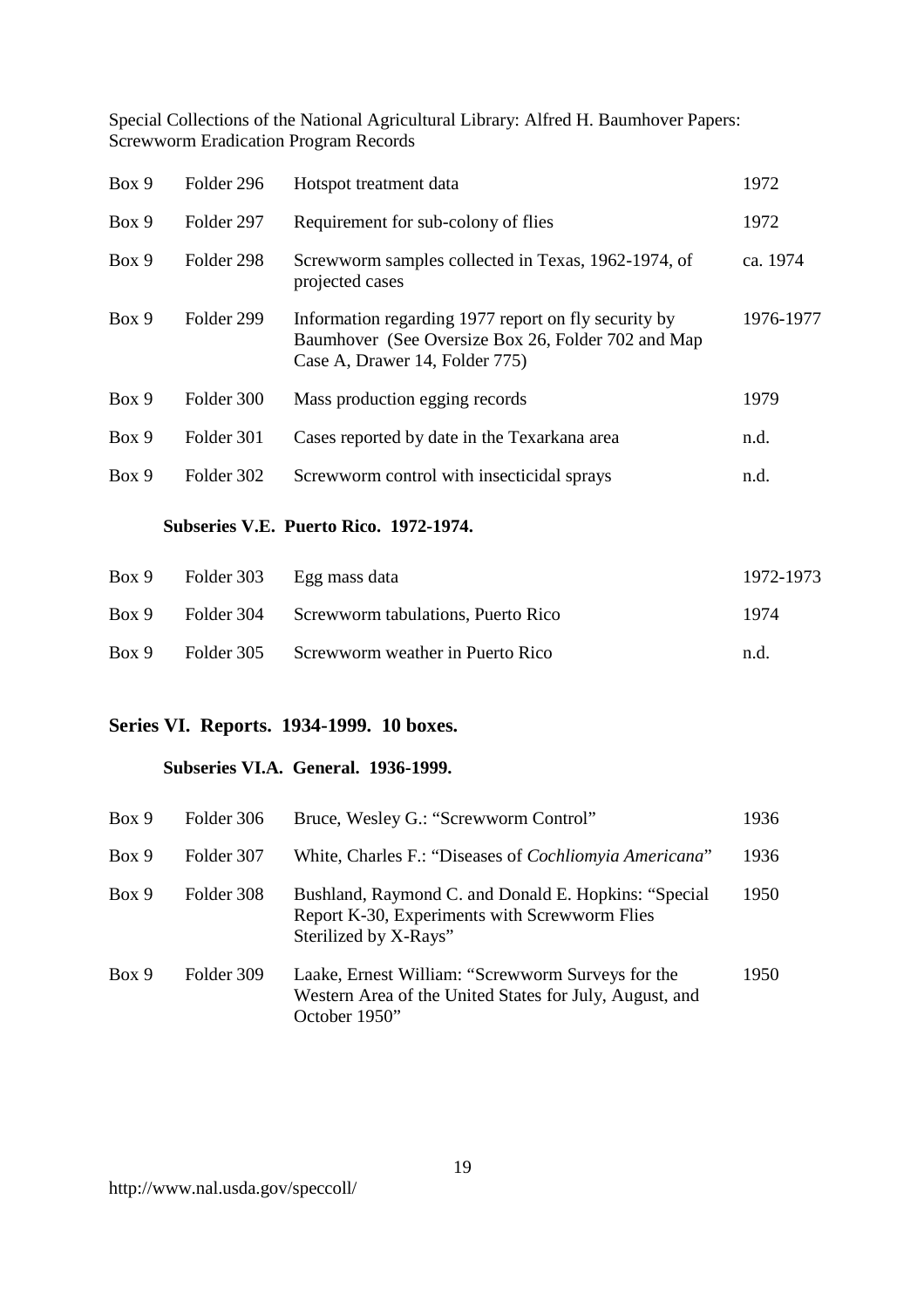| Box 9 | Folder 296 | Hotspot treatment data | 1972 |
|---|---|---|---|
| Box 9 | Folder 297 | Requirement for sub-colony of flies | 1972 |
| Box 9 | Folder 298 | Screwworm samples collected in Texas, 1962-1974, of projected cases | ca. 1974 |
| Box 9 | Folder 299 | Information regarding 1977 report on fly security by Baumhover (See Oversize Box 26, Folder 702 and Map Case A, Drawer 14, Folder 775) | 1976-1977 |
| Box 9 | Folder 300 | Mass production egging records | 1979 |
| Box 9 | Folder 301 | Cases reported by date in the Texarkana area | n.d. |
| Box 9 | Folder 302 | Screwworm control with insecticidal sprays | n.d. |

#### Subseries V.E. Puerto Rico. 1972-1974.

| Box 9 | Folder 303 | Egg mass data | 1972-1973 |
|---|---|---|---|
| Box 9 | Folder 304 | Screwworm tabulations, Puerto Rico | 1974 |
| Box 9 | Folder 305 | Screwworm weather in Puerto Rico | n.d. |

### Series VI. Reports. 1934-1999. 10 boxes.

#### Subseries VI.A. General. 1936-1999.

| Box 9 | Folder 306 | Bruce, Wesley G.: "Screwworm Control" | 1936 |
|---|---|---|---|
| Box 9 | Folder 307 | White, Charles F.: "Diseases of *Cochliomyia Americana*" | 1936 |
| Box 9 | Folder 308 | Bushland, Raymond C. and Donald E. Hopkins: "Special Report K-30, Experiments with Screwworm Flies Sterilized by X-Rays" | 1950 |
| Box 9 | Folder 309 | Laake, Ernest William: "Screwworm Surveys for the Western Area of the United States for July, August, and October 1950" | 1950 |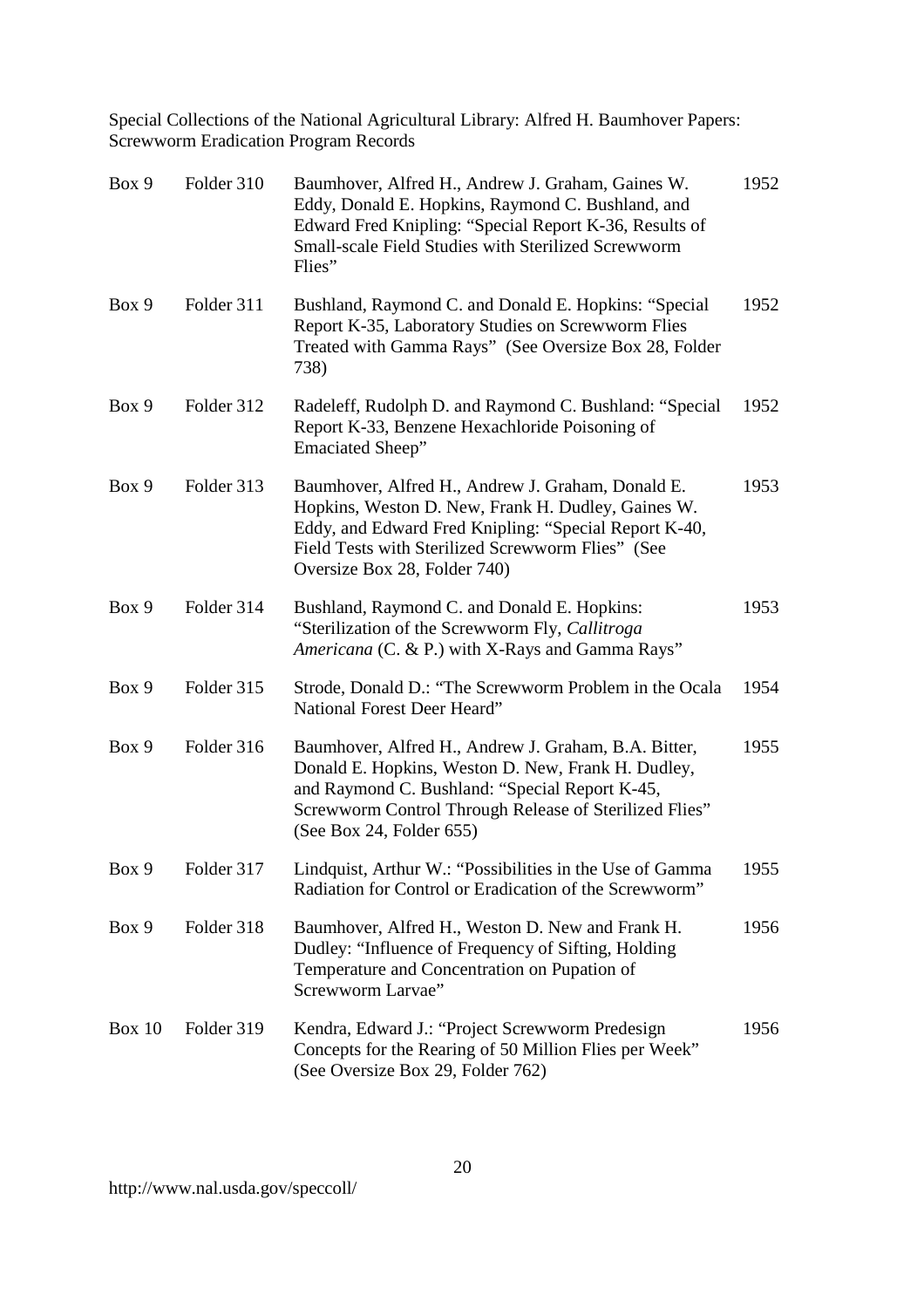Special Collections of the National Agricultural Library: Alfred H. Baumhover Papers: Screwworm Eradication Program Records

| | | | |
|---|---|---|---|
| Box 9 | Folder 310 | Baumhover, Alfred H., Andrew J. Graham, Gaines W. Eddy, Donald E. Hopkins, Raymond C. Bushland, and Edward Fred Knipling: "Special Report K-36, Results of Small-scale Field Studies with Sterilized Screwworm Flies" | 1952 |
| Box 9 | Folder 311 | Bushland, Raymond C. and Donald E. Hopkins: "Special Report K-35, Laboratory Studies on Screwworm Flies Treated with Gamma Rays" (See Oversize Box 28, Folder 738) | 1952 |
| Box 9 | Folder 312 | Radeleff, Rudolph D. and Raymond C. Bushland: "Special Report K-33, Benzene Hexachloride Poisoning of Emaciated Sheep" | 1952 |
| Box 9 | Folder 313 | Baumhover, Alfred H., Andrew J. Graham, Donald E. Hopkins, Weston D. New, Frank H. Dudley, Gaines W. Eddy, and Edward Fred Knipling: "Special Report K-40, Field Tests with Sterilized Screwworm Flies" (See Oversize Box 28, Folder 740) | 1953 |
| Box 9 | Folder 314 | Bushland, Raymond C. and Donald E. Hopkins: "Sterilization of the Screwworm Fly, *Callitroga Americana* (C. & P.) with X-Rays and Gamma Rays" | 1953 |
| Box 9 | Folder 315 | Strode, Donald D.: "The Screwworm Problem in the Ocala National Forest Deer Heard" | 1954 |
| Box 9 | Folder 316 | Baumhover, Alfred H., Andrew J. Graham, B.A. Bitter, Donald E. Hopkins, Weston D. New, Frank H. Dudley, and Raymond C. Bushland: "Special Report K-45, Screwworm Control Through Release of Sterilized Flies" (See Box 24, Folder 655) | 1955 |
| Box 9 | Folder 317 | Lindquist, Arthur W.: "Possibilities in the Use of Gamma Radiation for Control or Eradication of the Screwworm" | 1955 |
| Box 9 | Folder 318 | Baumhover, Alfred H., Weston D. New and Frank H. Dudley: "Influence of Frequency of Sifting, Holding Temperature and Concentration on Pupation of Screwworm Larvae" | 1956 |
| Box 10 | Folder 319 | Kendra, Edward J.: "Project Screwworm Predesign Concepts for the Rearing of 50 Million Flies per Week" (See Oversize Box 29, Folder 762) | 1956 |

http://www.nal.usda.gov/speccoll/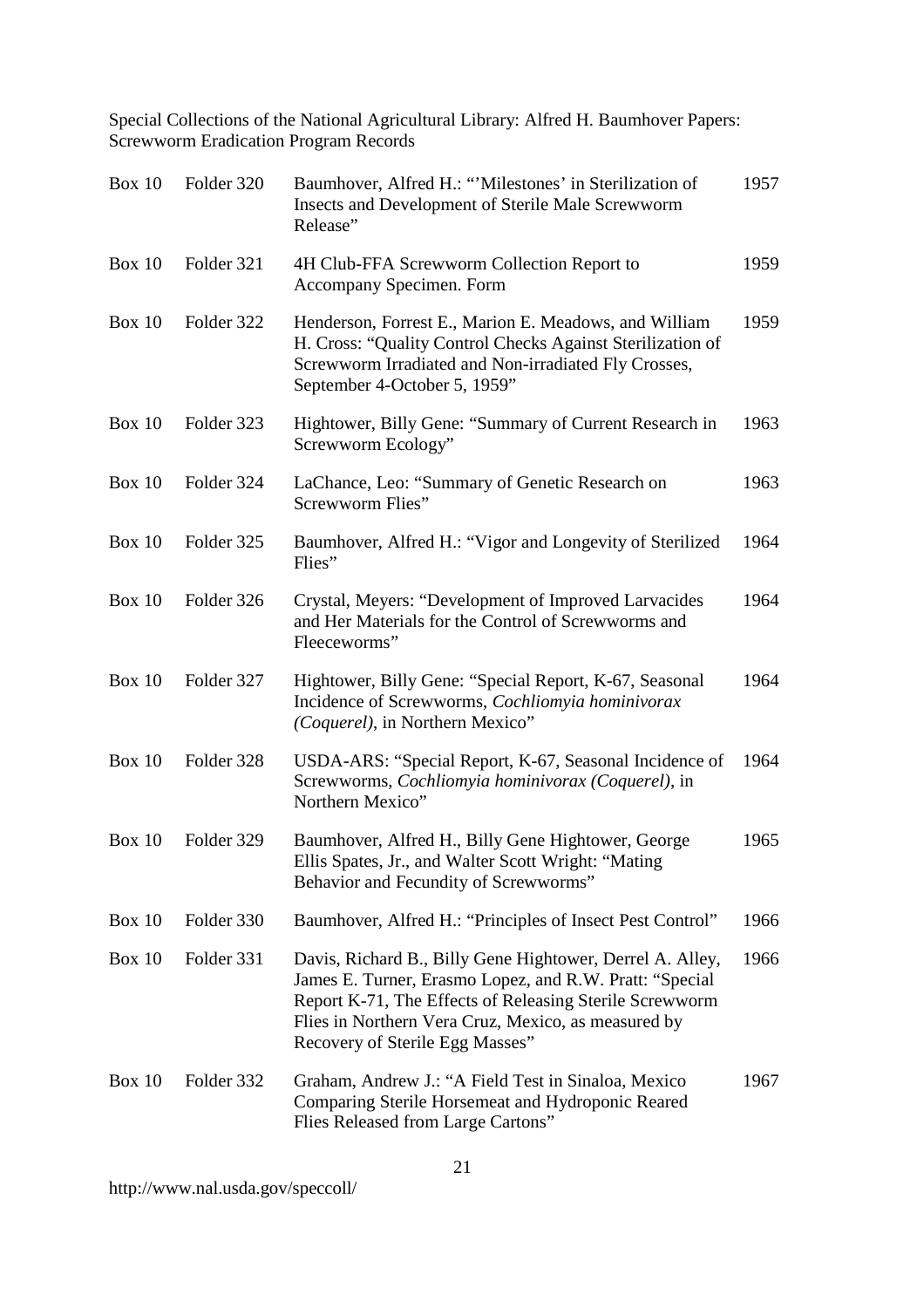Special Collections of the National Agricultural Library: Alfred H. Baumhover Papers: Screwworm Eradication Program Records

| | | | |
|---|---|---|---|
| Box 10 | Folder 320 | Baumhover, Alfred H.: "'Milestones' in Sterilization of Insects and Development of Sterile Male Screwworm Release" | 1957 |
| Box 10 | Folder 321 | 4H Club-FFA Screwworm Collection Report to Accompany Specimen. Form | 1959 |
| Box 10 | Folder 322 | Henderson, Forrest E., Marion E. Meadows, and William H. Cross: "Quality Control Checks Against Sterilization of Screwworm Irradiated and Non-irradiated Fly Crosses, September 4-October 5, 1959" | 1959 |
| Box 10 | Folder 323 | Hightower, Billy Gene: "Summary of Current Research in Screwworm Ecology" | 1963 |
| Box 10 | Folder 324 | LaChance, Leo: "Summary of Genetic Research on Screwworm Flies" | 1963 |
| Box 10 | Folder 325 | Baumhover, Alfred H.: "Vigor and Longevity of Sterilized Flies" | 1964 |
| Box 10 | Folder 326 | Crystal, Meyers: "Development of Improved Larvacides and Her Materials for the Control of Screwworms and Fleeceworms" | 1964 |
| Box 10 | Folder 327 | Hightower, Billy Gene: "Special Report, K-67, Seasonal Incidence of Screwworms, *Cochliomyia hominivorax (Coquerel)*, in Northern Mexico" | 1964 |
| Box 10 | Folder 328 | USDA-ARS: "Special Report, K-67, Seasonal Incidence of Screwworms, *Cochliomyia hominivorax (Coquerel)*, in Northern Mexico" | 1964 |
| Box 10 | Folder 329 | Baumhover, Alfred H., Billy Gene Hightower, George Ellis Spates, Jr., and Walter Scott Wright: "Mating Behavior and Fecundity of Screwworms" | 1965 |
| Box 10 | Folder 330 | Baumhover, Alfred H.: "Principles of Insect Pest Control" | 1966 |
| Box 10 | Folder 331 | Davis, Richard B., Billy Gene Hightower, Derrel A. Alley, James E. Turner, Erasmo Lopez, and R.W. Pratt: "Special Report K-71, The Effects of Releasing Sterile Screwworm Flies in Northern Vera Cruz, Mexico, as measured by Recovery of Sterile Egg Masses" | 1966 |
| Box 10 | Folder 332 | Graham, Andrew J.: "A Field Test in Sinaloa, Mexico Comparing Sterile Horsemeat and Hydroponic Reared Flies Released from Large Cartons" | 1967 |

http://www.nal.usda.gov/speccoll/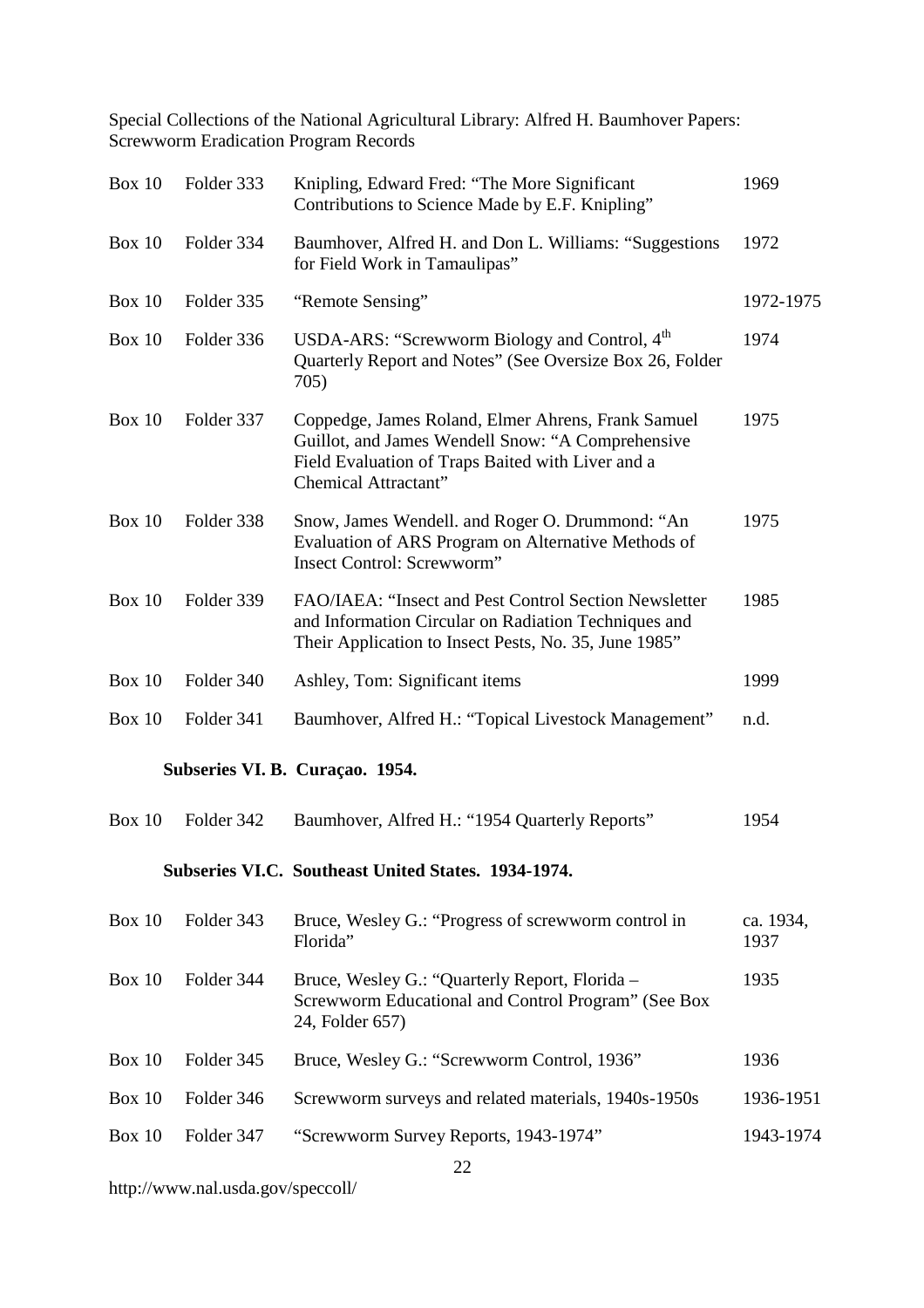| Box | Folder | Description | Date |
|---|---|---|---|
| Box 10 | Folder 333 | Knipling, Edward Fred: "The More Significant Contributions to Science Made by E.F. Knipling" | 1969 |
| Box 10 | Folder 334 | Baumhover, Alfred H. and Don L. Williams: "Suggestions for Field Work in Tamaulipas" | 1972 |
| Box 10 | Folder 335 | "Remote Sensing" | 1972-1975 |
| Box 10 | Folder 336 | USDA-ARS: "Screwworm Biology and Control, 4th Quarterly Report and Notes" (See Oversize Box 26, Folder 705) | 1974 |
| Box 10 | Folder 337 | Coppedge, James Roland, Elmer Ahrens, Frank Samuel Guillot, and James Wendell Snow: "A Comprehensive Field Evaluation of Traps Baited with Liver and a Chemical Attractant" | 1975 |
| Box 10 | Folder 338 | Snow, James Wendell. and Roger O. Drummond: "An Evaluation of ARS Program on Alternative Methods of Insect Control: Screwworm" | 1975 |
| Box 10 | Folder 339 | FAO/IAEA: "Insect and Pest Control Section Newsletter and Information Circular on Radiation Techniques and Their Application to Insect Pests, No. 35, June 1985" | 1985 |
| Box 10 | Folder 340 | Ashley, Tom: Significant items | 1999 |
| Box 10 | Folder 341 | Baumhover, Alfred H.: "Topical Livestock Management" | n.d. |

**Subseries VI. B. Curaçao. 1954.**

| Box | Folder | Description | Date |
|---|---|---|---|
| Box 10 | Folder 342 | Baumhover, Alfred H.: "1954 Quarterly Reports" | 1954 |

**Subseries VI.C. Southeast United States. 1934-1974.**

| Box | Folder | Description | Date |
|---|---|---|---|
| Box 10 | Folder 343 | Bruce, Wesley G.: "Progress of screwworm control in Florida" | ca. 1934, 1937 |
| Box 10 | Folder 344 | Bruce, Wesley G.: "Quarterly Report, Florida – Screwworm Educational and Control Program" (See Box 24, Folder 657) | 1935 |
| Box 10 | Folder 345 | Bruce, Wesley G.: "Screwworm Control, 1936" | 1936 |
| Box 10 | Folder 346 | Screwworm surveys and related materials, 1940s-1950s | 1936-1951 |
| Box 10 | Folder 347 | "Screwworm Survey Reports, 1943-1974" | 1943-1974 |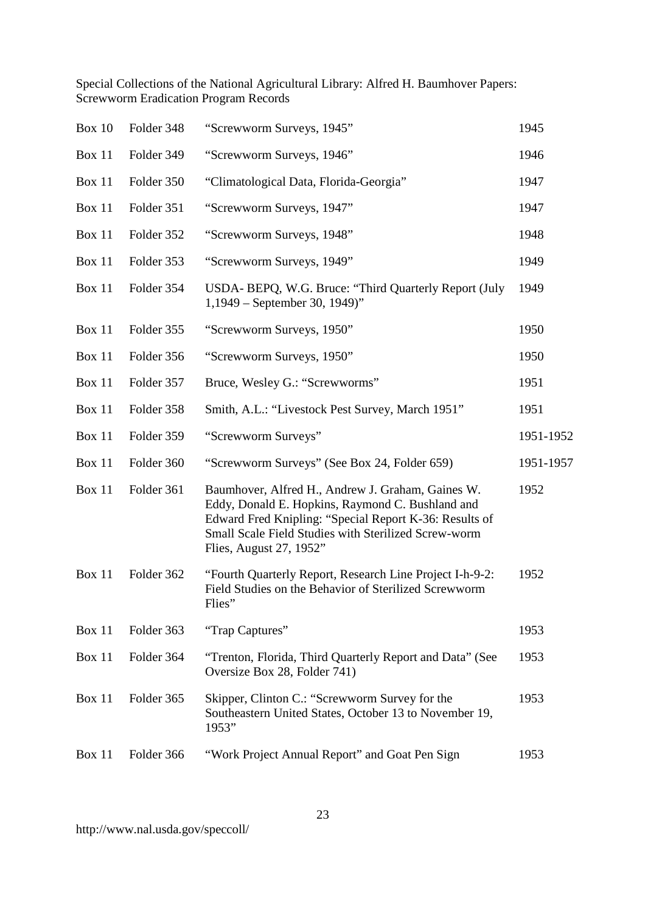Special Collections of the National Agricultural Library: Alfred H. Baumhover Papers: Screwworm Eradication Program Records

| | | | |
|---|---|---|---|
| Box 10 | Folder 348 | "Screwworm Surveys, 1945" | 1945 |
| Box 11 | Folder 349 | "Screwworm Surveys, 1946" | 1946 |
| Box 11 | Folder 350 | "Climatological Data, Florida-Georgia" | 1947 |
| Box 11 | Folder 351 | "Screwworm Surveys, 1947" | 1947 |
| Box 11 | Folder 352 | "Screwworm Surveys, 1948" | 1948 |
| Box 11 | Folder 353 | "Screwworm Surveys, 1949" | 1949 |
| Box 11 | Folder 354 | USDA- BEPQ, W.G. Bruce: "Third Quarterly Report (July 1,1949 – September 30, 1949)" | 1949 |
| Box 11 | Folder 355 | "Screwworm Surveys, 1950" | 1950 |
| Box 11 | Folder 356 | "Screwworm Surveys, 1950" | 1950 |
| Box 11 | Folder 357 | Bruce, Wesley G.: "Screwworms" | 1951 |
| Box 11 | Folder 358 | Smith, A.L.: "Livestock Pest Survey, March 1951" | 1951 |
| Box 11 | Folder 359 | "Screwworm Surveys" | 1951-1952 |
| Box 11 | Folder 360 | "Screwworm Surveys" (See Box 24, Folder 659) | 1951-1957 |
| Box 11 | Folder 361 | Baumhover, Alfred H., Andrew J. Graham, Gaines W. Eddy, Donald E. Hopkins, Raymond C. Bushland and Edward Fred Knipling: "Special Report K-36: Results of Small Scale Field Studies with Sterilized Screw-worm Flies, August 27, 1952" | 1952 |
| Box 11 | Folder 362 | "Fourth Quarterly Report, Research Line Project I-h-9-2: Field Studies on the Behavior of Sterilized Screwworm Flies" | 1952 |
| Box 11 | Folder 363 | "Trap Captures" | 1953 |
| Box 11 | Folder 364 | "Trenton, Florida, Third Quarterly Report and Data" (See Oversize Box 28, Folder 741) | 1953 |
| Box 11 | Folder 365 | Skipper, Clinton C.: "Screwworm Survey for the Southeastern United States, October 13 to November 19, 1953" | 1953 |
| Box 11 | Folder 366 | "Work Project Annual Report" and Goat Pen Sign | 1953 |

http://www.nal.usda.gov/speccoll/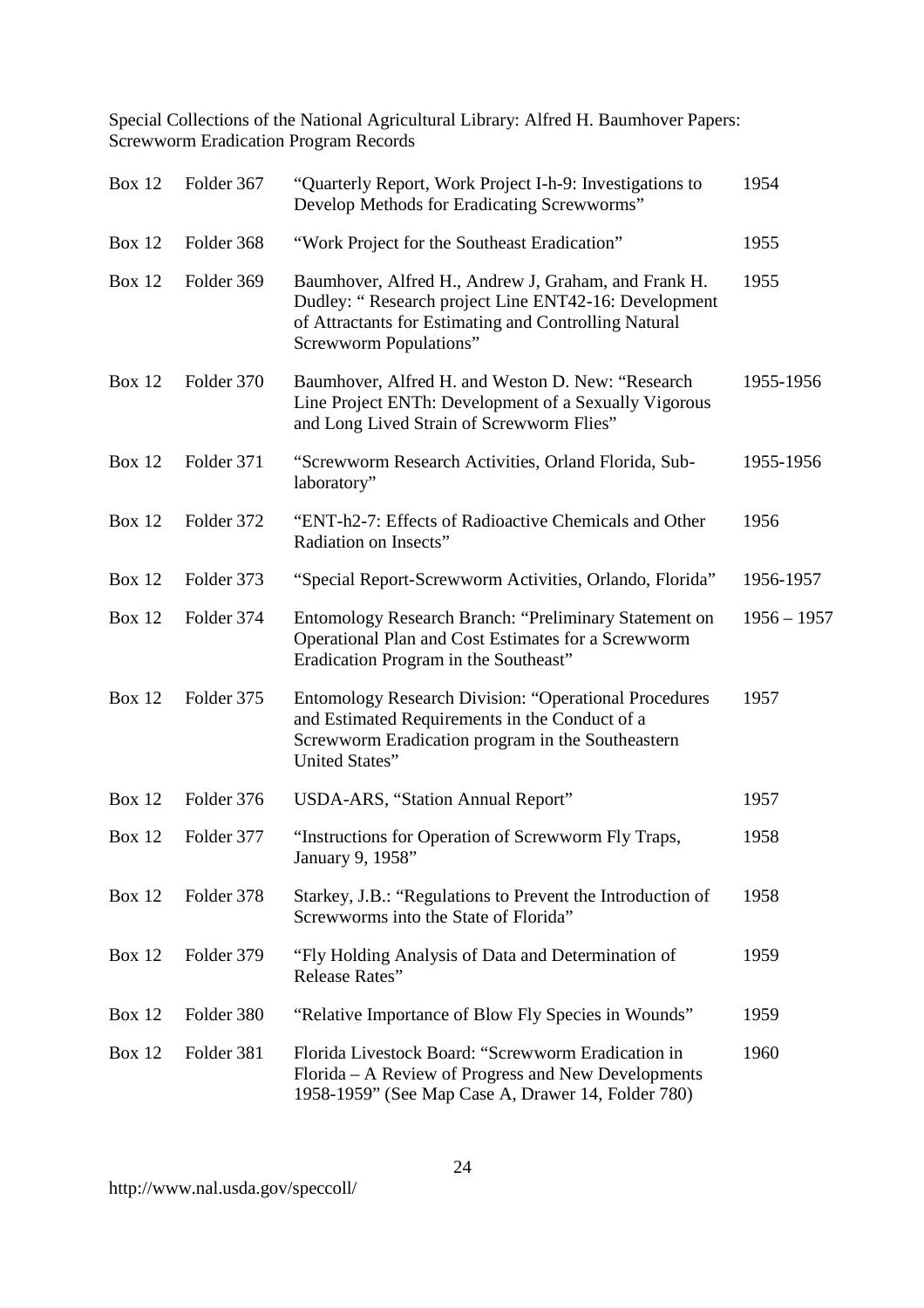Special Collections of the National Agricultural Library: Alfred H. Baumhover Papers: Screwworm Eradication Program Records

| | | | |
|---|---|---|---|
| Box 12 | Folder 367 | "Quarterly Report, Work Project I-h-9: Investigations to Develop Methods for Eradicating Screwworms" | 1954 |
| Box 12 | Folder 368 | "Work Project for the Southeast Eradication" | 1955 |
| Box 12 | Folder 369 | Baumhover, Alfred H., Andrew J, Graham, and Frank H. Dudley: " Research project Line ENT42-16: Development of Attractants for Estimating and Controlling Natural Screwworm Populations" | 1955 |
| Box 12 | Folder 370 | Baumhover, Alfred H. and Weston D. New: "Research Line Project ENTh: Development of a Sexually Vigorous and Long Lived Strain of Screwworm Flies" | 1955-1956 |
| Box 12 | Folder 371 | "Screwworm Research Activities, Orland Florida, Sub-laboratory" | 1955-1956 |
| Box 12 | Folder 372 | "ENT-h2-7: Effects of Radioactive Chemicals and Other Radiation on Insects" | 1956 |
| Box 12 | Folder 373 | "Special Report-Screwworm Activities, Orlando, Florida" | 1956-1957 |
| Box 12 | Folder 374 | Entomology Research Branch: "Preliminary Statement on Operational Plan and Cost Estimates for a Screwworm Eradication Program in the Southeast" | 1956 – 1957 |
| Box 12 | Folder 375 | Entomology Research Division: "Operational Procedures and Estimated Requirements in the Conduct of a Screwworm Eradication program in the Southeastern United States" | 1957 |
| Box 12 | Folder 376 | USDA-ARS, "Station Annual Report" | 1957 |
| Box 12 | Folder 377 | "Instructions for Operation of Screwworm Fly Traps, January 9, 1958" | 1958 |
| Box 12 | Folder 378 | Starkey, J.B.: "Regulations to Prevent the Introduction of Screwworms into the State of Florida" | 1958 |
| Box 12 | Folder 379 | "Fly Holding Analysis of Data and Determination of Release Rates" | 1959 |
| Box 12 | Folder 380 | "Relative Importance of Blow Fly Species in Wounds" | 1959 |
| Box 12 | Folder 381 | Florida Livestock Board: "Screwworm Eradication in Florida – A Review of Progress and New Developments 1958-1959" (See Map Case A, Drawer 14, Folder 780) | 1960 |

http://www.nal.usda.gov/speccoll/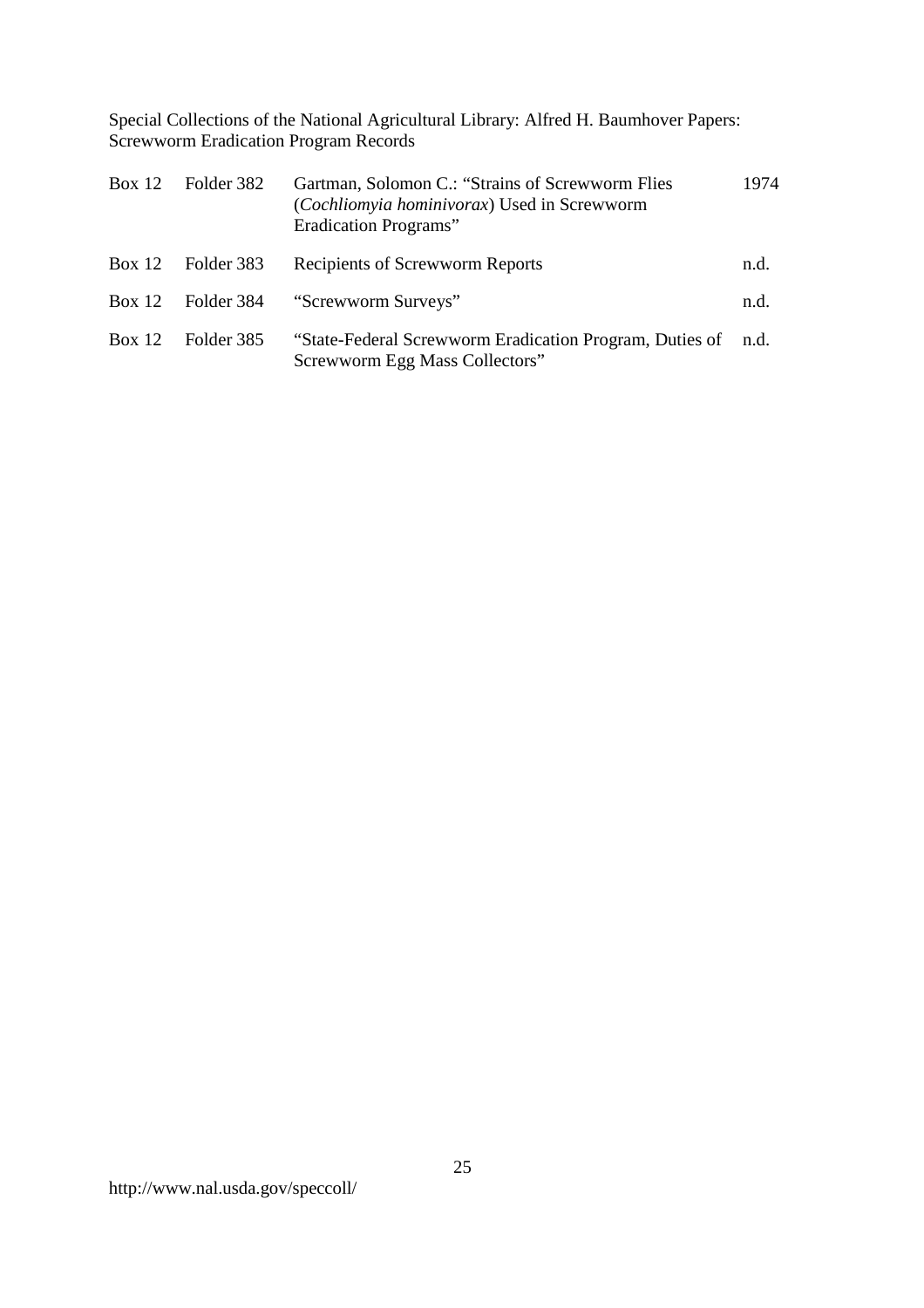Special Collections of the National Agricultural Library: Alfred H. Baumhover Papers: Screwworm Eradication Program Records

| | | | |
|---|---|---|---|
| Box 12 | Folder 382 | Gartman, Solomon C.: "Strains of Screwworm Flies (*Cochliomyia hominivorax*) Used in Screwworm Eradication Programs" | 1974 |
| Box 12 | Folder 383 | Recipients of Screwworm Reports | n.d. |
| Box 12 | Folder 384 | "Screwworm Surveys" | n.d. |
| Box 12 | Folder 385 | "State-Federal Screwworm Eradication Program, Duties of Screwworm Egg Mass Collectors" | n.d. |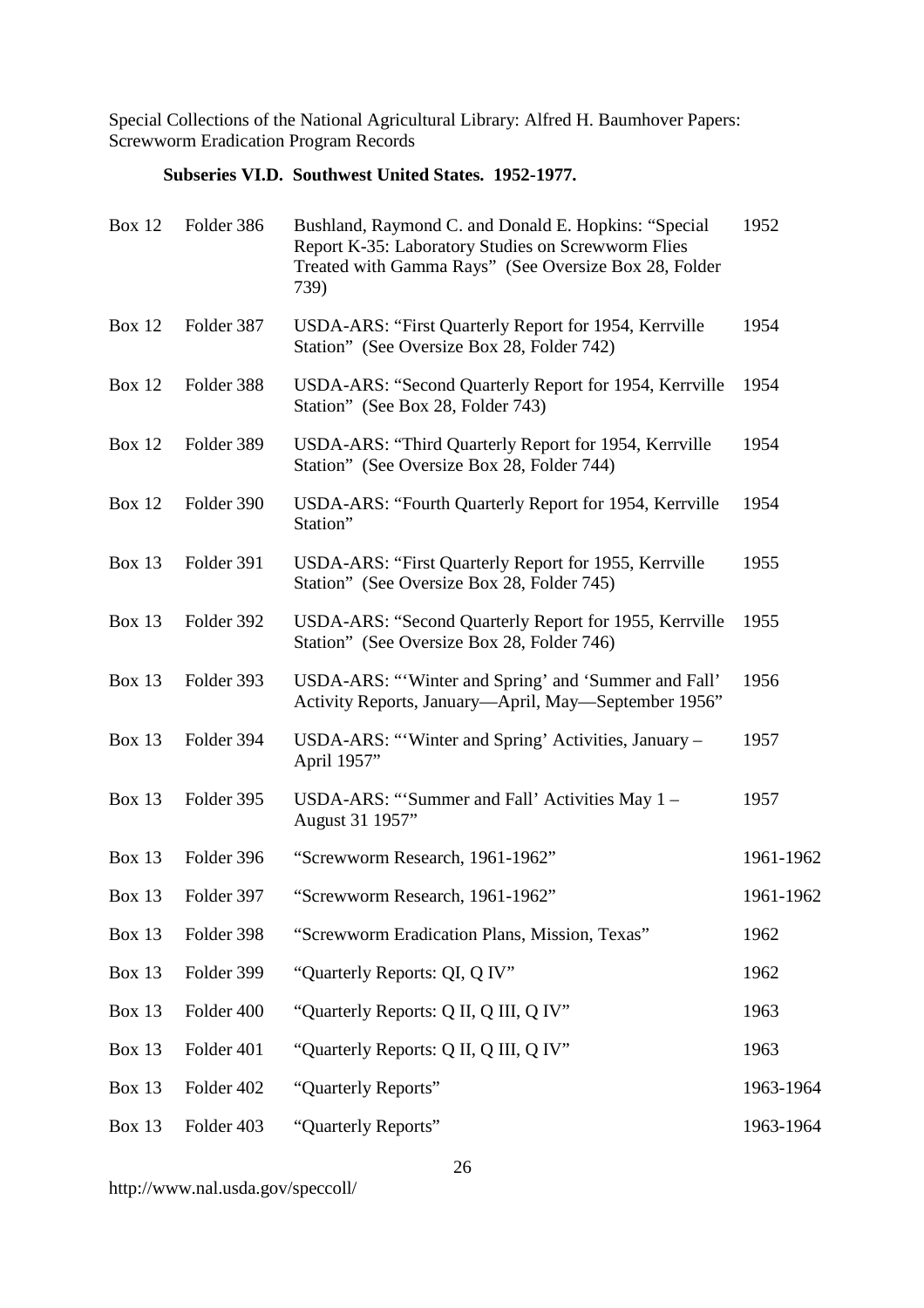### Subseries VI.D. Southwest United States. 1952-1977.

| | | | |
|---|---|---|---|
| Box 12 | Folder 386 | Bushland, Raymond C. and Donald E. Hopkins: "Special Report K-35: Laboratory Studies on Screwworm Flies Treated with Gamma Rays" (See Oversize Box 28, Folder 739) | 1952 |
| Box 12 | Folder 387 | USDA-ARS: "First Quarterly Report for 1954, Kerrville Station" (See Oversize Box 28, Folder 742) | 1954 |
| Box 12 | Folder 388 | USDA-ARS: "Second Quarterly Report for 1954, Kerrville Station" (See Box 28, Folder 743) | 1954 |
| Box 12 | Folder 389 | USDA-ARS: "Third Quarterly Report for 1954, Kerrville Station" (See Oversize Box 28, Folder 744) | 1954 |
| Box 12 | Folder 390 | USDA-ARS: "Fourth Quarterly Report for 1954, Kerrville Station" | 1954 |
| Box 13 | Folder 391 | USDA-ARS: "First Quarterly Report for 1955, Kerrville Station" (See Oversize Box 28, Folder 745) | 1955 |
| Box 13 | Folder 392 | USDA-ARS: "Second Quarterly Report for 1955, Kerrville Station" (See Oversize Box 28, Folder 746) | 1955 |
| Box 13 | Folder 393 | USDA-ARS: "'Winter and Spring' and 'Summer and Fall' Activity Reports, January—April, May—September 1956" | 1956 |
| Box 13 | Folder 394 | USDA-ARS: "'Winter and Spring' Activities, January – April 1957" | 1957 |
| Box 13 | Folder 395 | USDA-ARS: "'Summer and Fall' Activities May 1 – August 31 1957" | 1957 |
| Box 13 | Folder 396 | "Screwworm Research, 1961-1962" | 1961-1962 |
| Box 13 | Folder 397 | "Screwworm Research, 1961-1962" | 1961-1962 |
| Box 13 | Folder 398 | "Screwworm Eradication Plans, Mission, Texas" | 1962 |
| Box 13 | Folder 399 | "Quarterly Reports: QI, Q IV" | 1962 |
| Box 13 | Folder 400 | "Quarterly Reports: Q II, Q III, Q IV" | 1963 |
| Box 13 | Folder 401 | "Quarterly Reports: Q II, Q III, Q IV" | 1963 |
| Box 13 | Folder 402 | "Quarterly Reports" | 1963-1964 |
| Box 13 | Folder 403 | "Quarterly Reports" | 1963-1964 |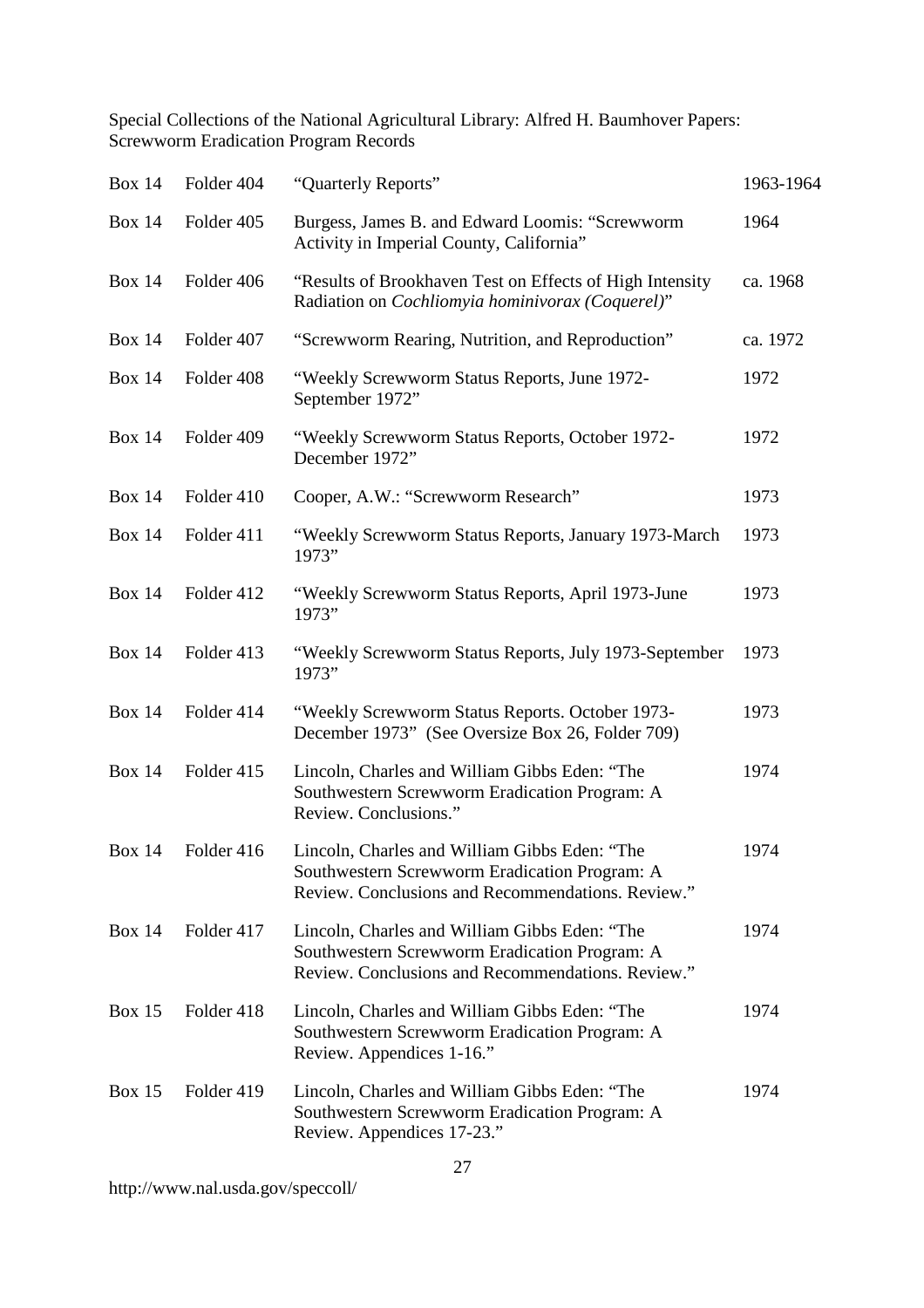Special Collections of the National Agricultural Library: Alfred H. Baumhover Papers: Screwworm Eradication Program Records

| | | | |
|---|---|---|---|
| Box 14 | Folder 404 | "Quarterly Reports" | 1963-1964 |
| Box 14 | Folder 405 | Burgess, James B. and Edward Loomis: "Screwworm Activity in Imperial County, California" | 1964 |
| Box 14 | Folder 406 | "Results of Brookhaven Test on Effects of High Intensity Radiation on *Cochliomyia hominivorax (Coquerel)*" | ca. 1968 |
| Box 14 | Folder 407 | "Screwworm Rearing, Nutrition, and Reproduction" | ca. 1972 |
| Box 14 | Folder 408 | "Weekly Screwworm Status Reports, June 1972-September 1972" | 1972 |
| Box 14 | Folder 409 | "Weekly Screwworm Status Reports, October 1972-December 1972" | 1972 |
| Box 14 | Folder 410 | Cooper, A.W.: "Screwworm Research" | 1973 |
| Box 14 | Folder 411 | "Weekly Screwworm Status Reports, January 1973-March 1973" | 1973 |
| Box 14 | Folder 412 | "Weekly Screwworm Status Reports, April 1973-June 1973" | 1973 |
| Box 14 | Folder 413 | "Weekly Screwworm Status Reports, July 1973-September 1973" | 1973 |
| Box 14 | Folder 414 | "Weekly Screwworm Status Reports. October 1973-December 1973" (See Oversize Box 26, Folder 709) | 1973 |
| Box 14 | Folder 415 | Lincoln, Charles and William Gibbs Eden: "The Southwestern Screwworm Eradication Program: A Review. Conclusions." | 1974 |
| Box 14 | Folder 416 | Lincoln, Charles and William Gibbs Eden: "The Southwestern Screwworm Eradication Program: A Review. Conclusions and Recommendations. Review." | 1974 |
| Box 14 | Folder 417 | Lincoln, Charles and William Gibbs Eden: "The Southwestern Screwworm Eradication Program: A Review. Conclusions and Recommendations. Review." | 1974 |
| Box 15 | Folder 418 | Lincoln, Charles and William Gibbs Eden: "The Southwestern Screwworm Eradication Program: A Review. Appendices 1-16." | 1974 |
| Box 15 | Folder 419 | Lincoln, Charles and William Gibbs Eden: "The Southwestern Screwworm Eradication Program: A Review. Appendices 17-23." | 1974 |

http://www.nal.usda.gov/speccoll/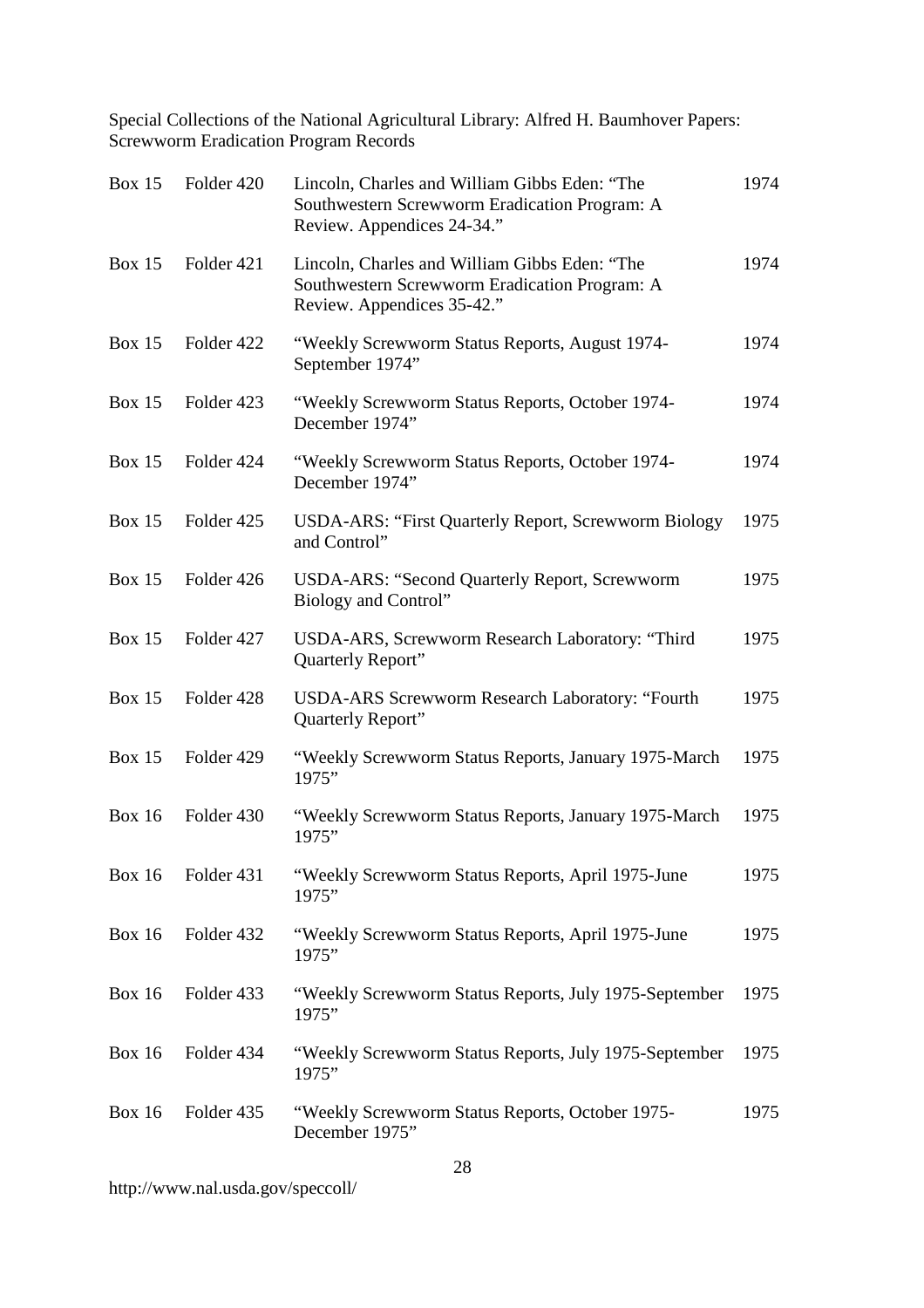Special Collections of the National Agricultural Library: Alfred H. Baumhover Papers: Screwworm Eradication Program Records

| | | | |
|---|---|---|---|
| Box 15 | Folder 420 | Lincoln, Charles and William Gibbs Eden: "The Southwestern Screwworm Eradication Program: A Review. Appendices 24-34." | 1974 |
| Box 15 | Folder 421 | Lincoln, Charles and William Gibbs Eden: "The Southwestern Screwworm Eradication Program: A Review. Appendices 35-42." | 1974 |
| Box 15 | Folder 422 | "Weekly Screwworm Status Reports, August 1974-September 1974" | 1974 |
| Box 15 | Folder 423 | "Weekly Screwworm Status Reports, October 1974-December 1974" | 1974 |
| Box 15 | Folder 424 | "Weekly Screwworm Status Reports, October 1974-December 1974" | 1974 |
| Box 15 | Folder 425 | USDA-ARS: "First Quarterly Report, Screwworm Biology and Control" | 1975 |
| Box 15 | Folder 426 | USDA-ARS: "Second Quarterly Report, Screwworm Biology and Control" | 1975 |
| Box 15 | Folder 427 | USDA-ARS, Screwworm Research Laboratory: "Third Quarterly Report" | 1975 |
| Box 15 | Folder 428 | USDA-ARS Screwworm Research Laboratory: "Fourth Quarterly Report" | 1975 |
| Box 15 | Folder 429 | "Weekly Screwworm Status Reports, January 1975-March 1975" | 1975 |
| Box 16 | Folder 430 | "Weekly Screwworm Status Reports, January 1975-March 1975" | 1975 |
| Box 16 | Folder 431 | "Weekly Screwworm Status Reports, April 1975-June 1975" | 1975 |
| Box 16 | Folder 432 | "Weekly Screwworm Status Reports, April 1975-June 1975" | 1975 |
| Box 16 | Folder 433 | "Weekly Screwworm Status Reports, July 1975-September 1975" | 1975 |
| Box 16 | Folder 434 | "Weekly Screwworm Status Reports, July 1975-September 1975" | 1975 |
| Box 16 | Folder 435 | "Weekly Screwworm Status Reports, October 1975-December 1975" | 1975 |

http://www.nal.usda.gov/speccoll/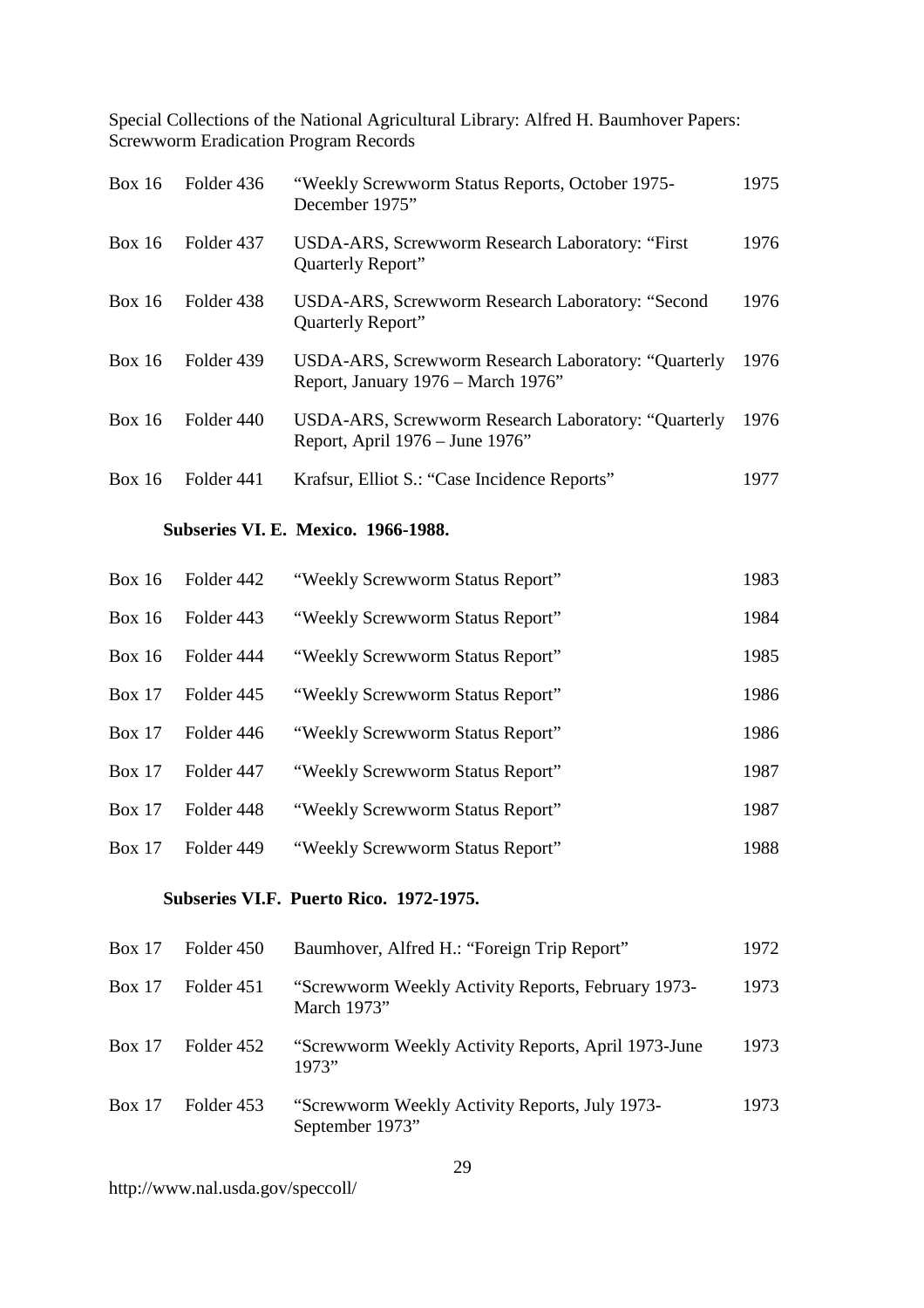| | | | |
|---|---|---|---|
| Box 16 | Folder 436 | "Weekly Screwworm Status Reports, October 1975-December 1975" | 1975 |
| Box 16 | Folder 437 | USDA-ARS, Screwworm Research Laboratory: "First Quarterly Report" | 1976 |
| Box 16 | Folder 438 | USDA-ARS, Screwworm Research Laboratory: "Second Quarterly Report" | 1976 |
| Box 16 | Folder 439 | USDA-ARS, Screwworm Research Laboratory: "Quarterly Report, January 1976 – March 1976" | 1976 |
| Box 16 | Folder 440 | USDA-ARS, Screwworm Research Laboratory: "Quarterly Report, April 1976 – June 1976" | 1976 |
| Box 16 | Folder 441 | Krafsur, Elliot S.: "Case Incidence Reports" | 1977 |

**Subseries VI. E. Mexico. 1966-1988.**

| | | | |
|---|---|---|---|
| Box 16 | Folder 442 | "Weekly Screwworm Status Report" | 1983 |
| Box 16 | Folder 443 | "Weekly Screwworm Status Report" | 1984 |
| Box 16 | Folder 444 | "Weekly Screwworm Status Report" | 1985 |
| Box 17 | Folder 445 | "Weekly Screwworm Status Report" | 1986 |
| Box 17 | Folder 446 | "Weekly Screwworm Status Report" | 1986 |
| Box 17 | Folder 447 | "Weekly Screwworm Status Report" | 1987 |
| Box 17 | Folder 448 | "Weekly Screwworm Status Report" | 1987 |
| Box 17 | Folder 449 | "Weekly Screwworm Status Report" | 1988 |

**Subseries VI.F. Puerto Rico. 1972-1975.**

| | | | |
|---|---|---|---|
| Box 17 | Folder 450 | Baumhover, Alfred H.: "Foreign Trip Report" | 1972 |
| Box 17 | Folder 451 | "Screwworm Weekly Activity Reports, February 1973-March 1973" | 1973 |
| Box 17 | Folder 452 | "Screwworm Weekly Activity Reports, April 1973-June 1973" | 1973 |
| Box 17 | Folder 453 | "Screwworm Weekly Activity Reports, July 1973-September 1973" | 1973 |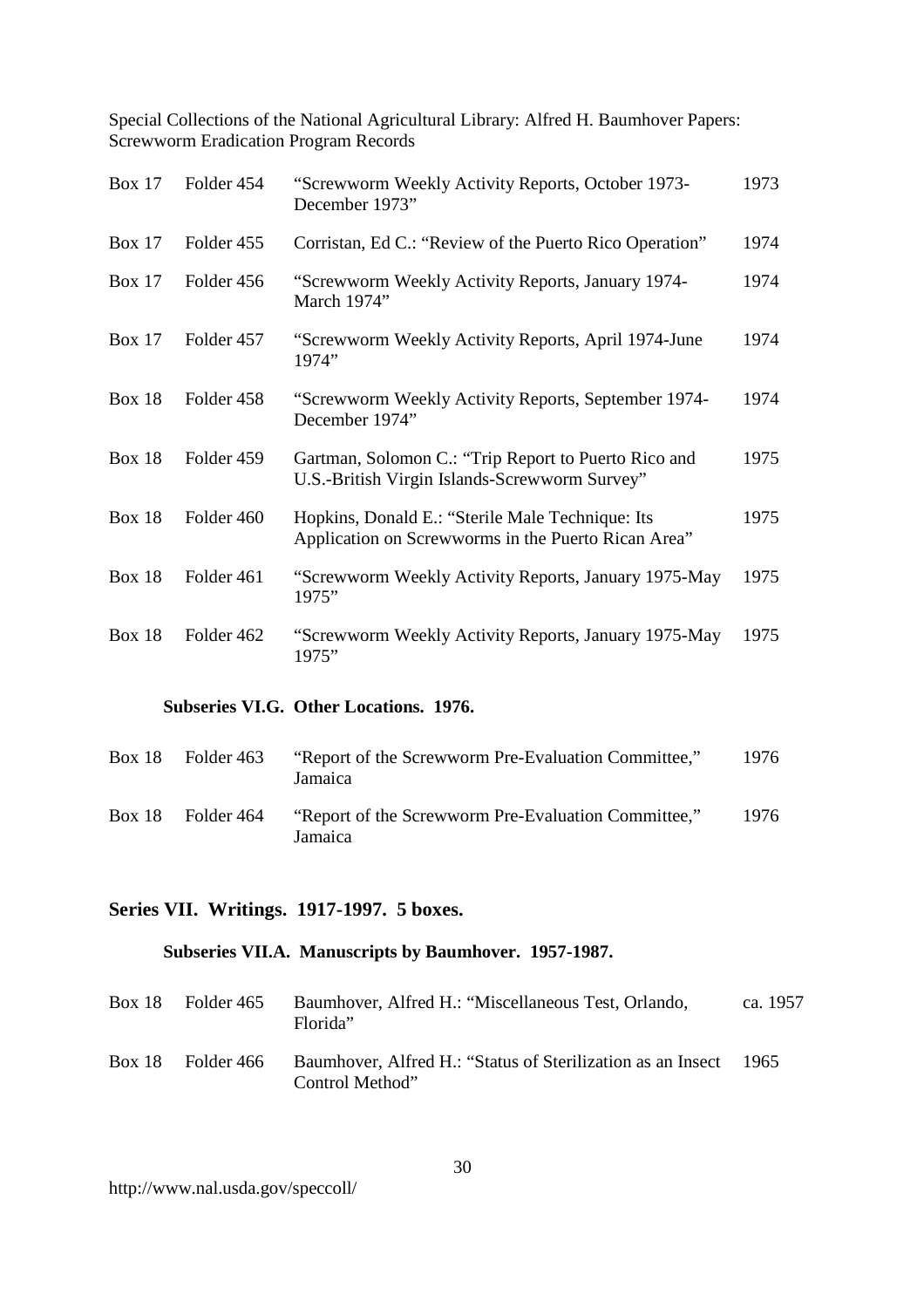| | | | |
|---|---|---|---|
| Box 17 | Folder 454 | "Screwworm Weekly Activity Reports, October 1973-December 1973" | 1973 |
| Box 17 | Folder 455 | Corristan, Ed C.: "Review of the Puerto Rico Operation" | 1974 |
| Box 17 | Folder 456 | "Screwworm Weekly Activity Reports, January 1974-March 1974" | 1974 |
| Box 17 | Folder 457 | "Screwworm Weekly Activity Reports, April 1974-June 1974" | 1974 |
| Box 18 | Folder 458 | "Screwworm Weekly Activity Reports, September 1974-December 1974" | 1974 |
| Box 18 | Folder 459 | Gartman, Solomon C.: "Trip Report to Puerto Rico and U.S.-British Virgin Islands-Screwworm Survey" | 1975 |
| Box 18 | Folder 460 | Hopkins, Donald E.: "Sterile Male Technique: Its Application on Screwworms in the Puerto Rican Area" | 1975 |
| Box 18 | Folder 461 | "Screwworm Weekly Activity Reports, January 1975-May 1975" | 1975 |
| Box 18 | Folder 462 | "Screwworm Weekly Activity Reports, January 1975-May 1975" | 1975 |

#### Subseries VI.G. Other Locations. 1976.

| | | | |
|---|---|---|---|
| Box 18 | Folder 463 | "Report of the Screwworm Pre-Evaluation Committee," Jamaica | 1976 |
| Box 18 | Folder 464 | "Report of the Screwworm Pre-Evaluation Committee," Jamaica | 1976 |

### Series VII. Writings. 1917-1997. 5 boxes.

#### Subseries VII.A. Manuscripts by Baumhover. 1957-1987.

| | | | |
|---|---|---|---|
| Box 18 | Folder 465 | Baumhover, Alfred H.: "Miscellaneous Test, Orlando, Florida" | ca. 1957 |
| Box 18 | Folder 466 | Baumhover, Alfred H.: "Status of Sterilization as an Insect Control Method" | 1965 |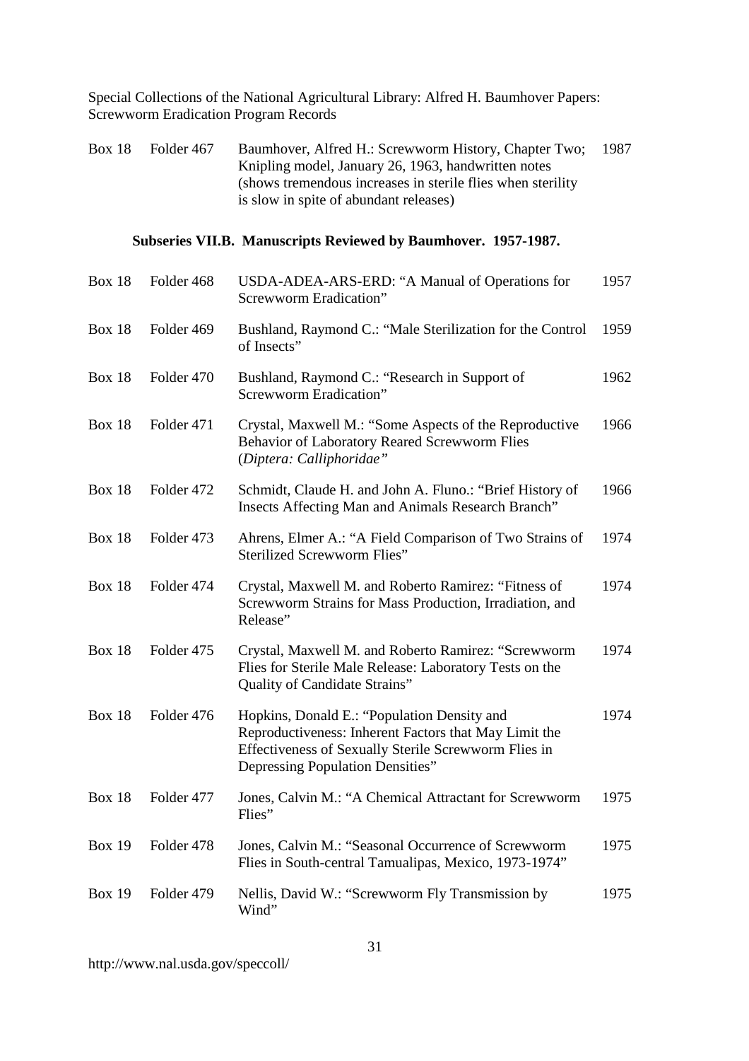| | | | |
|---|---|---|---|
| Box 18 | Folder 467 | Baumhover, Alfred H.: Screwworm History, Chapter Two; Knipling model, January 26, 1963, handwritten notes (shows tremendous increases in sterile flies when sterility is slow in spite of abundant releases) | 1987 |

## Subseries VII.B. Manuscripts Reviewed by Baumhover. 1957-1987.

| | | | |
|---|---|---|---|
| Box 18 | Folder 468 | USDA-ADEA-ARS-ERD: "A Manual of Operations for Screwworm Eradication" | 1957 |
| Box 18 | Folder 469 | Bushland, Raymond C.: "Male Sterilization for the Control of Insects" | 1959 |
| Box 18 | Folder 470 | Bushland, Raymond C.: "Research in Support of Screwworm Eradication" | 1962 |
| Box 18 | Folder 471 | Crystal, Maxwell M.: "Some Aspects of the Reproductive Behavior of Laboratory Reared Screwworm Flies (*Diptera: Calliphoridae"* | 1966 |
| Box 18 | Folder 472 | Schmidt, Claude H. and John A. Fluno.: "Brief History of Insects Affecting Man and Animals Research Branch" | 1966 |
| Box 18 | Folder 473 | Ahrens, Elmer A.: "A Field Comparison of Two Strains of Sterilized Screwworm Flies" | 1974 |
| Box 18 | Folder 474 | Crystal, Maxwell M. and Roberto Ramirez: "Fitness of Screwworm Strains for Mass Production, Irradiation, and Release" | 1974 |
| Box 18 | Folder 475 | Crystal, Maxwell M. and Roberto Ramirez: "Screwworm Flies for Sterile Male Release: Laboratory Tests on the Quality of Candidate Strains" | 1974 |
| Box 18 | Folder 476 | Hopkins, Donald E.: "Population Density and Reproductiveness: Inherent Factors that May Limit the Effectiveness of Sexually Sterile Screwworm Flies in Depressing Population Densities" | 1974 |
| Box 18 | Folder 477 | Jones, Calvin M.: "A Chemical Attractant for Screwworm Flies" | 1975 |
| Box 19 | Folder 478 | Jones, Calvin M.: "Seasonal Occurrence of Screwworm Flies in South-central Tamualipas, Mexico, 1973-1974" | 1975 |
| Box 19 | Folder 479 | Nellis, David W.: "Screwworm Fly Transmission by Wind" | 1975 |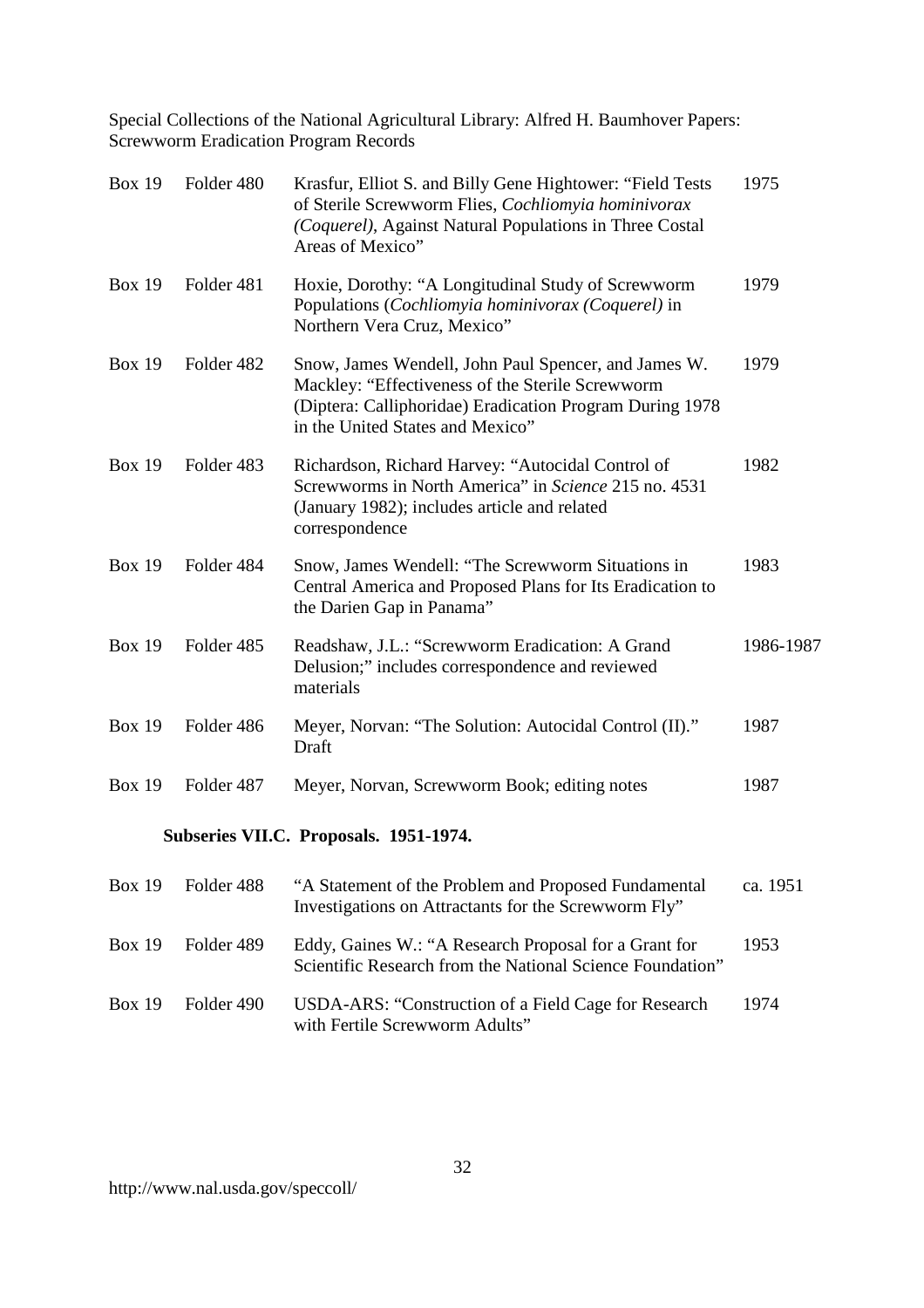| | | | |
|---|---|---|---|
| Box 19 | Folder 480 | Krasfur, Elliot S. and Billy Gene Hightower: "Field Tests of Sterile Screwworm Flies, *Cochliomyia hominivorax (Coquerel)*, Against Natural Populations in Three Costal Areas of Mexico" | 1975 |
| Box 19 | Folder 481 | Hoxie, Dorothy: "A Longitudinal Study of Screwworm Populations (*Cochliomyia hominivorax (Coquerel)* in Northern Vera Cruz, Mexico" | 1979 |
| Box 19 | Folder 482 | Snow, James Wendell, John Paul Spencer, and James W. Mackley: "Effectiveness of the Sterile Screwworm (Diptera: Calliphoridae) Eradication Program During 1978 in the United States and Mexico" | 1979 |
| Box 19 | Folder 483 | Richardson, Richard Harvey: "Autocidal Control of Screwworms in North America" in *Science* 215 no. 4531 (January 1982); includes article and related correspondence | 1982 |
| Box 19 | Folder 484 | Snow, James Wendell: "The Screwworm Situations in Central America and Proposed Plans for Its Eradication to the Darien Gap in Panama" | 1983 |
| Box 19 | Folder 485 | Readshaw, J.L.: "Screwworm Eradication: A Grand Delusion;" includes correspondence and reviewed materials | 1986-1987 |
| Box 19 | Folder 486 | Meyer, Norvan: "The Solution: Autocidal Control (II)." Draft | 1987 |
| Box 19 | Folder 487 | Meyer, Norvan, Screwworm Book; editing notes | 1987 |

**Subseries VII.C. Proposals. 1951-1974.**

| | | | |
|---|---|---|---|
| Box 19 | Folder 488 | "A Statement of the Problem and Proposed Fundamental Investigations on Attractants for the Screwworm Fly" | ca. 1951 |
| Box 19 | Folder 489 | Eddy, Gaines W.: "A Research Proposal for a Grant for Scientific Research from the National Science Foundation" | 1953 |
| Box 19 | Folder 490 | USDA-ARS: "Construction of a Field Cage for Research with Fertile Screwworm Adults" | 1974 |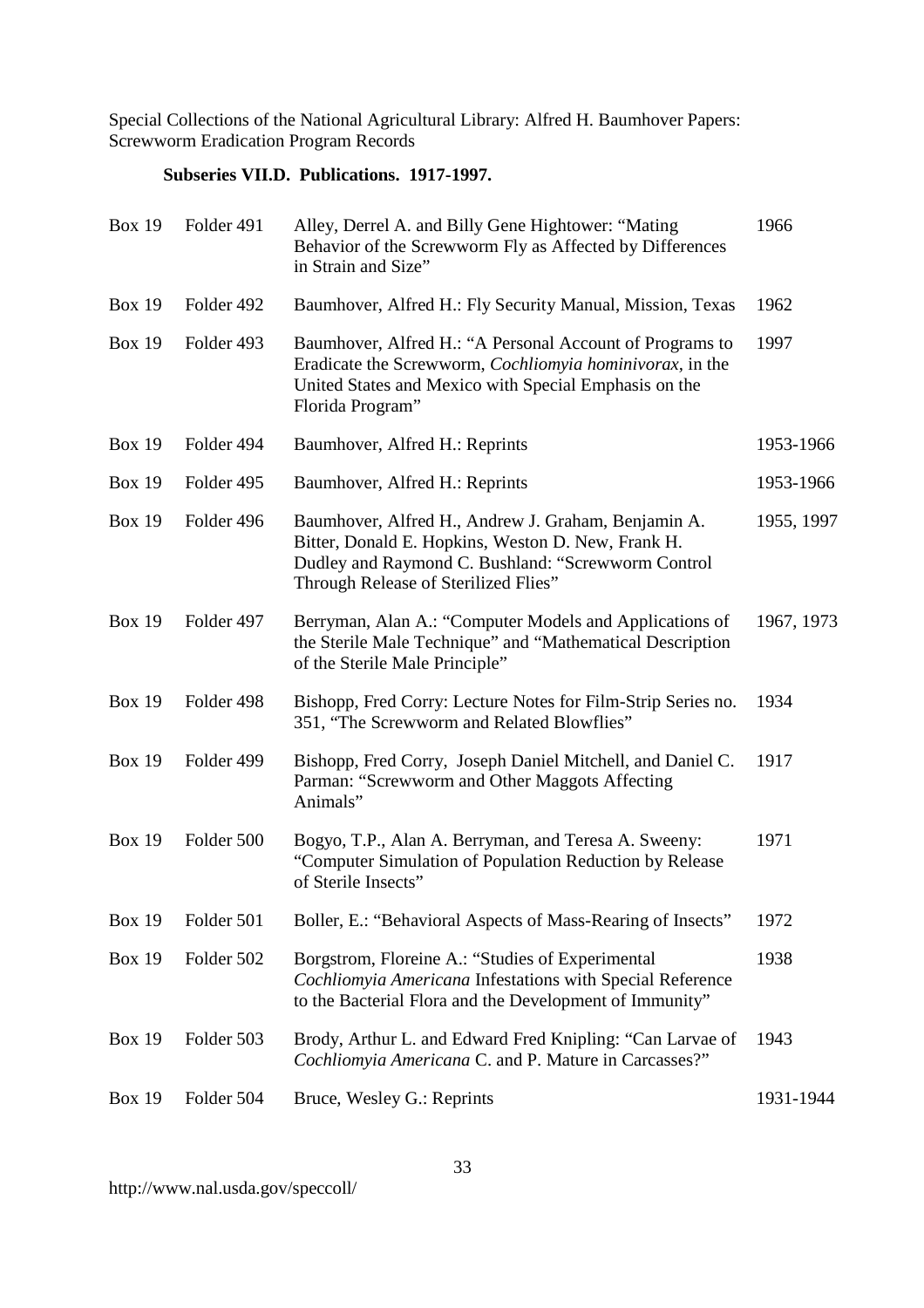Special Collections of the National Agricultural Library: Alfred H. Baumhover Papers: Screwworm Eradication Program Records

### Subseries VII.D. Publications. 1917-1997.

| | | | |
|---|---|---|---|
| Box 19 | Folder 491 | Alley, Derrel A. and Billy Gene Hightower: "Mating Behavior of the Screwworm Fly as Affected by Differences in Strain and Size" | 1966 |
| Box 19 | Folder 492 | Baumhover, Alfred H.: Fly Security Manual, Mission, Texas | 1962 |
| Box 19 | Folder 493 | Baumhover, Alfred H.: "A Personal Account of Programs to Eradicate the Screwworm, *Cochliomyia hominivorax,* in the United States and Mexico with Special Emphasis on the Florida Program" | 1997 |
| Box 19 | Folder 494 | Baumhover, Alfred H.: Reprints | 1953-1966 |
| Box 19 | Folder 495 | Baumhover, Alfred H.: Reprints | 1953-1966 |
| Box 19 | Folder 496 | Baumhover, Alfred H., Andrew J. Graham, Benjamin A. Bitter, Donald E. Hopkins, Weston D. New, Frank H. Dudley and Raymond C. Bushland: "Screwworm Control Through Release of Sterilized Flies" | 1955, 1997 |
| Box 19 | Folder 497 | Berryman, Alan A.: "Computer Models and Applications of the Sterile Male Technique" and "Mathematical Description of the Sterile Male Principle" | 1967, 1973 |
| Box 19 | Folder 498 | Bishopp, Fred Corry: Lecture Notes for Film-Strip Series no. 351, "The Screwworm and Related Blowflies" | 1934 |
| Box 19 | Folder 499 | Bishopp, Fred Corry, Joseph Daniel Mitchell, and Daniel C. Parman: "Screwworm and Other Maggots Affecting Animals" | 1917 |
| Box 19 | Folder 500 | Bogyo, T.P., Alan A. Berryman, and Teresa A. Sweeny: "Computer Simulation of Population Reduction by Release of Sterile Insects" | 1971 |
| Box 19 | Folder 501 | Boller, E.: "Behavioral Aspects of Mass-Rearing of Insects" | 1972 |
| Box 19 | Folder 502 | Borgstrom, Floreine A.: "Studies of Experimental *Cochliomyia Americana* Infestations with Special Reference to the Bacterial Flora and the Development of Immunity" | 1938 |
| Box 19 | Folder 503 | Brody, Arthur L. and Edward Fred Knipling: "Can Larvae of *Cochliomyia Americana* C. and P. Mature in Carcasses?" | 1943 |
| Box 19 | Folder 504 | Bruce, Wesley G.: Reprints | 1931-1944 |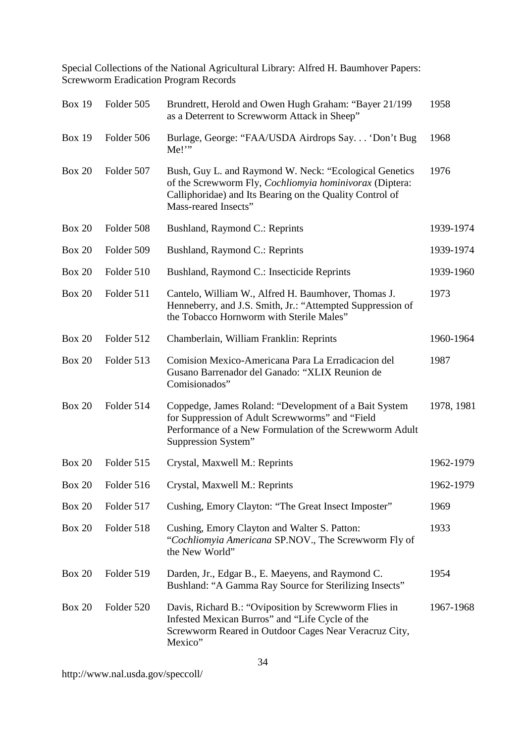Special Collections of the National Agricultural Library: Alfred H. Baumhover Papers: Screwworm Eradication Program Records

| | | | |
|---|---|---|---|
| Box 19 | Folder 505 | Brundrett, Herold and Owen Hugh Graham: "Bayer 21/199 as a Deterrent to Screwworm Attack in Sheep" | 1958 |
| Box 19 | Folder 506 | Burlage, George: "FAA/USDA Airdrops Say. . . 'Don't Bug Me!'" | 1968 |
| Box 20 | Folder 507 | Bush, Guy L. and Raymond W. Neck: "Ecological Genetics of the Screwworm Fly, *Cochliomyia hominivorax* (Diptera: Calliphoridae) and Its Bearing on the Quality Control of Mass-reared Insects" | 1976 |
| Box 20 | Folder 508 | Bushland, Raymond C.: Reprints | 1939-1974 |
| Box 20 | Folder 509 | Bushland, Raymond C.: Reprints | 1939-1974 |
| Box 20 | Folder 510 | Bushland, Raymond C.: Insecticide Reprints | 1939-1960 |
| Box 20 | Folder 511 | Cantelo, William W., Alfred H. Baumhover, Thomas J. Henneberry, and J.S. Smith, Jr.: "Attempted Suppression of the Tobacco Hornworm with Sterile Males" | 1973 |
| Box 20 | Folder 512 | Chamberlain, William Franklin: Reprints | 1960-1964 |
| Box 20 | Folder 513 | Comision Mexico-Americana Para La Erradicacion del Gusano Barrenador del Ganado: "XLIX Reunion de Comisionados" | 1987 |
| Box 20 | Folder 514 | Coppedge, James Roland: "Development of a Bait System for Suppression of Adult Screwworms" and "Field Performance of a New Formulation of the Screwworm Adult Suppression System" | 1978, 1981 |
| Box 20 | Folder 515 | Crystal, Maxwell M.: Reprints | 1962-1979 |
| Box 20 | Folder 516 | Crystal, Maxwell M.: Reprints | 1962-1979 |
| Box 20 | Folder 517 | Cushing, Emory Clayton: "The Great Insect Imposter" | 1969 |
| Box 20 | Folder 518 | Cushing, Emory Clayton and Walter S. Patton: "*Cochliomyia Americana* SP.NOV., The Screwworm Fly of the New World" | 1933 |
| Box 20 | Folder 519 | Darden, Jr., Edgar B., E. Maeyens, and Raymond C. Bushland: "A Gamma Ray Source for Sterilizing Insects" | 1954 |
| Box 20 | Folder 520 | Davis, Richard B.: "Oviposition by Screwworm Flies in Infested Mexican Burros" and "Life Cycle of the Screwworm Reared in Outdoor Cages Near Veracruz City, Mexico" | 1967-1968 |

http://www.nal.usda.gov/speccoll/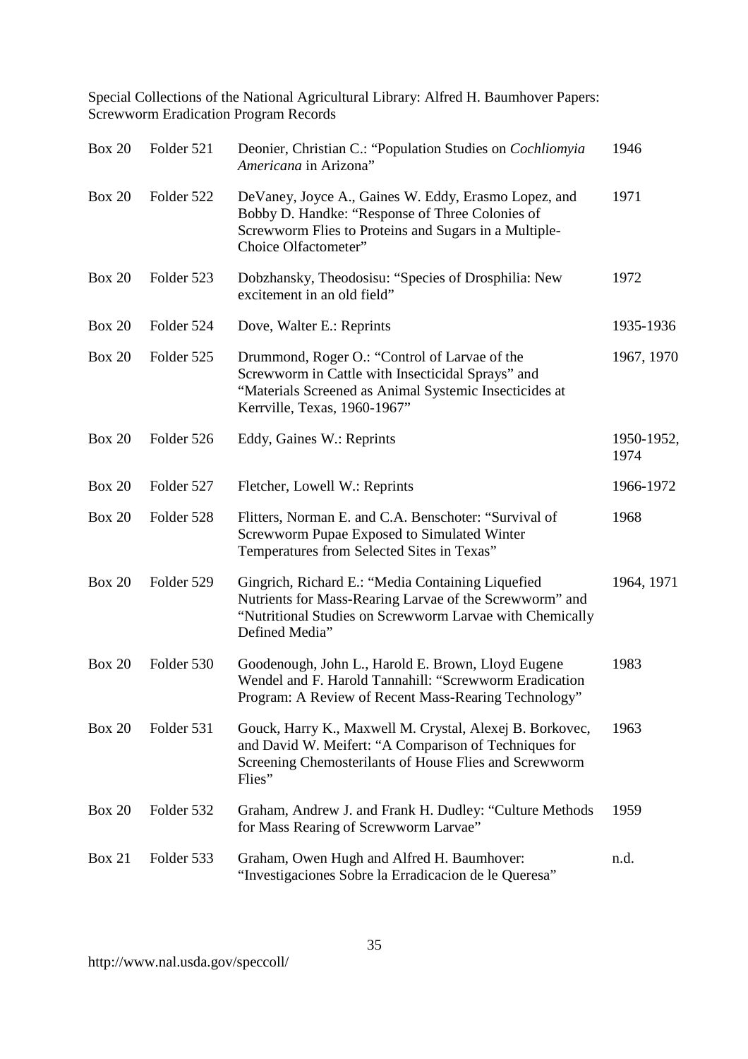Special Collections of the National Agricultural Library: Alfred H. Baumhover Papers: Screwworm Eradication Program Records

| | | | |
|---|---|---|---|
| Box 20 | Folder 521 | Deonier, Christian C.: "Population Studies on *Cochliomyia Americana* in Arizona" | 1946 |
| Box 20 | Folder 522 | DeVaney, Joyce A., Gaines W. Eddy, Erasmo Lopez, and Bobby D. Handke: "Response of Three Colonies of Screwworm Flies to Proteins and Sugars in a Multiple-Choice Olfactometer" | 1971 |
| Box 20 | Folder 523 | Dobzhansky, Theodosisu: "Species of Drosphilia: New excitement in an old field" | 1972 |
| Box 20 | Folder 524 | Dove, Walter E.: Reprints | 1935-1936 |
| Box 20 | Folder 525 | Drummond, Roger O.: "Control of Larvae of the Screwworm in Cattle with Insecticidal Sprays" and "Materials Screened as Animal Systemic Insecticides at Kerrville, Texas, 1960-1967" | 1967, 1970 |
| Box 20 | Folder 526 | Eddy, Gaines W.: Reprints | 1950-1952, 1974 |
| Box 20 | Folder 527 | Fletcher, Lowell W.: Reprints | 1966-1972 |
| Box 20 | Folder 528 | Flitters, Norman E. and C.A. Benschoter: "Survival of Screwworm Pupae Exposed to Simulated Winter Temperatures from Selected Sites in Texas" | 1968 |
| Box 20 | Folder 529 | Gingrich, Richard E.: "Media Containing Liquefied Nutrients for Mass-Rearing Larvae of the Screwworm" and "Nutritional Studies on Screwworm Larvae with Chemically Defined Media" | 1964, 1971 |
| Box 20 | Folder 530 | Goodenough, John L., Harold E. Brown, Lloyd Eugene Wendel and F. Harold Tannahill: "Screwworm Eradication Program: A Review of Recent Mass-Rearing Technology" | 1983 |
| Box 20 | Folder 531 | Gouck, Harry K., Maxwell M. Crystal, Alexej B. Borkovec, and David W. Meifert: "A Comparison of Techniques for Screening Chemosterilants of House Flies and Screwworm Flies" | 1963 |
| Box 20 | Folder 532 | Graham, Andrew J. and Frank H. Dudley: "Culture Methods for Mass Rearing of Screwworm Larvae" | 1959 |
| Box 21 | Folder 533 | Graham, Owen Hugh and Alfred H. Baumhover: "Investigaciones Sobre la Erradicacion de le Queresa" | n.d. |

http://www.nal.usda.gov/speccoll/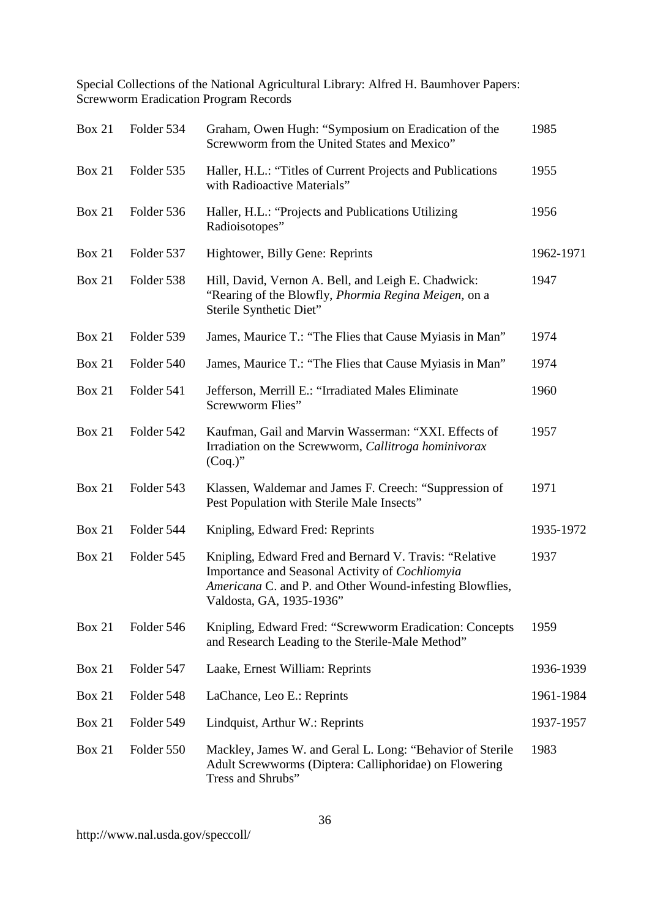Special Collections of the National Agricultural Library: Alfred H. Baumhover Papers: Screwworm Eradication Program Records

| Box | Folder | Description | Date |
|---|---|---|---|
| Box 21 | Folder 534 | Graham, Owen Hugh: "Symposium on Eradication of the Screwworm from the United States and Mexico" | 1985 |
| Box 21 | Folder 535 | Haller, H.L.: "Titles of Current Projects and Publications with Radioactive Materials" | 1955 |
| Box 21 | Folder 536 | Haller, H.L.: "Projects and Publications Utilizing Radioisotopes" | 1956 |
| Box 21 | Folder 537 | Hightower, Billy Gene: Reprints | 1962-1971 |
| Box 21 | Folder 538 | Hill, David, Vernon A. Bell, and Leigh E. Chadwick: "Rearing of the Blowfly, *Phormia Regina Meigen*, on a Sterile Synthetic Diet" | 1947 |
| Box 21 | Folder 539 | James, Maurice T.: "The Flies that Cause Myiasis in Man" | 1974 |
| Box 21 | Folder 540 | James, Maurice T.: "The Flies that Cause Myiasis in Man" | 1974 |
| Box 21 | Folder 541 | Jefferson, Merrill E.: "Irradiated Males Eliminate Screwworm Flies" | 1960 |
| Box 21 | Folder 542 | Kaufman, Gail and Marvin Wasserman: "XXI. Effects of Irradiation on the Screwworm, *Callitroga hominivorax* (Coq.)" | 1957 |
| Box 21 | Folder 543 | Klassen, Waldemar and James F. Creech: "Suppression of Pest Population with Sterile Male Insects" | 1971 |
| Box 21 | Folder 544 | Knipling, Edward Fred: Reprints | 1935-1972 |
| Box 21 | Folder 545 | Knipling, Edward Fred and Bernard V. Travis: "Relative Importance and Seasonal Activity of *Cochliomyia Americana* C. and P. and Other Wound-infesting Blowflies, Valdosta, GA, 1935-1936" | 1937 |
| Box 21 | Folder 546 | Knipling, Edward Fred: "Screwworm Eradication: Concepts and Research Leading to the Sterile-Male Method" | 1959 |
| Box 21 | Folder 547 | Laake, Ernest William: Reprints | 1936-1939 |
| Box 21 | Folder 548 | LaChance, Leo E.: Reprints | 1961-1984 |
| Box 21 | Folder 549 | Lindquist, Arthur W.: Reprints | 1937-1957 |
| Box 21 | Folder 550 | Mackley, James W. and Geral L. Long: "Behavior of Sterile Adult Screwworms (Diptera: Calliphoridae) on Flowering Tress and Shrubs" | 1983 |

http://www.nal.usda.gov/speccoll/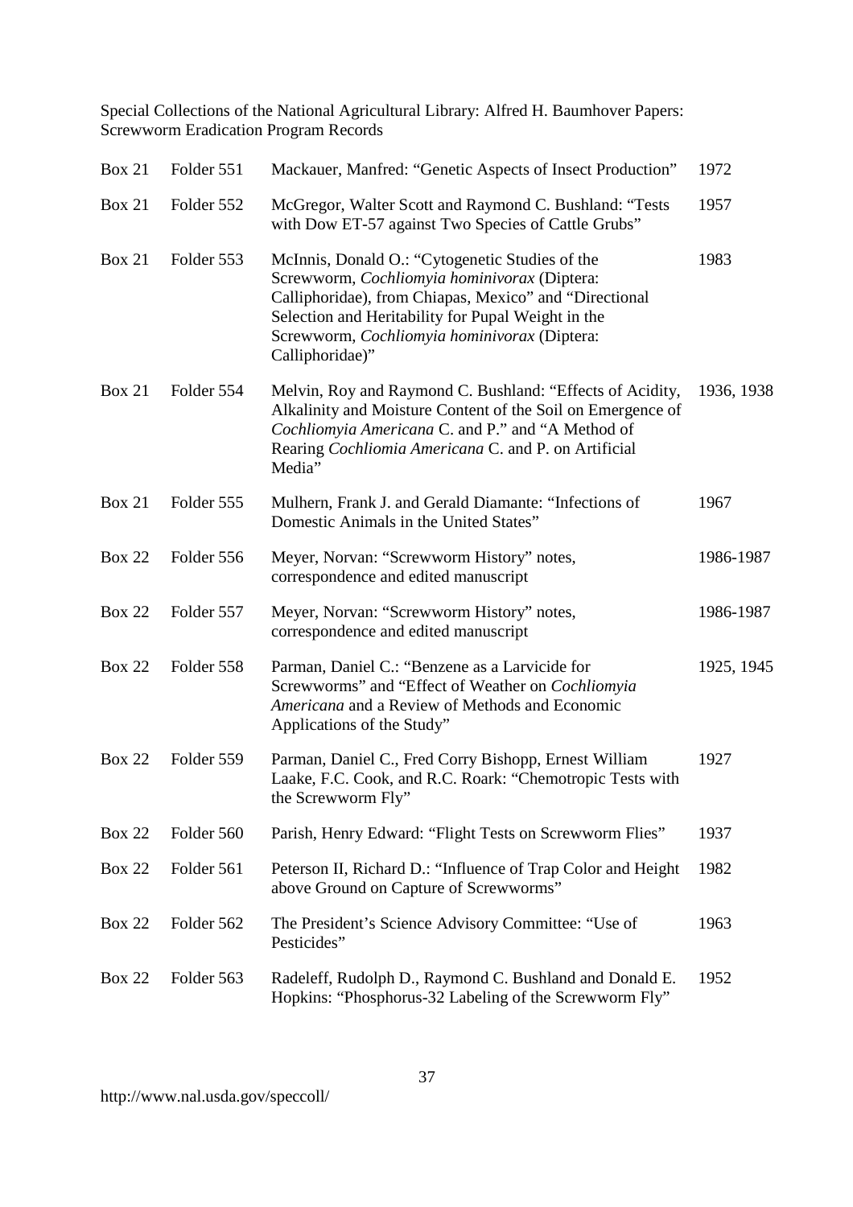Special Collections of the National Agricultural Library: Alfred H. Baumhover Papers: Screwworm Eradication Program Records

| | | | |
|---|---|---|---|
| Box 21 | Folder 551 | Mackauer, Manfred: "Genetic Aspects of Insect Production" | 1972 |
| Box 21 | Folder 552 | McGregor, Walter Scott and Raymond C. Bushland: "Tests with Dow ET-57 against Two Species of Cattle Grubs" | 1957 |
| Box 21 | Folder 553 | McInnis, Donald O.: "Cytogenetic Studies of the Screwworm, *Cochliomyia hominivorax* (Diptera: Calliphoridae), from Chiapas, Mexico" and "Directional Selection and Heritability for Pupal Weight in the Screwworm, *Cochliomyia hominivorax* (Diptera: Calliphoridae)" | 1983 |
| Box 21 | Folder 554 | Melvin, Roy and Raymond C. Bushland: "Effects of Acidity, Alkalinity and Moisture Content of the Soil on Emergence of *Cochliomyia Americana* C. and P." and "A Method of Rearing *Cochliomia Americana* C. and P. on Artificial Media" | 1936, 1938 |
| Box 21 | Folder 555 | Mulhern, Frank J. and Gerald Diamante: "Infections of Domestic Animals in the United States" | 1967 |
| Box 22 | Folder 556 | Meyer, Norvan: "Screwworm History" notes, correspondence and edited manuscript | 1986-1987 |
| Box 22 | Folder 557 | Meyer, Norvan: "Screwworm History" notes, correspondence and edited manuscript | 1986-1987 |
| Box 22 | Folder 558 | Parman, Daniel C.: "Benzene as a Larvicide for Screwworms" and "Effect of Weather on *Cochliomyia Americana* and a Review of Methods and Economic Applications of the Study" | 1925, 1945 |
| Box 22 | Folder 559 | Parman, Daniel C., Fred Corry Bishopp, Ernest William Laake, F.C. Cook, and R.C. Roark: "Chemotropic Tests with the Screwworm Fly" | 1927 |
| Box 22 | Folder 560 | Parish, Henry Edward: "Flight Tests on Screwworm Flies" | 1937 |
| Box 22 | Folder 561 | Peterson II, Richard D.: "Influence of Trap Color and Height above Ground on Capture of Screwworms" | 1982 |
| Box 22 | Folder 562 | The President's Science Advisory Committee: "Use of Pesticides" | 1963 |
| Box 22 | Folder 563 | Radeleff, Rudolph D., Raymond C. Bushland and Donald E. Hopkins: "Phosphorus-32 Labeling of the Screwworm Fly" | 1952 |

http://www.nal.usda.gov/speccoll/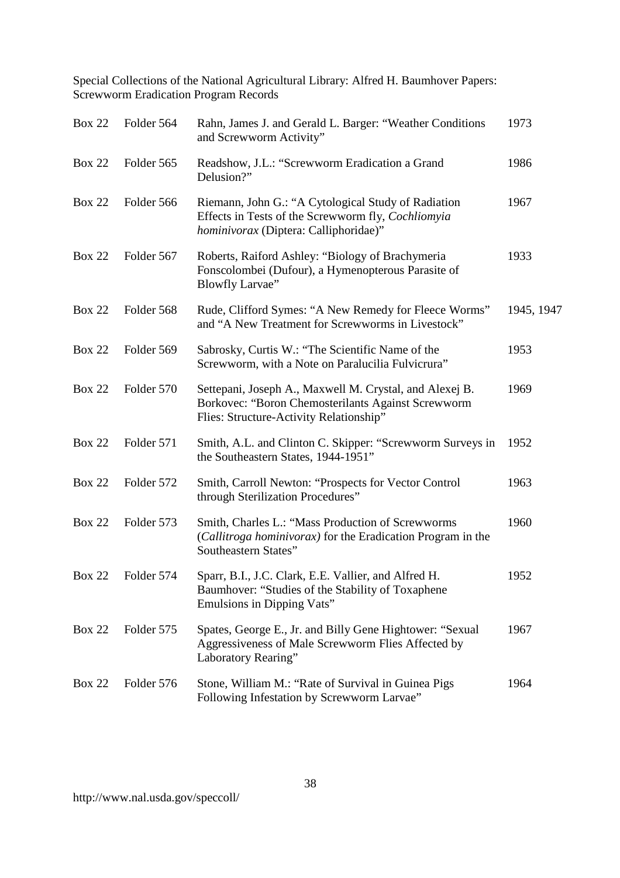Special Collections of the National Agricultural Library: Alfred H. Baumhover Papers: Screwworm Eradication Program Records

| | | | |
|---|---|---|---|
| Box 22 | Folder 564 | Rahn, James J. and Gerald L. Barger: "Weather Conditions and Screwworm Activity" | 1973 |
| Box 22 | Folder 565 | Readshow, J.L.: "Screwworm Eradication a Grand Delusion?" | 1986 |
| Box 22 | Folder 566 | Riemann, John G.: "A Cytological Study of Radiation Effects in Tests of the Screwworm fly, *Cochliomyia hominivorax* (Diptera: Calliphoridae)" | 1967 |
| Box 22 | Folder 567 | Roberts, Raiford Ashley: "Biology of Brachymeria Fonscolombei (Dufour), a Hymenopterous Parasite of Blowfly Larvae" | 1933 |
| Box 22 | Folder 568 | Rude, Clifford Symes: "A New Remedy for Fleece Worms" and "A New Treatment for Screwworms in Livestock" | 1945, 1947 |
| Box 22 | Folder 569 | Sabrosky, Curtis W.: "The Scientific Name of the Screwworm, with a Note on Paralucilia Fulvicrura" | 1953 |
| Box 22 | Folder 570 | Settepani, Joseph A., Maxwell M. Crystal, and Alexej B. Borkovec: "Boron Chemosterilants Against Screwworm Flies: Structure-Activity Relationship" | 1969 |
| Box 22 | Folder 571 | Smith, A.L. and Clinton C. Skipper: "Screwworm Surveys in the Southeastern States, 1944-1951" | 1952 |
| Box 22 | Folder 572 | Smith, Carroll Newton: "Prospects for Vector Control through Sterilization Procedures" | 1963 |
| Box 22 | Folder 573 | Smith, Charles L.: "Mass Production of Screwworms (*Callitroga hominivorax)* for the Eradication Program in the Southeastern States" | 1960 |
| Box 22 | Folder 574 | Sparr, B.I., J.C. Clark, E.E. Vallier, and Alfred H. Baumhover: "Studies of the Stability of Toxaphene Emulsions in Dipping Vats" | 1952 |
| Box 22 | Folder 575 | Spates, George E., Jr. and Billy Gene Hightower: "Sexual Aggressiveness of Male Screwworm Flies Affected by Laboratory Rearing" | 1967 |
| Box 22 | Folder 576 | Stone, William M.: "Rate of Survival in Guinea Pigs Following Infestation by Screwworm Larvae" | 1964 |

http://www.nal.usda.gov/speccoll/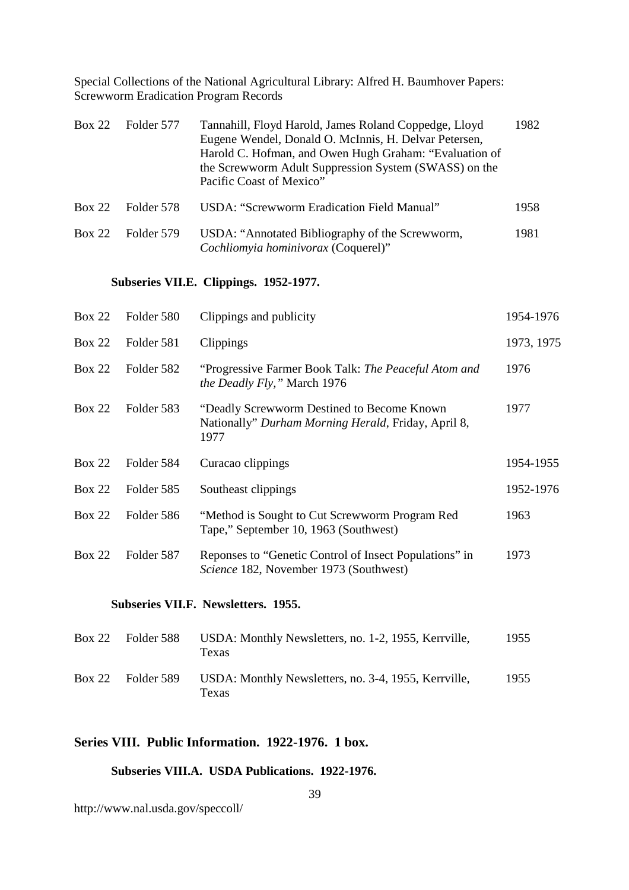| | | | |
|---|---|---|---|
| Box 22 | Folder 577 | Tannahill, Floyd Harold, James Roland Coppedge, Lloyd Eugene Wendel, Donald O. McInnis, H. Delvar Petersen, Harold C. Hofman, and Owen Hugh Graham: "Evaluation of the Screwworm Adult Suppression System (SWASS) on the Pacific Coast of Mexico" | 1982 |
| Box 22 | Folder 578 | USDA: "Screwworm Eradication Field Manual" | 1958 |
| Box 22 | Folder 579 | USDA: "Annotated Bibliography of the Screwworm, *Cochliomyia hominivorax* (Coquerel)" | 1981 |

### Subseries VII.E. Clippings. 1952-1977.

| | | | |
|---|---|---|---|
| Box 22 | Folder 580 | Clippings and publicity | 1954-1976 |
| Box 22 | Folder 581 | Clippings | 1973, 1975 |
| Box 22 | Folder 582 | "Progressive Farmer Book Talk: *The Peaceful Atom and the Deadly Fly*," March 1976 | 1976 |
| Box 22 | Folder 583 | "Deadly Screwworm Destined to Become Known Nationally" *Durham Morning Herald*, Friday, April 8, 1977 | 1977 |
| Box 22 | Folder 584 | Curacao clippings | 1954-1955 |
| Box 22 | Folder 585 | Southeast clippings | 1952-1976 |
| Box 22 | Folder 586 | "Method is Sought to Cut Screwworm Program Red Tape," September 10, 1963 (Southwest) | 1963 |
| Box 22 | Folder 587 | Reponses to "Genetic Control of Insect Populations" in *Science* 182, November 1973 (Southwest) | 1973 |

### Subseries VII.F. Newsletters. 1955.

| | | | |
|---|---|---|---|
| Box 22 | Folder 588 | USDA: Monthly Newsletters, no. 1-2, 1955, Kerrville, Texas | 1955 |
| Box 22 | Folder 589 | USDA: Monthly Newsletters, no. 3-4, 1955, Kerrville, Texas | 1955 |

## Series VIII. Public Information. 1922-1976. 1 box.

### Subseries VIII.A. USDA Publications. 1922-1976.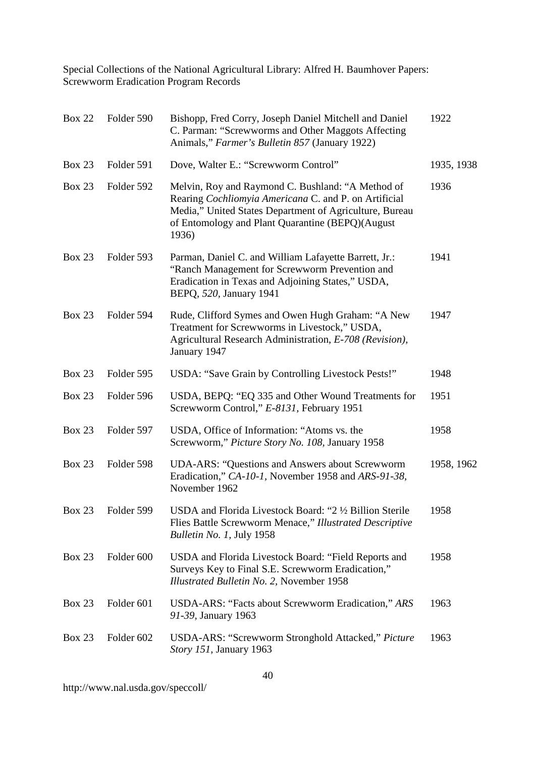| | | | |
|---|---|---|---|
| Box 22 | Folder 590 | Bishopp, Fred Corry, Joseph Daniel Mitchell and Daniel C. Parman: "Screwworms and Other Maggots Affecting Animals," *Farmer's Bulletin 857* (January 1922) | 1922 |
| Box 23 | Folder 591 | Dove, Walter E.: "Screwworm Control" | 1935, 1938 |
| Box 23 | Folder 592 | Melvin, Roy and Raymond C. Bushland: "A Method of Rearing *Cochliomyia Americana* C. and P. on Artificial Media," United States Department of Agriculture, Bureau of Entomology and Plant Quarantine (BEPQ)(August 1936) | 1936 |
| Box 23 | Folder 593 | Parman, Daniel C. and William Lafayette Barrett, Jr.: "Ranch Management for Screwworm Prevention and Eradication in Texas and Adjoining States," USDA, BEPQ, *520*, January 1941 | 1941 |
| Box 23 | Folder 594 | Rude, Clifford Symes and Owen Hugh Graham: "A New Treatment for Screwworms in Livestock," USDA, Agricultural Research Administration, *E-708 (Revision)*, January 1947 | 1947 |
| Box 23 | Folder 595 | USDA: "Save Grain by Controlling Livestock Pests!" | 1948 |
| Box 23 | Folder 596 | USDA, BEPQ: "EQ 335 and Other Wound Treatments for Screwworm Control," *E-8131*, February 1951 | 1951 |
| Box 23 | Folder 597 | USDA, Office of Information: "Atoms vs. the Screwworm," *Picture Story No. 108*, January 1958 | 1958 |
| Box 23 | Folder 598 | UDA-ARS: "Questions and Answers about Screwworm Eradication," *CA-10-1*, November 1958 and *ARS-91-38*, November 1962 | 1958, 1962 |
| Box 23 | Folder 599 | USDA and Florida Livestock Board: "2 ½ Billion Sterile Flies Battle Screwworm Menace," *Illustrated Descriptive Bulletin No. 1*, July 1958 | 1958 |
| Box 23 | Folder 600 | USDA and Florida Livestock Board: "Field Reports and Surveys Key to Final S.E. Screwworm Eradication," *Illustrated Bulletin No. 2*, November 1958 | 1958 |
| Box 23 | Folder 601 | USDA-ARS: "Facts about Screwworm Eradication," *ARS 91-39*, January 1963 | 1963 |
| Box 23 | Folder 602 | USDA-ARS: "Screwworm Stronghold Attacked," *Picture Story 151*, January 1963 | 1963 |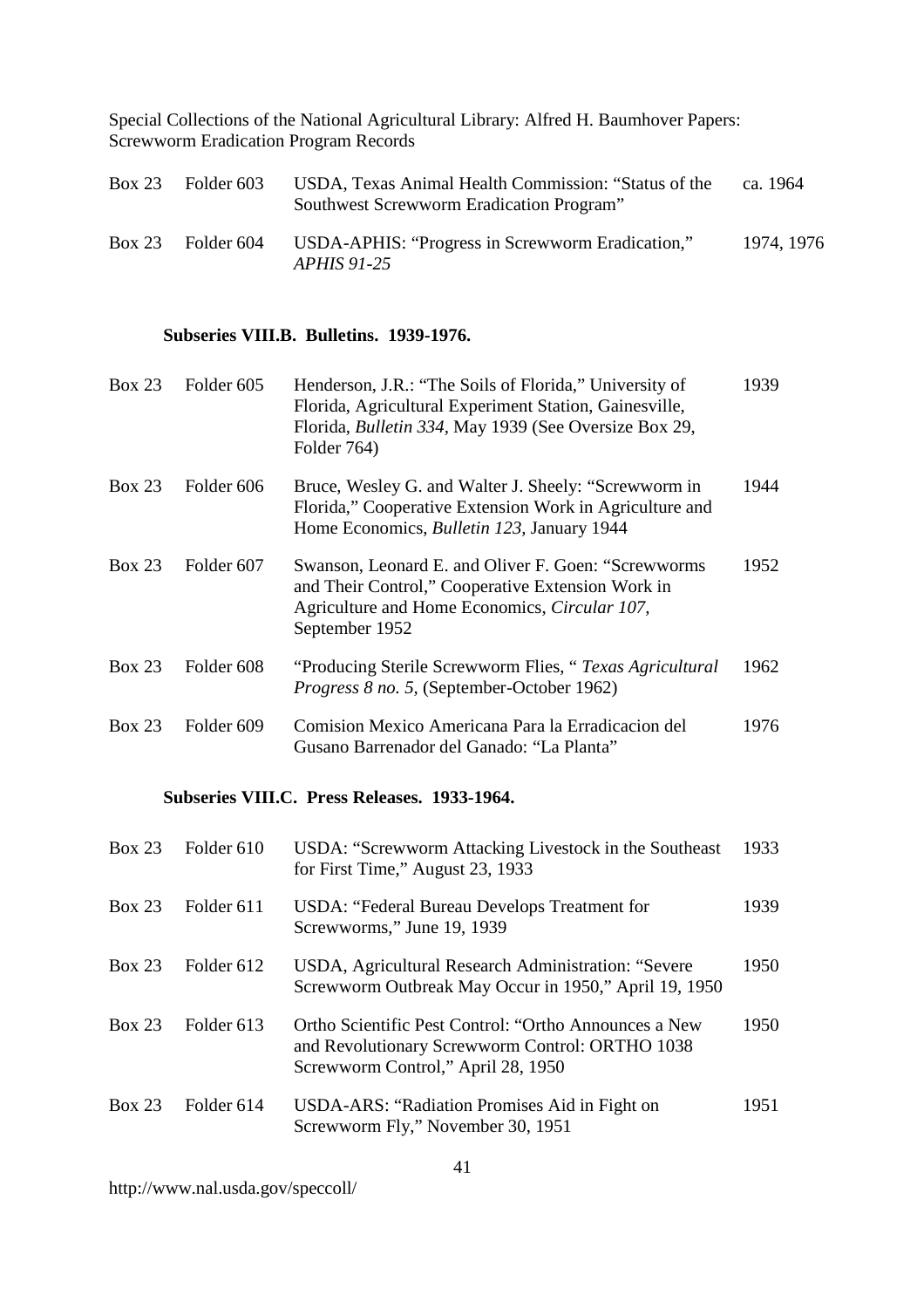| | | | |
|---|---|---|---|
| Box 23 | Folder 603 | USDA, Texas Animal Health Commission: "Status of the Southwest Screwworm Eradication Program" | ca. 1964 |
| Box 23 | Folder 604 | USDA-APHIS: "Progress in Screwworm Eradication," *APHIS 91-25* | 1974, 1976 |

### Subseries VIII.B. Bulletins. 1939-1976.

| | | | |
|---|---|---|---|
| Box 23 | Folder 605 | Henderson, J.R.: "The Soils of Florida," University of Florida, Agricultural Experiment Station, Gainesville, Florida, *Bulletin 334*, May 1939 (See Oversize Box 29, Folder 764) | 1939 |
| Box 23 | Folder 606 | Bruce, Wesley G. and Walter J. Sheely: "Screwworm in Florida," Cooperative Extension Work in Agriculture and Home Economics, *Bulletin 123*, January 1944 | 1944 |
| Box 23 | Folder 607 | Swanson, Leonard E. and Oliver F. Goen: "Screwworms and Their Control," Cooperative Extension Work in Agriculture and Home Economics, *Circular 107*, September 1952 | 1952 |
| Box 23 | Folder 608 | "Producing Sterile Screwworm Flies, " *Texas Agricultural Progress 8 no. 5*, (September-October 1962) | 1962 |
| Box 23 | Folder 609 | Comision Mexico Americana Para la Erradicacion del Gusano Barrenador del Ganado: "La Planta" | 1976 |

### Subseries VIII.C. Press Releases. 1933-1964.

| | | | |
|---|---|---|---|
| Box 23 | Folder 610 | USDA: "Screwworm Attacking Livestock in the Southeast for First Time," August 23, 1933 | 1933 |
| Box 23 | Folder 611 | USDA: "Federal Bureau Develops Treatment for Screwworms," June 19, 1939 | 1939 |
| Box 23 | Folder 612 | USDA, Agricultural Research Administration: "Severe Screwworm Outbreak May Occur in 1950," April 19, 1950 | 1950 |
| Box 23 | Folder 613 | Ortho Scientific Pest Control: "Ortho Announces a New and Revolutionary Screwworm Control: ORTHO 1038 Screwworm Control," April 28, 1950 | 1950 |
| Box 23 | Folder 614 | USDA-ARS: "Radiation Promises Aid in Fight on Screwworm Fly," November 30, 1951 | 1951 |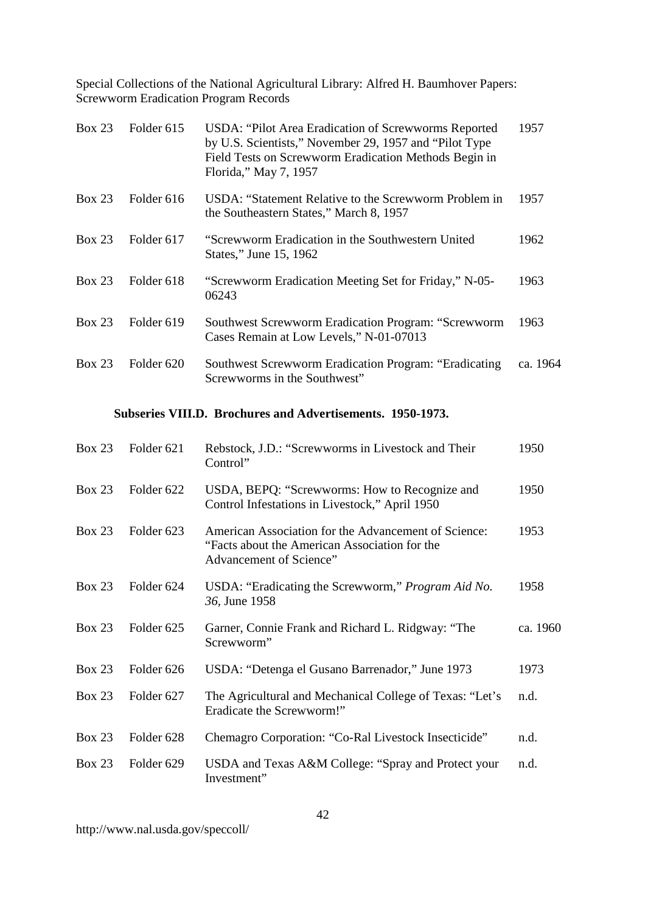| Box | Folder | Description | Date |
|---|---|---|---|
| Box 23 | Folder 615 | USDA: "Pilot Area Eradication of Screwworms Reported by U.S. Scientists," November 29, 1957 and "Pilot Type Field Tests on Screwworm Eradication Methods Begin in Florida," May 7, 1957 | 1957 |
| Box 23 | Folder 616 | USDA: "Statement Relative to the Screwworm Problem in the Southeastern States," March 8, 1957 | 1957 |
| Box 23 | Folder 617 | "Screwworm Eradication in the Southwestern United States," June 15, 1962 | 1962 |
| Box 23 | Folder 618 | "Screwworm Eradication Meeting Set for Friday," N-05-06243 | 1963 |
| Box 23 | Folder 619 | Southwest Screwworm Eradication Program: "Screwworm Cases Remain at Low Levels," N-01-07013 | 1963 |
| Box 23 | Folder 620 | Southwest Screwworm Eradication Program: "Eradicating Screwworms in the Southwest" | ca. 1964 |

### Subseries VIII.D. Brochures and Advertisements. 1950-1973.

| Box | Folder | Description | Date |
|---|---|---|---|
| Box 23 | Folder 621 | Rebstock, J.D.: "Screwworms in Livestock and Their Control" | 1950 |
| Box 23 | Folder 622 | USDA, BEPQ: "Screwworms: How to Recognize and Control Infestations in Livestock," April 1950 | 1950 |
| Box 23 | Folder 623 | American Association for the Advancement of Science: "Facts about the American Association for the Advancement of Science" | 1953 |
| Box 23 | Folder 624 | USDA: "Eradicating the Screwworm," *Program Aid No. 36*, June 1958 | 1958 |
| Box 23 | Folder 625 | Garner, Connie Frank and Richard L. Ridgway: "The Screwworm" | ca. 1960 |
| Box 23 | Folder 626 | USDA: "Detenga el Gusano Barrenador," June 1973 | 1973 |
| Box 23 | Folder 627 | The Agricultural and Mechanical College of Texas: "Let's Eradicate the Screwworm!" | n.d. |
| Box 23 | Folder 628 | Chemagro Corporation: "Co-Ral Livestock Insecticide" | n.d. |
| Box 23 | Folder 629 | USDA and Texas A&M College: "Spray and Protect your Investment" | n.d. |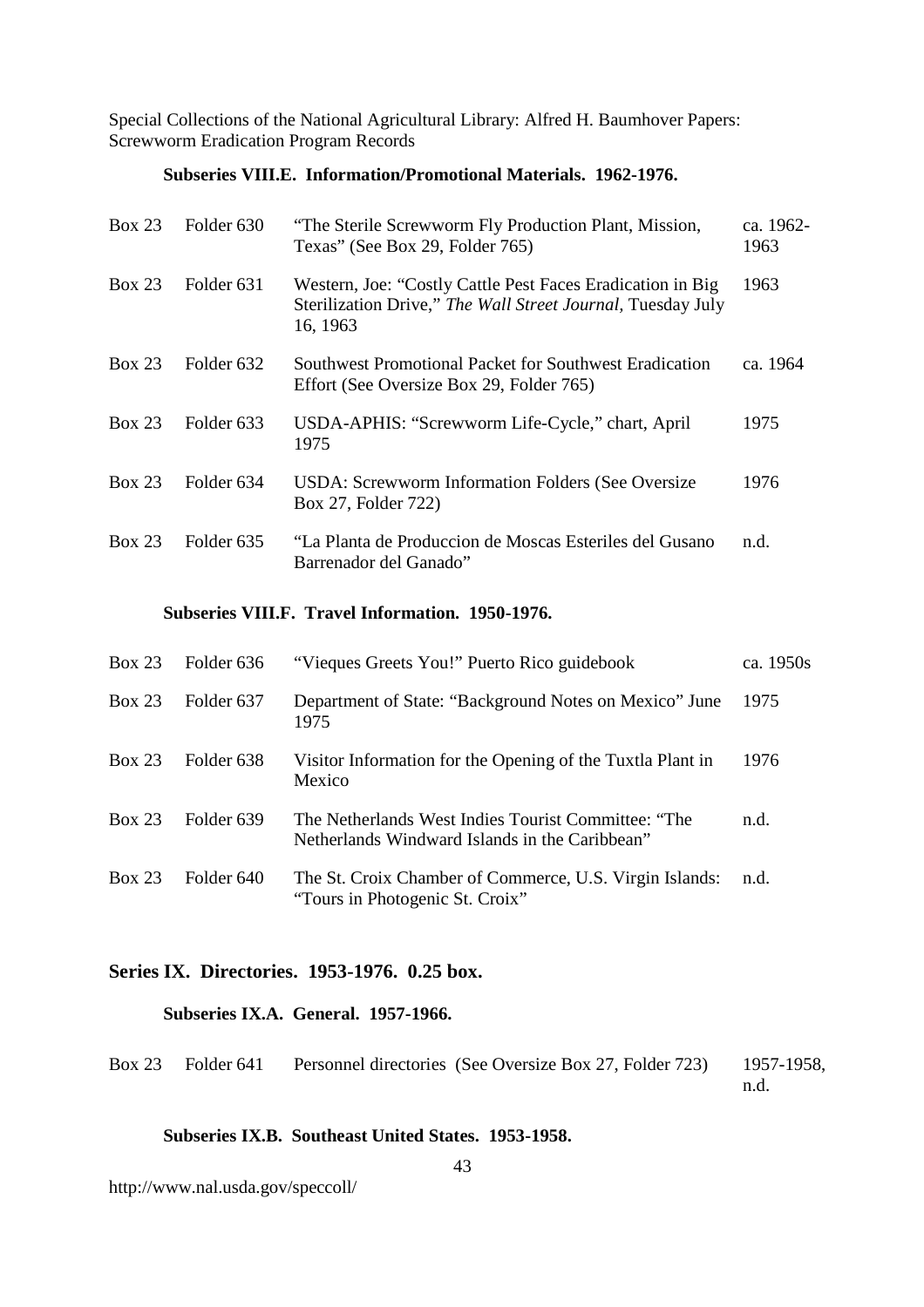### Subseries VIII.E. Information/Promotional Materials. 1962-1976.

| | | | |
|---|---|---|---|
| Box 23 | Folder 630 | "The Sterile Screwworm Fly Production Plant, Mission, Texas" (See Box 29, Folder 765) | ca. 1962-1963 |
| Box 23 | Folder 631 | Western, Joe: "Costly Cattle Pest Faces Eradication in Big Sterilization Drive," *The Wall Street Journal*, Tuesday July 16, 1963 | 1963 |
| Box 23 | Folder 632 | Southwest Promotional Packet for Southwest Eradication Effort (See Oversize Box 29, Folder 765) | ca. 1964 |
| Box 23 | Folder 633 | USDA-APHIS: "Screwworm Life-Cycle," chart, April 1975 | 1975 |
| Box 23 | Folder 634 | USDA: Screwworm Information Folders (See Oversize Box 27, Folder 722) | 1976 |
| Box 23 | Folder 635 | "La Planta de Produccion de Moscas Esteriles del Gusano Barrenador del Ganado" | n.d. |

### Subseries VIII.F. Travel Information. 1950-1976.

| | | | |
|---|---|---|---|
| Box 23 | Folder 636 | "Vieques Greets You!" Puerto Rico guidebook | ca. 1950s |
| Box 23 | Folder 637 | Department of State: "Background Notes on Mexico" June 1975 | 1975 |
| Box 23 | Folder 638 | Visitor Information for the Opening of the Tuxtla Plant in Mexico | 1976 |
| Box 23 | Folder 639 | The Netherlands West Indies Tourist Committee: "The Netherlands Windward Islands in the Caribbean" | n.d. |
| Box 23 | Folder 640 | The St. Croix Chamber of Commerce, U.S. Virgin Islands: "Tours in Photogenic St. Croix" | n.d. |

## Series IX. Directories. 1953-1976. 0.25 box.

### Subseries IX.A. General. 1957-1966.

| | | | |
|---|---|---|---|
| Box 23 | Folder 641 | Personnel directories (See Oversize Box 27, Folder 723) | 1957-1958, n.d. |

### Subseries IX.B. Southeast United States. 1953-1958.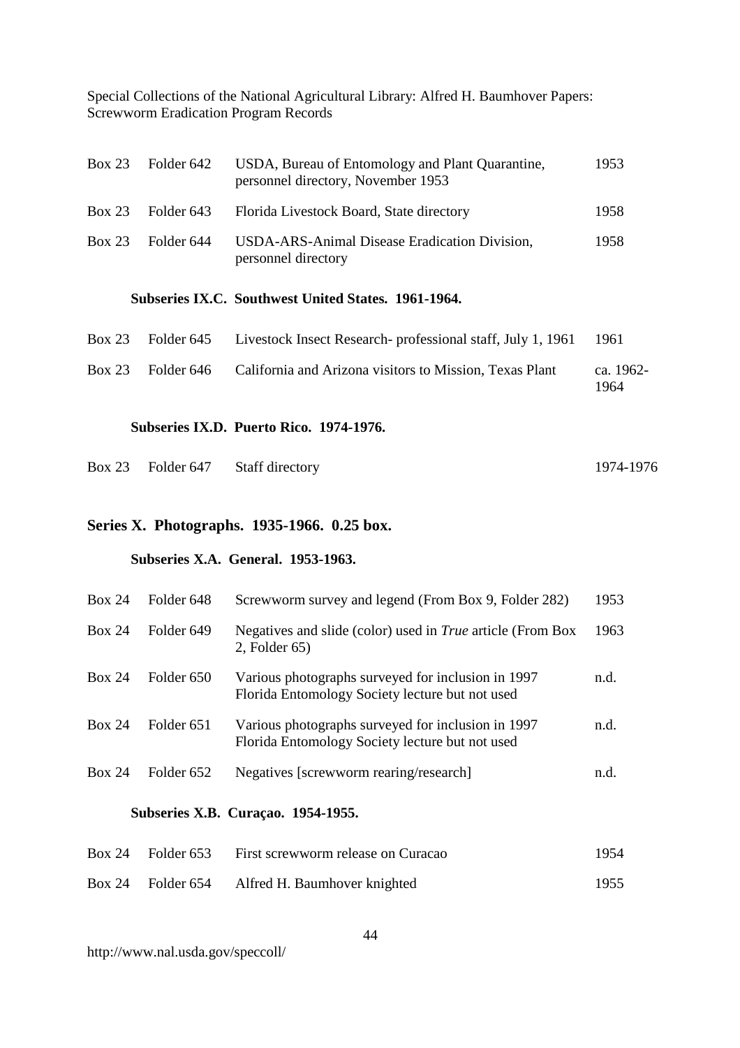| | | | |
|---|---|---|---|
| Box 23 | Folder 642 | USDA, Bureau of Entomology and Plant Quarantine, personnel directory, November 1953 | 1953 |
| Box 23 | Folder 643 | Florida Livestock Board, State directory | 1958 |
| Box 23 | Folder 644 | USDA-ARS-Animal Disease Eradication Division, personnel directory | 1958 |

### Subseries IX.C. Southwest United States. 1961-1964.

| | | | |
|---|---|---|---|
| Box 23 | Folder 645 | Livestock Insect Research- professional staff, July 1, 1961 | 1961 |
| Box 23 | Folder 646 | California and Arizona visitors to Mission, Texas Plant | ca. 1962-1964 |

### Subseries IX.D. Puerto Rico. 1974-1976.

| | | | |
|---|---|---|---|
| Box 23 | Folder 647 | Staff directory | 1974-1976 |

## Series X. Photographs. 1935-1966. 0.25 box.

### Subseries X.A. General. 1953-1963.

| | | | |
|---|---|---|---|
| Box 24 | Folder 648 | Screwworm survey and legend (From Box 9, Folder 282) | 1953 |
| Box 24 | Folder 649 | Negatives and slide (color) used in *True* article (From Box 2, Folder 65) | 1963 |
| Box 24 | Folder 650 | Various photographs surveyed for inclusion in 1997 Florida Entomology Society lecture but not used | n.d. |
| Box 24 | Folder 651 | Various photographs surveyed for inclusion in 1997 Florida Entomology Society lecture but not used | n.d. |
| Box 24 | Folder 652 | Negatives [screwworm rearing/research] | n.d. |

### Subseries X.B. Curaçao. 1954-1955.

| | | | |
|---|---|---|---|
| Box 24 | Folder 653 | First screwworm release on Curacao | 1954 |
| Box 24 | Folder 654 | Alfred H. Baumhover knighted | 1955 |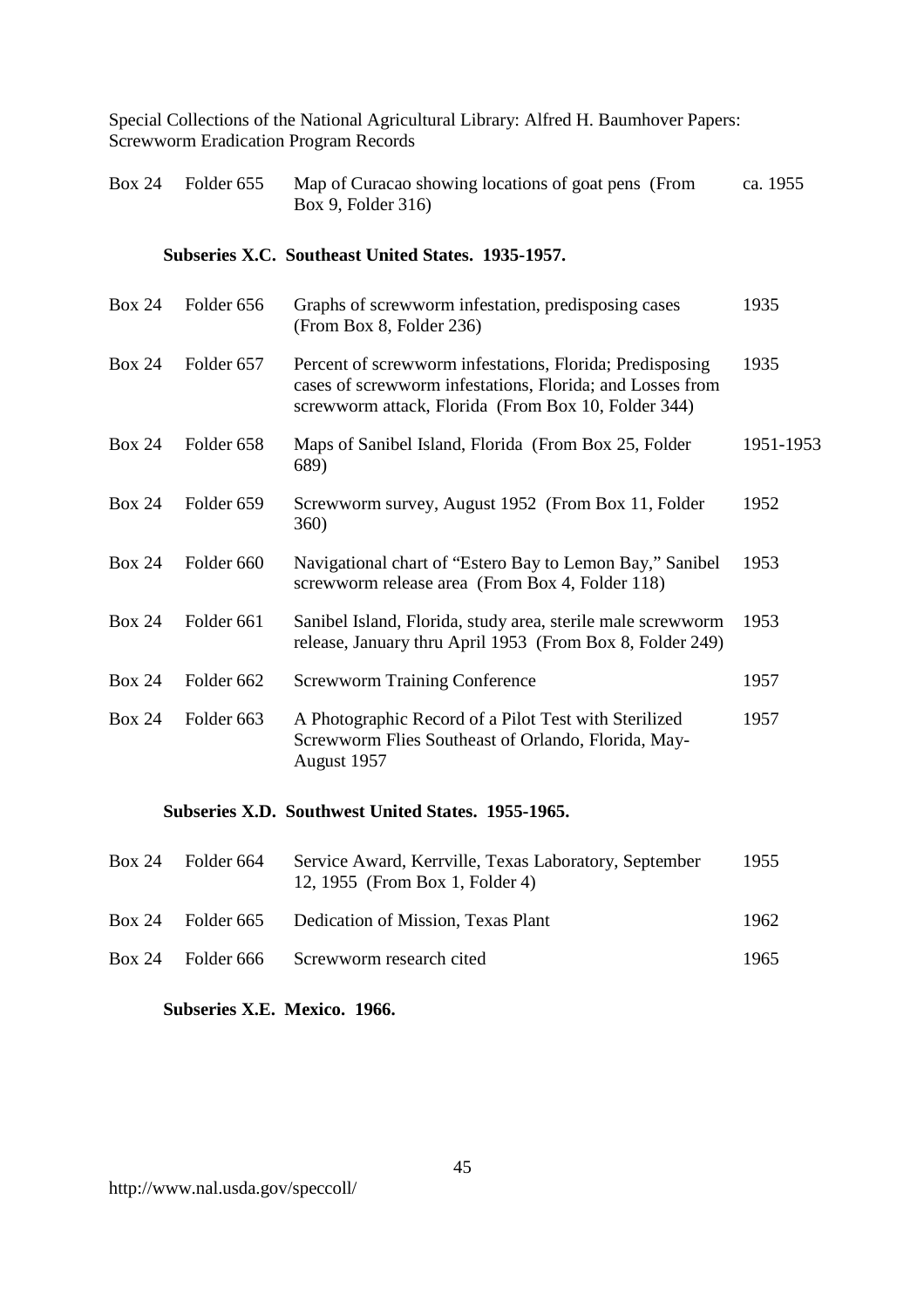| | | | |
|---|---|---|---|
| Box 24 | Folder 655 | Map of Curacao showing locations of goat pens (From Box 9, Folder 316) | ca. 1955 |

**Subseries X.C. Southeast United States. 1935-1957.**

| | | | |
|---|---|---|---|
| Box 24 | Folder 656 | Graphs of screwworm infestation, predisposing cases (From Box 8, Folder 236) | 1935 |
| Box 24 | Folder 657 | Percent of screwworm infestations, Florida; Predisposing cases of screwworm infestations, Florida; and Losses from screwworm attack, Florida (From Box 10, Folder 344) | 1935 |
| Box 24 | Folder 658 | Maps of Sanibel Island, Florida (From Box 25, Folder 689) | 1951-1953 |
| Box 24 | Folder 659 | Screwworm survey, August 1952 (From Box 11, Folder 360) | 1952 |
| Box 24 | Folder 660 | Navigational chart of "Estero Bay to Lemon Bay," Sanibel screwworm release area (From Box 4, Folder 118) | 1953 |
| Box 24 | Folder 661 | Sanibel Island, Florida, study area, sterile male screwworm release, January thru April 1953 (From Box 8, Folder 249) | 1953 |
| Box 24 | Folder 662 | Screwworm Training Conference | 1957 |
| Box 24 | Folder 663 | A Photographic Record of a Pilot Test with Sterilized Screwworm Flies Southeast of Orlando, Florida, May-August 1957 | 1957 |

**Subseries X.D. Southwest United States. 1955-1965.**

| | | | |
|---|---|---|---|
| Box 24 | Folder 664 | Service Award, Kerrville, Texas Laboratory, September 12, 1955 (From Box 1, Folder 4) | 1955 |
| Box 24 | Folder 665 | Dedication of Mission, Texas Plant | 1962 |
| Box 24 | Folder 666 | Screwworm research cited | 1965 |

**Subseries X.E. Mexico. 1966.**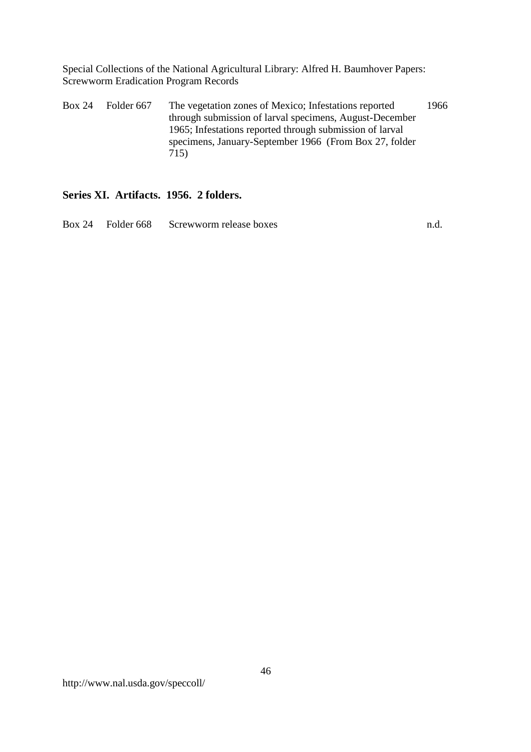| Box 24 | Folder 667 | The vegetation zones of Mexico; Infestations reported through submission of larval specimens, August-December 1965; Infestations reported through submission of larval specimens, January-September 1966 (From Box 27, folder 715) | 1966 |
|---|---|---|---|

## Series XI. Artifacts. 1956. 2 folders.

| Box 24 | Folder 668 | Screwworm release boxes | n.d. |
|---|---|---|---|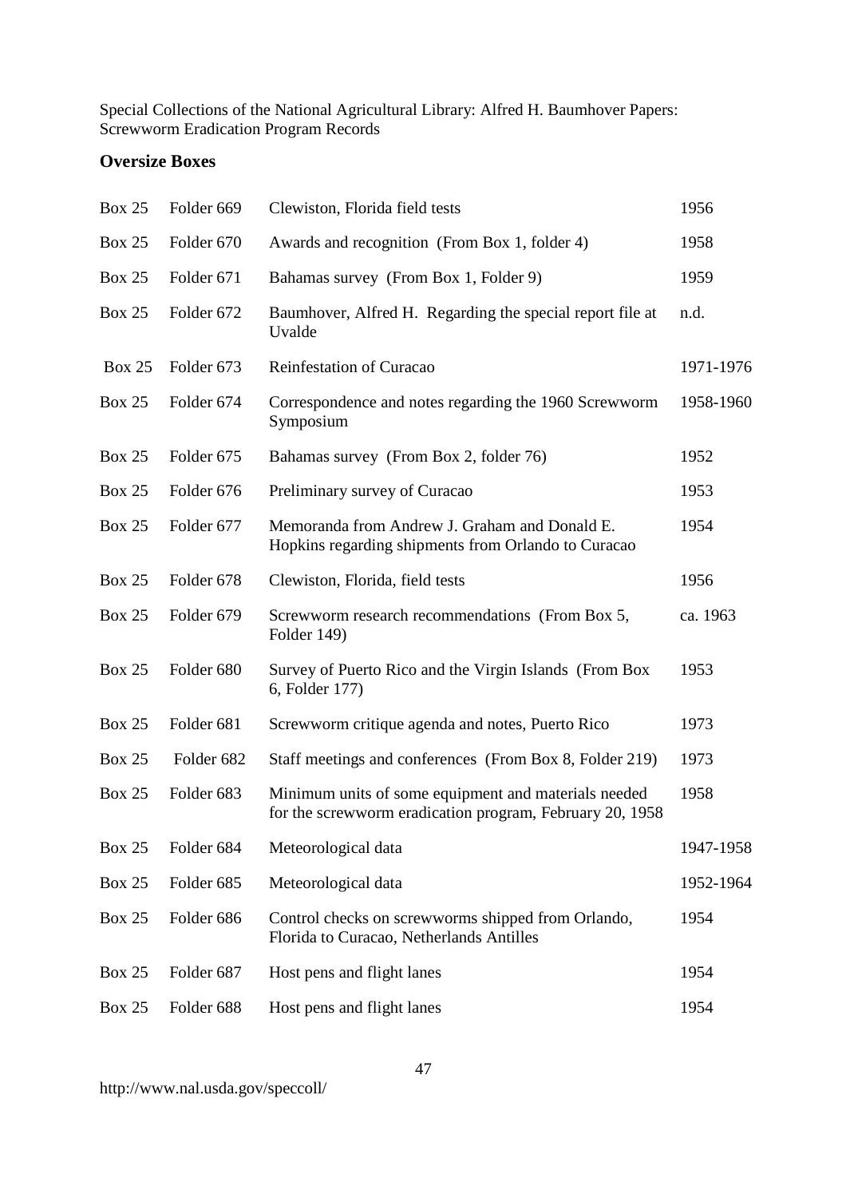## Oversize Boxes

| | | | |
|---|---|---|---|
| Box 25 | Folder 669 | Clewiston, Florida field tests | 1956 |
| Box 25 | Folder 670 | Awards and recognition (From Box 1, folder 4) | 1958 |
| Box 25 | Folder 671 | Bahamas survey (From Box 1, Folder 9) | 1959 |
| Box 25 | Folder 672 | Baumhover, Alfred H. Regarding the special report file at Uvalde | n.d. |
| Box 25 | Folder 673 | Reinfestation of Curacao | 1971-1976 |
| Box 25 | Folder 674 | Correspondence and notes regarding the 1960 Screwworm Symposium | 1958-1960 |
| Box 25 | Folder 675 | Bahamas survey (From Box 2, folder 76) | 1952 |
| Box 25 | Folder 676 | Preliminary survey of Curacao | 1953 |
| Box 25 | Folder 677 | Memoranda from Andrew J. Graham and Donald E. Hopkins regarding shipments from Orlando to Curacao | 1954 |
| Box 25 | Folder 678 | Clewiston, Florida, field tests | 1956 |
| Box 25 | Folder 679 | Screwworm research recommendations (From Box 5, Folder 149) | ca. 1963 |
| Box 25 | Folder 680 | Survey of Puerto Rico and the Virgin Islands (From Box 6, Folder 177) | 1953 |
| Box 25 | Folder 681 | Screwworm critique agenda and notes, Puerto Rico | 1973 |
| Box 25 | Folder 682 | Staff meetings and conferences (From Box 8, Folder 219) | 1973 |
| Box 25 | Folder 683 | Minimum units of some equipment and materials needed for the screwworm eradication program, February 20, 1958 | 1958 |
| Box 25 | Folder 684 | Meteorological data | 1947-1958 |
| Box 25 | Folder 685 | Meteorological data | 1952-1964 |
| Box 25 | Folder 686 | Control checks on screwworms shipped from Orlando, Florida to Curacao, Netherlands Antilles | 1954 |
| Box 25 | Folder 687 | Host pens and flight lanes | 1954 |
| Box 25 | Folder 688 | Host pens and flight lanes | 1954 |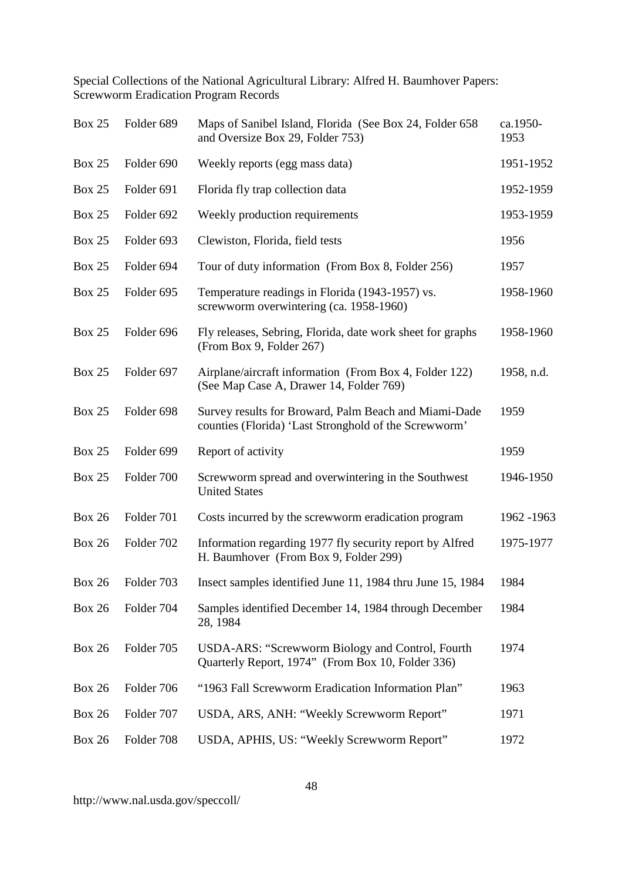| Box | Folder | Description | Date |
|---|---|---|---|
| Box 25 | Folder 689 | Maps of Sanibel Island, Florida (See Box 24, Folder 658 and Oversize Box 29, Folder 753) | ca.1950-1953 |
| Box 25 | Folder 690 | Weekly reports (egg mass data) | 1951-1952 |
| Box 25 | Folder 691 | Florida fly trap collection data | 1952-1959 |
| Box 25 | Folder 692 | Weekly production requirements | 1953-1959 |
| Box 25 | Folder 693 | Clewiston, Florida, field tests | 1956 |
| Box 25 | Folder 694 | Tour of duty information (From Box 8, Folder 256) | 1957 |
| Box 25 | Folder 695 | Temperature readings in Florida (1943-1957) vs. screwworm overwintering (ca. 1958-1960) | 1958-1960 |
| Box 25 | Folder 696 | Fly releases, Sebring, Florida, date work sheet for graphs (From Box 9, Folder 267) | 1958-1960 |
| Box 25 | Folder 697 | Airplane/aircraft information (From Box 4, Folder 122) (See Map Case A, Drawer 14, Folder 769) | 1958, n.d. |
| Box 25 | Folder 698 | Survey results for Broward, Palm Beach and Miami-Dade counties (Florida) 'Last Stronghold of the Screwworm' | 1959 |
| Box 25 | Folder 699 | Report of activity | 1959 |
| Box 25 | Folder 700 | Screwworm spread and overwintering in the Southwest United States | 1946-1950 |
| Box 26 | Folder 701 | Costs incurred by the screwworm eradication program | 1962 -1963 |
| Box 26 | Folder 702 | Information regarding 1977 fly security report by Alfred H. Baumhover (From Box 9, Folder 299) | 1975-1977 |
| Box 26 | Folder 703 | Insect samples identified June 11, 1984 thru June 15, 1984 | 1984 |
| Box 26 | Folder 704 | Samples identified December 14, 1984 through December 28, 1984 | 1984 |
| Box 26 | Folder 705 | USDA-ARS: "Screwworm Biology and Control, Fourth Quarterly Report, 1974" (From Box 10, Folder 336) | 1974 |
| Box 26 | Folder 706 | "1963 Fall Screwworm Eradication Information Plan" | 1963 |
| Box 26 | Folder 707 | USDA, ARS, ANH: "Weekly Screwworm Report" | 1971 |
| Box 26 | Folder 708 | USDA, APHIS, US: "Weekly Screwworm Report" | 1972 |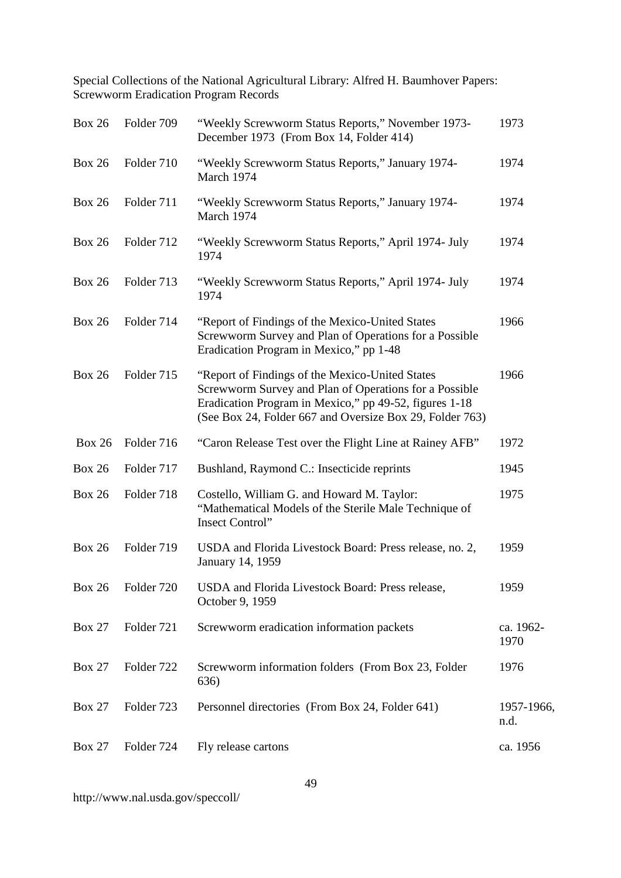| Box | Folder | Description | Date |
|---|---|---|---|
| Box 26 | Folder 709 | "Weekly Screwworm Status Reports," November 1973- December 1973 (From Box 14, Folder 414) | 1973 |
| Box 26 | Folder 710 | "Weekly Screwworm Status Reports," January 1974- March 1974 | 1974 |
| Box 26 | Folder 711 | "Weekly Screwworm Status Reports," January 1974- March 1974 | 1974 |
| Box 26 | Folder 712 | "Weekly Screwworm Status Reports," April 1974- July 1974 | 1974 |
| Box 26 | Folder 713 | "Weekly Screwworm Status Reports," April 1974- July 1974 | 1974 |
| Box 26 | Folder 714 | "Report of Findings of the Mexico-United States Screwworm Survey and Plan of Operations for a Possible Eradication Program in Mexico," pp 1-48 | 1966 |
| Box 26 | Folder 715 | "Report of Findings of the Mexico-United States Screwworm Survey and Plan of Operations for a Possible Eradication Program in Mexico," pp 49-52, figures 1-18 (See Box 24, Folder 667 and Oversize Box 29, Folder 763) | 1966 |
| Box 26 | Folder 716 | "Caron Release Test over the Flight Line at Rainey AFB" | 1972 |
| Box 26 | Folder 717 | Bushland, Raymond C.: Insecticide reprints | 1945 |
| Box 26 | Folder 718 | Costello, William G. and Howard M. Taylor: "Mathematical Models of the Sterile Male Technique of Insect Control" | 1975 |
| Box 26 | Folder 719 | USDA and Florida Livestock Board: Press release, no. 2, January 14, 1959 | 1959 |
| Box 26 | Folder 720 | USDA and Florida Livestock Board: Press release, October 9, 1959 | 1959 |
| Box 27 | Folder 721 | Screwworm eradication information packets | ca. 1962-1970 |
| Box 27 | Folder 722 | Screwworm information folders (From Box 23, Folder 636) | 1976 |
| Box 27 | Folder 723 | Personnel directories (From Box 24, Folder 641) | 1957-1966, n.d. |
| Box 27 | Folder 724 | Fly release cartons | ca. 1956 |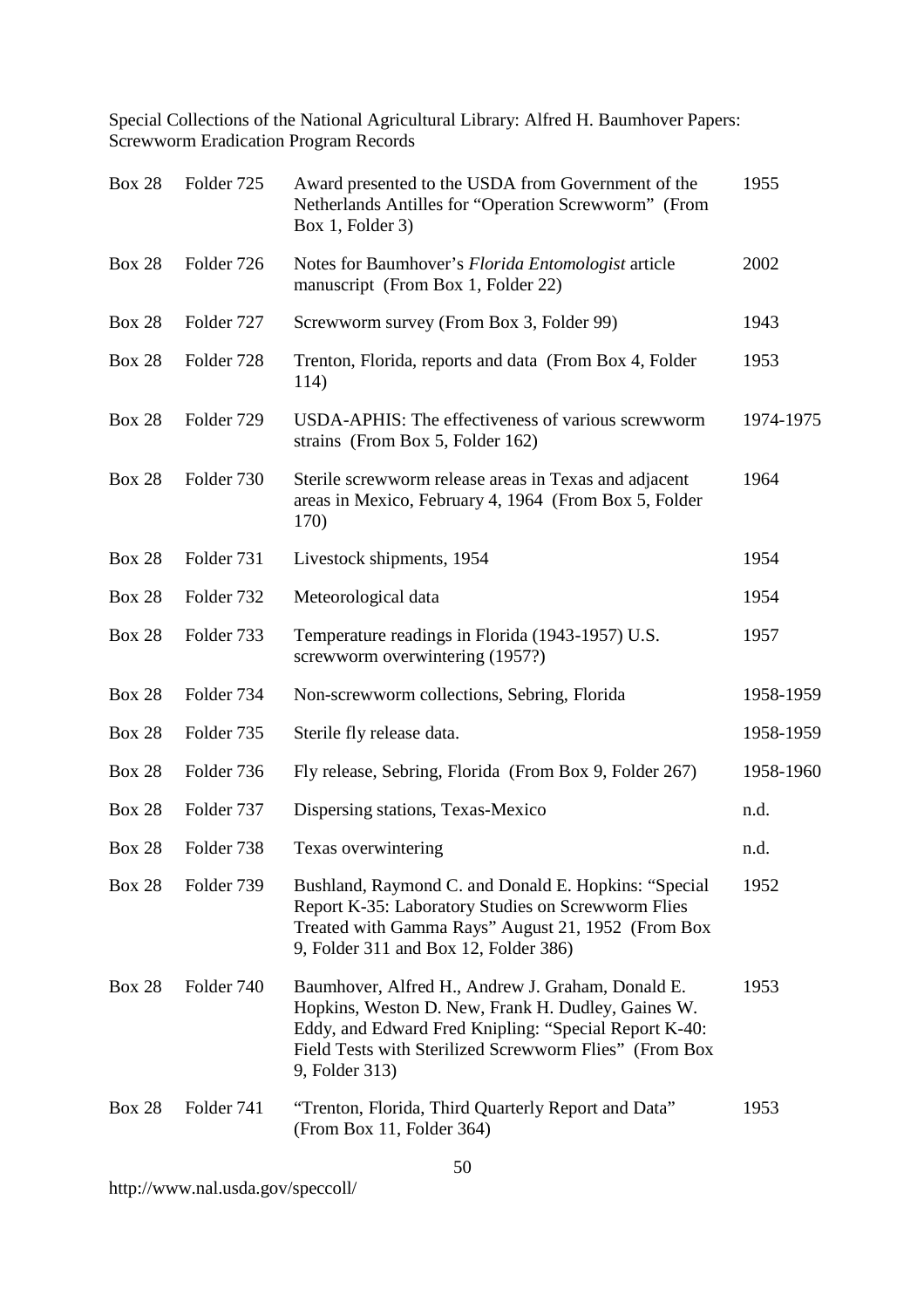Special Collections of the National Agricultural Library: Alfred H. Baumhover Papers: Screwworm Eradication Program Records

| | | | |
|---|---|---|---|
| Box 28 | Folder 725 | Award presented to the USDA from Government of the Netherlands Antilles for "Operation Screwworm" (From Box 1, Folder 3) | 1955 |
| Box 28 | Folder 726 | Notes for Baumhover's *Florida Entomologist* article manuscript (From Box 1, Folder 22) | 2002 |
| Box 28 | Folder 727 | Screwworm survey (From Box 3, Folder 99) | 1943 |
| Box 28 | Folder 728 | Trenton, Florida, reports and data (From Box 4, Folder 114) | 1953 |
| Box 28 | Folder 729 | USDA-APHIS: The effectiveness of various screwworm strains (From Box 5, Folder 162) | 1974-1975 |
| Box 28 | Folder 730 | Sterile screwworm release areas in Texas and adjacent areas in Mexico, February 4, 1964 (From Box 5, Folder 170) | 1964 |
| Box 28 | Folder 731 | Livestock shipments, 1954 | 1954 |
| Box 28 | Folder 732 | Meteorological data | 1954 |
| Box 28 | Folder 733 | Temperature readings in Florida (1943-1957) U.S. screwworm overwintering (1957?) | 1957 |
| Box 28 | Folder 734 | Non-screwworm collections, Sebring, Florida | 1958-1959 |
| Box 28 | Folder 735 | Sterile fly release data. | 1958-1959 |
| Box 28 | Folder 736 | Fly release, Sebring, Florida (From Box 9, Folder 267) | 1958-1960 |
| Box 28 | Folder 737 | Dispersing stations, Texas-Mexico | n.d. |
| Box 28 | Folder 738 | Texas overwintering | n.d. |
| Box 28 | Folder 739 | Bushland, Raymond C. and Donald E. Hopkins: "Special Report K-35: Laboratory Studies on Screwworm Flies Treated with Gamma Rays" August 21, 1952 (From Box 9, Folder 311 and Box 12, Folder 386) | 1952 |
| Box 28 | Folder 740 | Baumhover, Alfred H., Andrew J. Graham, Donald E. Hopkins, Weston D. New, Frank H. Dudley, Gaines W. Eddy, and Edward Fred Knipling: "Special Report K-40: Field Tests with Sterilized Screwworm Flies" (From Box 9, Folder 313) | 1953 |
| Box 28 | Folder 741 | "Trenton, Florida, Third Quarterly Report and Data" (From Box 11, Folder 364) | 1953 |

http://www.nal.usda.gov/speccoll/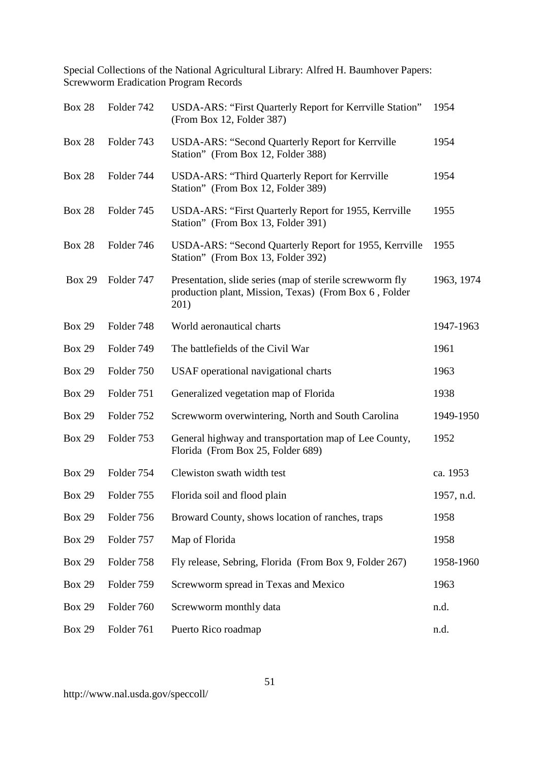Special Collections of the National Agricultural Library: Alfred H. Baumhover Papers: Screwworm Eradication Program Records

| | | | |
|---|---|---|---|
| Box 28 | Folder 742 | USDA-ARS: "First Quarterly Report for Kerrville Station" (From Box 12, Folder 387) | 1954 |
| Box 28 | Folder 743 | USDA-ARS: "Second Quarterly Report for Kerrville Station" (From Box 12, Folder 388) | 1954 |
| Box 28 | Folder 744 | USDA-ARS: "Third Quarterly Report for Kerrville Station" (From Box 12, Folder 389) | 1954 |
| Box 28 | Folder 745 | USDA-ARS: "First Quarterly Report for 1955, Kerrville Station" (From Box 13, Folder 391) | 1955 |
| Box 28 | Folder 746 | USDA-ARS: "Second Quarterly Report for 1955, Kerrville Station" (From Box 13, Folder 392) | 1955 |
| Box 29 | Folder 747 | Presentation, slide series (map of sterile screwworm fly production plant, Mission, Texas) (From Box 6 , Folder 201) | 1963, 1974 |
| Box 29 | Folder 748 | World aeronautical charts | 1947-1963 |
| Box 29 | Folder 749 | The battlefields of the Civil War | 1961 |
| Box 29 | Folder 750 | USAF operational navigational charts | 1963 |
| Box 29 | Folder 751 | Generalized vegetation map of Florida | 1938 |
| Box 29 | Folder 752 | Screwworm overwintering, North and South Carolina | 1949-1950 |
| Box 29 | Folder 753 | General highway and transportation map of Lee County, Florida (From Box 25, Folder 689) | 1952 |
| Box 29 | Folder 754 | Clewiston swath width test | ca. 1953 |
| Box 29 | Folder 755 | Florida soil and flood plain | 1957, n.d. |
| Box 29 | Folder 756 | Broward County, shows location of ranches, traps | 1958 |
| Box 29 | Folder 757 | Map of Florida | 1958 |
| Box 29 | Folder 758 | Fly release, Sebring, Florida (From Box 9, Folder 267) | 1958-1960 |
| Box 29 | Folder 759 | Screwworm spread in Texas and Mexico | 1963 |
| Box 29 | Folder 760 | Screwworm monthly data | n.d. |
| Box 29 | Folder 761 | Puerto Rico roadmap | n.d. |

http://www.nal.usda.gov/speccoll/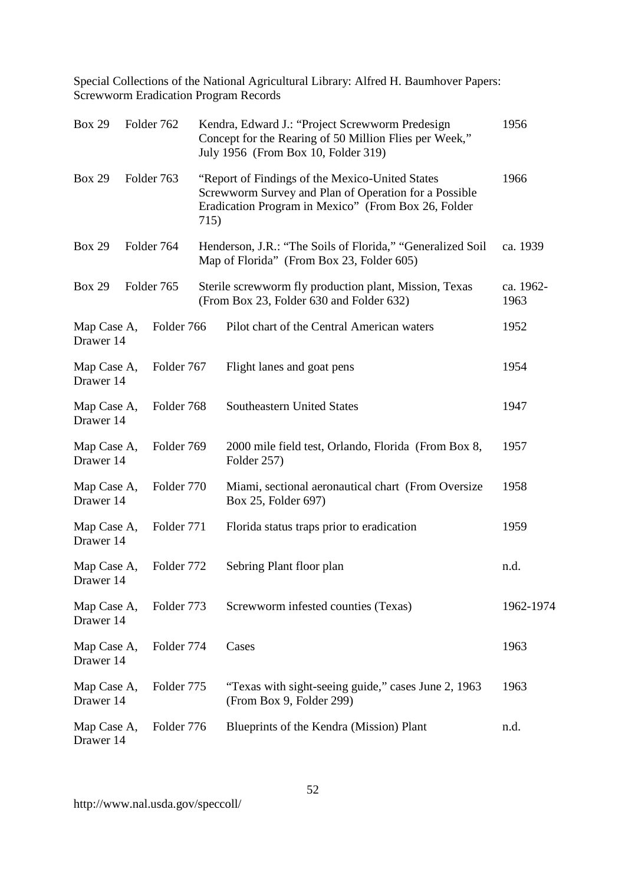| Location | Folder | Description | Date |
|---|---|---|---|
| Box 29 | Folder 762 | Kendra, Edward J.: "Project Screwworm Predesign Concept for the Rearing of 50 Million Flies per Week," July 1956 (From Box 10, Folder 319) | 1956 |
| Box 29 | Folder 763 | "Report of Findings of the Mexico-United States Screwworm Survey and Plan of Operation for a Possible Eradication Program in Mexico" (From Box 26, Folder 715) | 1966 |
| Box 29 | Folder 764 | Henderson, J.R.: "The Soils of Florida," "Generalized Soil Map of Florida" (From Box 23, Folder 605) | ca. 1939 |
| Box 29 | Folder 765 | Sterile screwworm fly production plant, Mission, Texas (From Box 23, Folder 630 and Folder 632) | ca. 1962-1963 |
| Map Case A, Drawer 14 | Folder 766 | Pilot chart of the Central American waters | 1952 |
| Map Case A, Drawer 14 | Folder 767 | Flight lanes and goat pens | 1954 |
| Map Case A, Drawer 14 | Folder 768 | Southeastern United States | 1947 |
| Map Case A, Drawer 14 | Folder 769 | 2000 mile field test, Orlando, Florida (From Box 8, Folder 257) | 1957 |
| Map Case A, Drawer 14 | Folder 770 | Miami, sectional aeronautical chart (From Oversize Box 25, Folder 697) | 1958 |
| Map Case A, Drawer 14 | Folder 771 | Florida status traps prior to eradication | 1959 |
| Map Case A, Drawer 14 | Folder 772 | Sebring Plant floor plan | n.d. |
| Map Case A, Drawer 14 | Folder 773 | Screwworm infested counties (Texas) | 1962-1974 |
| Map Case A, Drawer 14 | Folder 774 | Cases | 1963 |
| Map Case A, Drawer 14 | Folder 775 | "Texas with sight-seeing guide," cases June 2, 1963 (From Box 9, Folder 299) | 1963 |
| Map Case A, Drawer 14 | Folder 776 | Blueprints of the Kendra (Mission) Plant | n.d. |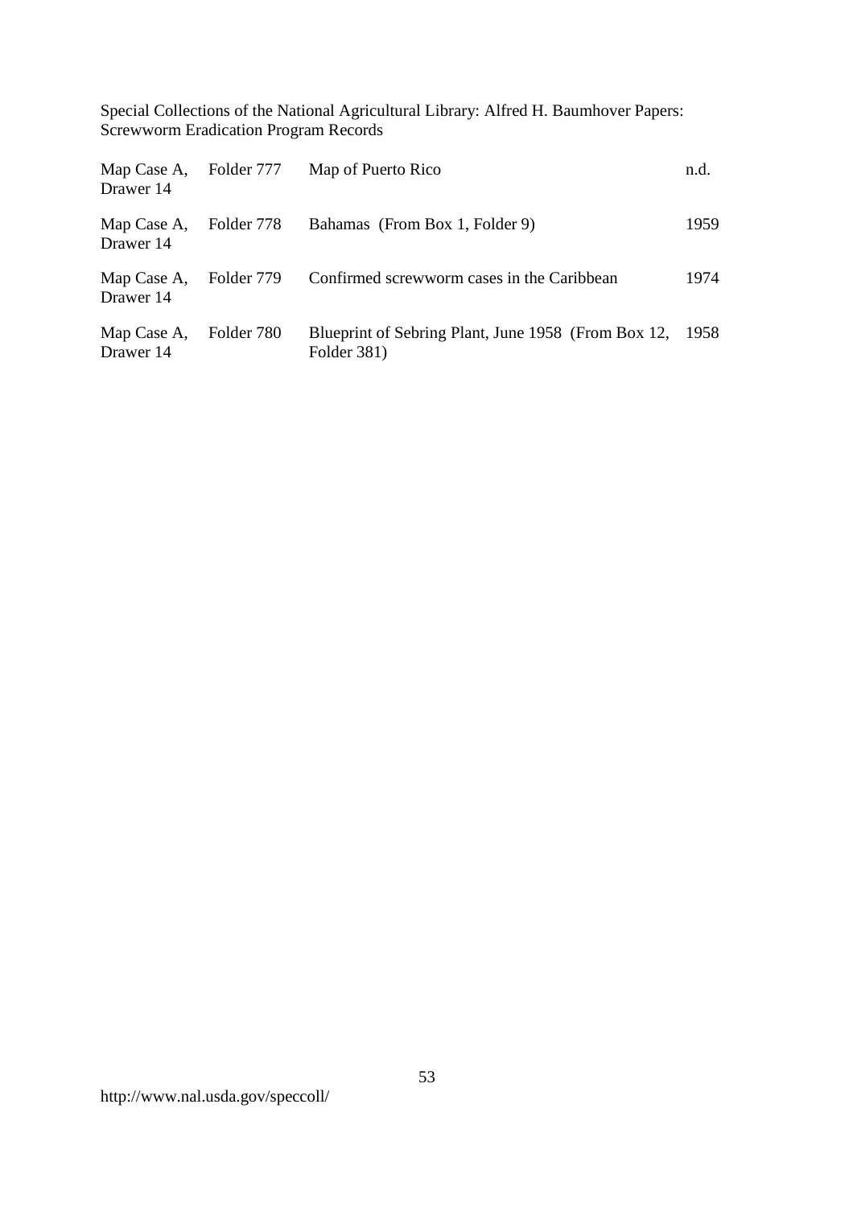| | | | |
|---|---|---|---|
| Map Case A, Drawer 14 | Folder 777 | Map of Puerto Rico | n.d. |
| Map Case A, Drawer 14 | Folder 778 | Bahamas (From Box 1, Folder 9) | 1959 |
| Map Case A, Drawer 14 | Folder 779 | Confirmed screwworm cases in the Caribbean | 1974 |
| Map Case A, Drawer 14 | Folder 780 | Blueprint of Sebring Plant, June 1958 (From Box 12, Folder 381) | 1958 |